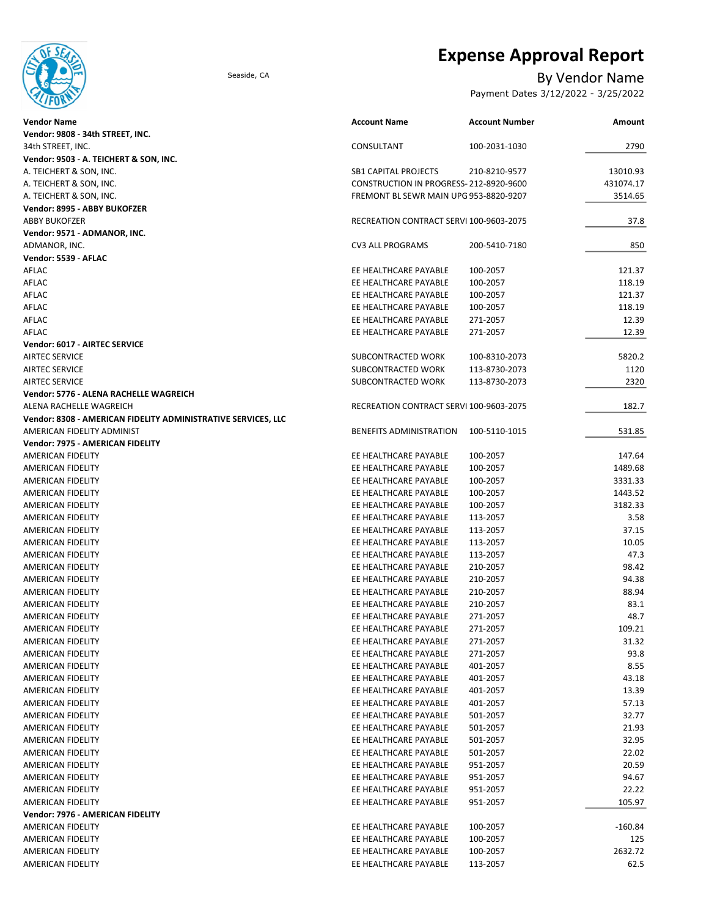# Expense Approval Report

Seaside, CA

## By Vendor Name

Payment Dates 3/12/2022 - 3/25/2022

| Vendor Name | Account Name | Account Number | Amount |
|---|---|---|---|
| **Vendor: 9808 - 34th STREET, INC.** | | | |
| 34th STREET, INC. | CONSULTANT | 100-2031-1030 | 2790 |
| **Vendor: 9503 - A. TEICHERT & SON, INC.** | | | |
| A. TEICHERT & SON, INC. | SB1 CAPITAL PROJECTS | 210-8210-9577 | 13010.93 |
| A. TEICHERT & SON, INC. | CONSTRUCTION IN PROGRESS- | 212-8920-9600 | 431074.17 |
| A. TEICHERT & SON, INC. | FREMONT BL SEWR MAIN UPG | 953-8820-9207 | 3514.65 |
| **Vendor: 8995 - ABBY BUKOFZER** | | | |
| ABBY BUKOFZER | RECREATION CONTRACT SERVI | 100-9603-2075 | 37.8 |
| **Vendor: 9571 - ADMANOR, INC.** | | | |
| ADMANOR, INC. | CV3 ALL PROGRAMS | 200-5410-7180 | 850 |
| **Vendor: 5539 - AFLAC** | | | |
| AFLAC | EE HEALTHCARE PAYABLE | 100-2057 | 121.37 |
| AFLAC | EE HEALTHCARE PAYABLE | 100-2057 | 118.19 |
| AFLAC | EE HEALTHCARE PAYABLE | 100-2057 | 121.37 |
| AFLAC | EE HEALTHCARE PAYABLE | 100-2057 | 118.19 |
| AFLAC | EE HEALTHCARE PAYABLE | 271-2057 | 12.39 |
| AFLAC | EE HEALTHCARE PAYABLE | 271-2057 | 12.39 |
| **Vendor: 6017 - AIRTEC SERVICE** | | | |
| AIRTEC SERVICE | SUBCONTRACTED WORK | 100-8310-2073 | 5820.2 |
| AIRTEC SERVICE | SUBCONTRACTED WORK | 113-8730-2073 | 1120 |
| AIRTEC SERVICE | SUBCONTRACTED WORK | 113-8730-2073 | 2320 |
| **Vendor: 5776 - ALENA RACHELLE WAGREICH** | | | |
| ALENA RACHELLE WAGREICH | RECREATION CONTRACT SERVI | 100-9603-2075 | 182.7 |
| **Vendor: 8308 - AMERICAN FIDELITY ADMINISTRATIVE SERVICES, LLC** | | | |
| AMERICAN FIDELITY ADMINIST | BENEFITS ADMINISTRATION | 100-5110-1015 | 531.85 |
| **Vendor: 7975 - AMERICAN FIDELITY** | | | |
| AMERICAN FIDELITY | EE HEALTHCARE PAYABLE | 100-2057 | 147.64 |
| AMERICAN FIDELITY | EE HEALTHCARE PAYABLE | 100-2057 | 1489.68 |
| AMERICAN FIDELITY | EE HEALTHCARE PAYABLE | 100-2057 | 3331.33 |
| AMERICAN FIDELITY | EE HEALTHCARE PAYABLE | 100-2057 | 1443.52 |
| AMERICAN FIDELITY | EE HEALTHCARE PAYABLE | 100-2057 | 3182.33 |
| AMERICAN FIDELITY | EE HEALTHCARE PAYABLE | 113-2057 | 3.58 |
| AMERICAN FIDELITY | EE HEALTHCARE PAYABLE | 113-2057 | 37.15 |
| AMERICAN FIDELITY | EE HEALTHCARE PAYABLE | 113-2057 | 10.05 |
| AMERICAN FIDELITY | EE HEALTHCARE PAYABLE | 113-2057 | 47.3 |
| AMERICAN FIDELITY | EE HEALTHCARE PAYABLE | 210-2057 | 98.42 |
| AMERICAN FIDELITY | EE HEALTHCARE PAYABLE | 210-2057 | 94.38 |
| AMERICAN FIDELITY | EE HEALTHCARE PAYABLE | 210-2057 | 88.94 |
| AMERICAN FIDELITY | EE HEALTHCARE PAYABLE | 210-2057 | 83.1 |
| AMERICAN FIDELITY | EE HEALTHCARE PAYABLE | 271-2057 | 48.7 |
| AMERICAN FIDELITY | EE HEALTHCARE PAYABLE | 271-2057 | 109.21 |
| AMERICAN FIDELITY | EE HEALTHCARE PAYABLE | 271-2057 | 31.32 |
| AMERICAN FIDELITY | EE HEALTHCARE PAYABLE | 271-2057 | 93.8 |
| AMERICAN FIDELITY | EE HEALTHCARE PAYABLE | 401-2057 | 8.55 |
| AMERICAN FIDELITY | EE HEALTHCARE PAYABLE | 401-2057 | 43.18 |
| AMERICAN FIDELITY | EE HEALTHCARE PAYABLE | 401-2057 | 13.39 |
| AMERICAN FIDELITY | EE HEALTHCARE PAYABLE | 401-2057 | 57.13 |
| AMERICAN FIDELITY | EE HEALTHCARE PAYABLE | 501-2057 | 32.77 |
| AMERICAN FIDELITY | EE HEALTHCARE PAYABLE | 501-2057 | 21.93 |
| AMERICAN FIDELITY | EE HEALTHCARE PAYABLE | 501-2057 | 32.95 |
| AMERICAN FIDELITY | EE HEALTHCARE PAYABLE | 501-2057 | 22.02 |
| AMERICAN FIDELITY | EE HEALTHCARE PAYABLE | 951-2057 | 20.59 |
| AMERICAN FIDELITY | EE HEALTHCARE PAYABLE | 951-2057 | 94.67 |
| AMERICAN FIDELITY | EE HEALTHCARE PAYABLE | 951-2057 | 22.22 |
| AMERICAN FIDELITY | EE HEALTHCARE PAYABLE | 951-2057 | 105.97 |
| **Vendor: 7976 - AMERICAN FIDELITY** | | | |
| AMERICAN FIDELITY | EE HEALTHCARE PAYABLE | 100-2057 | -160.84 |
| AMERICAN FIDELITY | EE HEALTHCARE PAYABLE | 100-2057 | 125 |
| AMERICAN FIDELITY | EE HEALTHCARE PAYABLE | 100-2057 | 2632.72 |
| AMERICAN FIDELITY | EE HEALTHCARE PAYABLE | 113-2057 | 62.5 |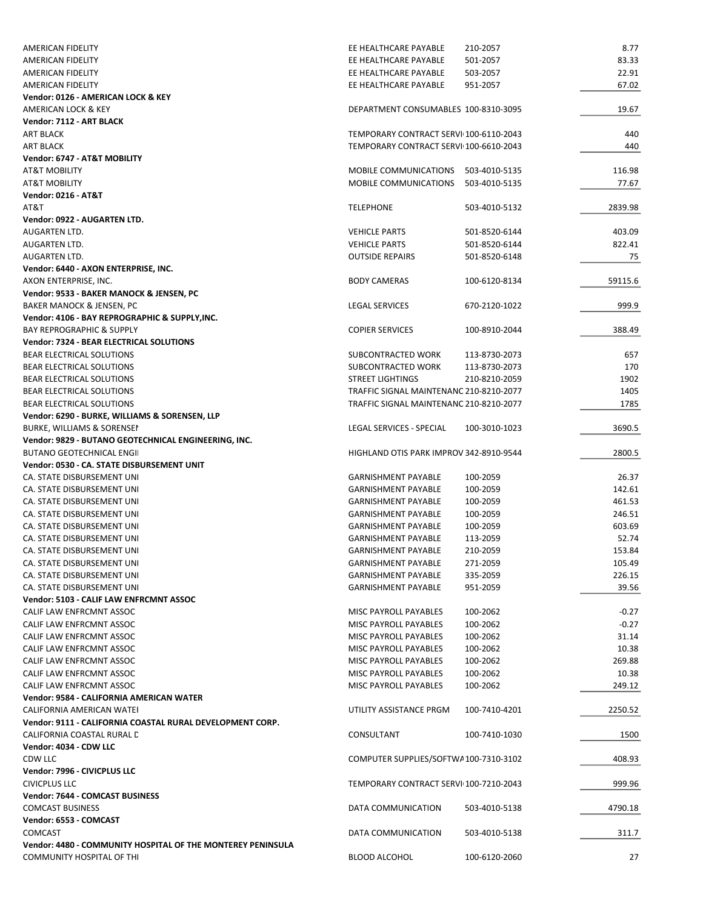| | | | |
|---|---|---|---|
| AMERICAN FIDELITY | EE HEALTHCARE PAYABLE | 210-2057 | 8.77 |
| AMERICAN FIDELITY | EE HEALTHCARE PAYABLE | 501-2057 | 83.33 |
| AMERICAN FIDELITY | EE HEALTHCARE PAYABLE | 503-2057 | 22.91 |
| AMERICAN FIDELITY | EE HEALTHCARE PAYABLE | 951-2057 | 67.02 |
| **Vendor: 0126 - AMERICAN LOCK & KEY** | | | |
| AMERICAN LOCK & KEY | DEPARTMENT CONSUMABLES | 100-8310-3095 | 19.67 |
| **Vendor: 7112 - ART BLACK** | | | |
| ART BLACK | TEMPORARY CONTRACT SERVI | 100-6110-2043 | 440 |
| ART BLACK | TEMPORARY CONTRACT SERVI | 100-6610-2043 | 440 |
| **Vendor: 6747 - AT&T MOBILITY** | | | |
| AT&T MOBILITY | MOBILE COMMUNICATIONS | 503-4010-5135 | 116.98 |
| AT&T MOBILITY | MOBILE COMMUNICATIONS | 503-4010-5135 | 77.67 |
| **Vendor: 0216 - AT&T** | | | |
| AT&T | TELEPHONE | 503-4010-5132 | 2839.98 |
| **Vendor: 0922 - AUGARTEN LTD.** | | | |
| AUGARTEN LTD. | VEHICLE PARTS | 501-8520-6144 | 403.09 |
| AUGARTEN LTD. | VEHICLE PARTS | 501-8520-6144 | 822.41 |
| AUGARTEN LTD. | OUTSIDE REPAIRS | 501-8520-6148 | 75 |
| **Vendor: 6440 - AXON ENTERPRISE, INC.** | | | |
| AXON ENTERPRISE, INC. | BODY CAMERAS | 100-6120-8134 | 59115.6 |
| **Vendor: 9533 - BAKER MANOCK & JENSEN, PC** | | | |
| BAKER MANOCK & JENSEN, PC | LEGAL SERVICES | 670-2120-1022 | 999.9 |
| **Vendor: 4106 - BAY REPROGRAPHIC & SUPPLY,INC.** | | | |
| BAY REPROGRAPHIC & SUPPLY | COPIER SERVICES | 100-8910-2044 | 388.49 |
| **Vendor: 7324 - BEAR ELECTRICAL SOLUTIONS** | | | |
| BEAR ELECTRICAL SOLUTIONS | SUBCONTRACTED WORK | 113-8730-2073 | 657 |
| BEAR ELECTRICAL SOLUTIONS | SUBCONTRACTED WORK | 113-8730-2073 | 170 |
| BEAR ELECTRICAL SOLUTIONS | STREET LIGHTINGS | 210-8210-2059 | 1902 |
| BEAR ELECTRICAL SOLUTIONS | TRAFFIC SIGNAL MAINTENANC | 210-8210-2077 | 1405 |
| BEAR ELECTRICAL SOLUTIONS | TRAFFIC SIGNAL MAINTENANC | 210-8210-2077 | 1785 |
| **Vendor: 6290 - BURKE, WILLIAMS & SORENSEN, LLP** | | | |
| BURKE, WILLIAMS & SORENSEI | LEGAL SERVICES - SPECIAL | 100-3010-1023 | 3690.5 |
| **Vendor: 9829 - BUTANO GEOTECHNICAL ENGINEERING, INC.** | | | |
| BUTANO GEOTECHNICAL ENGII | HIGHLAND OTIS PARK IMPROV | 342-8910-9544 | 2800.5 |
| **Vendor: 0530 - CA. STATE DISBURSEMENT UNIT** | | | |
| CA. STATE DISBURSEMENT UNI | GARNISHMENT PAYABLE | 100-2059 | 26.37 |
| CA. STATE DISBURSEMENT UNI | GARNISHMENT PAYABLE | 100-2059 | 142.61 |
| CA. STATE DISBURSEMENT UNI | GARNISHMENT PAYABLE | 100-2059 | 461.53 |
| CA. STATE DISBURSEMENT UNI | GARNISHMENT PAYABLE | 100-2059 | 246.51 |
| CA. STATE DISBURSEMENT UNI | GARNISHMENT PAYABLE | 100-2059 | 603.69 |
| CA. STATE DISBURSEMENT UNI | GARNISHMENT PAYABLE | 113-2059 | 52.74 |
| CA. STATE DISBURSEMENT UNI | GARNISHMENT PAYABLE | 210-2059 | 153.84 |
| CA. STATE DISBURSEMENT UNI | GARNISHMENT PAYABLE | 271-2059 | 105.49 |
| CA. STATE DISBURSEMENT UNI | GARNISHMENT PAYABLE | 335-2059 | 226.15 |
| CA. STATE DISBURSEMENT UNI | GARNISHMENT PAYABLE | 951-2059 | 39.56 |
| **Vendor: 5103 - CALIF LAW ENFRCMNT ASSOC** | | | |
| CALIF LAW ENFRCMNT ASSOC | MISC PAYROLL PAYABLES | 100-2062 | -0.27 |
| CALIF LAW ENFRCMNT ASSOC | MISC PAYROLL PAYABLES | 100-2062 | -0.27 |
| CALIF LAW ENFRCMNT ASSOC | MISC PAYROLL PAYABLES | 100-2062 | 31.14 |
| CALIF LAW ENFRCMNT ASSOC | MISC PAYROLL PAYABLES | 100-2062 | 10.38 |
| CALIF LAW ENFRCMNT ASSOC | MISC PAYROLL PAYABLES | 100-2062 | 269.88 |
| CALIF LAW ENFRCMNT ASSOC | MISC PAYROLL PAYABLES | 100-2062 | 10.38 |
| CALIF LAW ENFRCMNT ASSOC | MISC PAYROLL PAYABLES | 100-2062 | 249.12 |
| **Vendor: 9584 - CALIFORNIA AMERICAN WATER** | | | |
| CALIFORNIA AMERICAN WATEI | UTILITY ASSISTANCE PRGM | 100-7410-4201 | 2250.52 |
| **Vendor: 9111 - CALIFORNIA COASTAL RURAL DEVELOPMENT CORP.** | | | |
| CALIFORNIA COASTAL RURAL D | CONSULTANT | 100-7410-1030 | 1500 |
| **Vendor: 4034 - CDW LLC** | | | |
| CDW LLC | COMPUTER SUPPLIES/SOFTWA | 100-7310-3102 | 408.93 |
| **Vendor: 7996 - CIVICPLUS LLC** | | | |
| CIVICPLUS LLC | TEMPORARY CONTRACT SERVI | 100-7210-2043 | 999.96 |
| **Vendor: 7644 - COMCAST BUSINESS** | | | |
| COMCAST BUSINESS | DATA COMMUNICATION | 503-4010-5138 | 4790.18 |
| **Vendor: 6553 - COMCAST** | | | |
| COMCAST | DATA COMMUNICATION | 503-4010-5138 | 311.7 |
| **Vendor: 4480 - COMMUNITY HOSPITAL OF THE MONTEREY PENINSULA** | | | |
| COMMUNITY HOSPITAL OF THI | BLOOD ALCOHOL | 100-6120-2060 | 27 |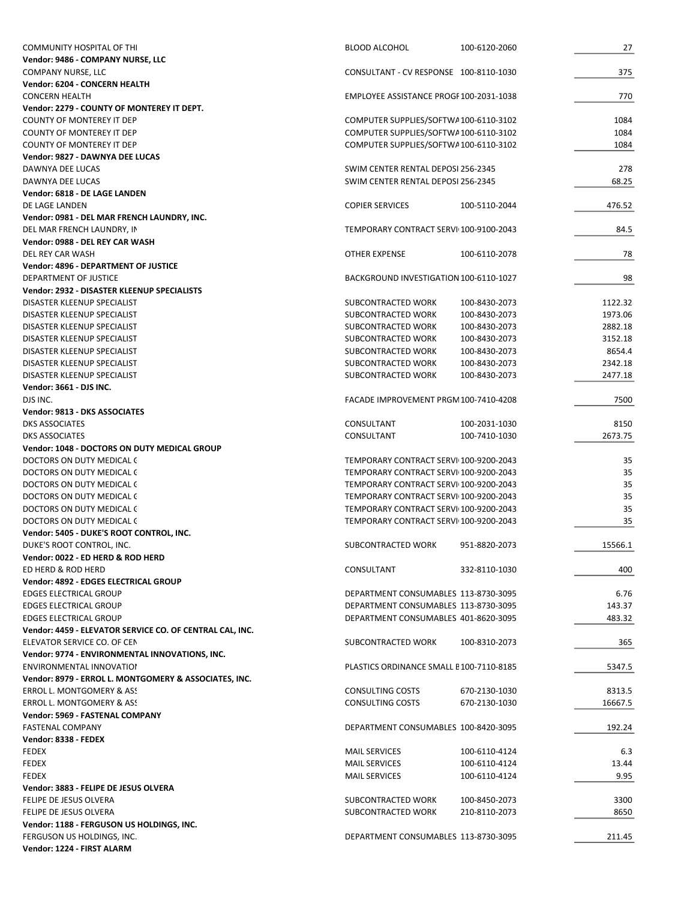| | | | |
|---|---|---|---|
| COMMUNITY HOSPITAL OF THI | BLOOD ALCOHOL | 100-6120-2060 | 27 |
| **Vendor: 9486 - COMPANY NURSE, LLC** | | | |
| COMPANY NURSE, LLC | CONSULTANT - CV RESPONSE | 100-8110-1030 | 375 |
| **Vendor: 6204 - CONCERN HEALTH** | | | |
| CONCERN HEALTH | EMPLOYEE ASSISTANCE PROGF | 100-2031-1038 | 770 |
| **Vendor: 2279 - COUNTY OF MONTEREY IT DEPT.** | | | |
| COUNTY OF MONTEREY IT DEP | COMPUTER SUPPLIES/SOFTWA | 100-6110-3102 | 1084 |
| COUNTY OF MONTEREY IT DEP | COMPUTER SUPPLIES/SOFTWA | 100-6110-3102 | 1084 |
| COUNTY OF MONTEREY IT DEP | COMPUTER SUPPLIES/SOFTWA | 100-6110-3102 | 1084 |
| **Vendor: 9827 - DAWNYA DEE LUCAS** | | | |
| DAWNYA DEE LUCAS | SWIM CENTER RENTAL DEPOSI | 256-2345 | 278 |
| DAWNYA DEE LUCAS | SWIM CENTER RENTAL DEPOSI | 256-2345 | 68.25 |
| **Vendor: 6818 - DE LAGE LANDEN** | | | |
| DE LAGE LANDEN | COPIER SERVICES | 100-5110-2044 | 476.52 |
| **Vendor: 0981 - DEL MAR FRENCH LAUNDRY, INC.** | | | |
| DEL MAR FRENCH LAUNDRY, IN | TEMPORARY CONTRACT SERVI | 100-9100-2043 | 84.5 |
| **Vendor: 0988 - DEL REY CAR WASH** | | | |
| DEL REY CAR WASH | OTHER EXPENSE | 100-6110-2078 | 78 |
| **Vendor: 4896 - DEPARTMENT OF JUSTICE** | | | |
| DEPARTMENT OF JUSTICE | BACKGROUND INVESTIGATION | 100-6110-1027 | 98 |
| **Vendor: 2932 - DISASTER KLEENUP SPECIALISTS** | | | |
| DISASTER KLEENUP SPECIALIST | SUBCONTRACTED WORK | 100-8430-2073 | 1122.32 |
| DISASTER KLEENUP SPECIALIST | SUBCONTRACTED WORK | 100-8430-2073 | 1973.06 |
| DISASTER KLEENUP SPECIALIST | SUBCONTRACTED WORK | 100-8430-2073 | 2882.18 |
| DISASTER KLEENUP SPECIALIST | SUBCONTRACTED WORK | 100-8430-2073 | 3152.18 |
| DISASTER KLEENUP SPECIALIST | SUBCONTRACTED WORK | 100-8430-2073 | 8654.4 |
| DISASTER KLEENUP SPECIALIST | SUBCONTRACTED WORK | 100-8430-2073 | 2342.18 |
| DISASTER KLEENUP SPECIALIST | SUBCONTRACTED WORK | 100-8430-2073 | 2477.18 |
| **Vendor: 3661 - DJS INC.** | | | |
| DJS INC. | FACADE IMPROVEMENT PRGM | 100-7410-4208 | 7500 |
| **Vendor: 9813 - DKS ASSOCIATES** | | | |
| DKS ASSOCIATES | CONSULTANT | 100-2031-1030 | 8150 |
| DKS ASSOCIATES | CONSULTANT | 100-7410-1030 | 2673.75 |
| **Vendor: 1048 - DOCTORS ON DUTY MEDICAL GROUP** | | | |
| DOCTORS ON DUTY MEDICAL ( | TEMPORARY CONTRACT SERVI | 100-9200-2043 | 35 |
| DOCTORS ON DUTY MEDICAL ( | TEMPORARY CONTRACT SERVI | 100-9200-2043 | 35 |
| DOCTORS ON DUTY MEDICAL ( | TEMPORARY CONTRACT SERVI | 100-9200-2043 | 35 |
| DOCTORS ON DUTY MEDICAL ( | TEMPORARY CONTRACT SERVI | 100-9200-2043 | 35 |
| DOCTORS ON DUTY MEDICAL ( | TEMPORARY CONTRACT SERVI | 100-9200-2043 | 35 |
| DOCTORS ON DUTY MEDICAL ( | TEMPORARY CONTRACT SERVI | 100-9200-2043 | 35 |
| **Vendor: 5405 - DUKE'S ROOT CONTROL, INC.** | | | |
| DUKE'S ROOT CONTROL, INC. | SUBCONTRACTED WORK | 951-8820-2073 | 15566.1 |
| **Vendor: 0022 - ED HERD & ROD HERD** | | | |
| ED HERD & ROD HERD | CONSULTANT | 332-8110-1030 | 400 |
| **Vendor: 4892 - EDGES ELECTRICAL GROUP** | | | |
| EDGES ELECTRICAL GROUP | DEPARTMENT CONSUMABLES | 113-8730-3095 | 6.76 |
| EDGES ELECTRICAL GROUP | DEPARTMENT CONSUMABLES | 113-8730-3095 | 143.37 |
| EDGES ELECTRICAL GROUP | DEPARTMENT CONSUMABLES | 401-8620-3095 | 483.32 |
| **Vendor: 4459 - ELEVATOR SERVICE CO. OF CENTRAL CAL, INC.** | | | |
| ELEVATOR SERVICE CO. OF CEN | SUBCONTRACTED WORK | 100-8310-2073 | 365 |
| **Vendor: 9774 - ENVIRONMENTAL INNOVATIONS, INC.** | | | |
| ENVIRONMENTAL INNOVATIOI | PLASTICS ORDINANCE SMALL E | 100-7110-8185 | 5347.5 |
| **Vendor: 8979 - ERROL L. MONTGOMERY & ASSOCIATES, INC.** | | | |
| ERROL L. MONTGOMERY & ASS | CONSULTING COSTS | 670-2130-1030 | 8313.5 |
| ERROL L. MONTGOMERY & ASS | CONSULTING COSTS | 670-2130-1030 | 16667.5 |
| **Vendor: 5969 - FASTENAL COMPANY** | | | |
| FASTENAL COMPANY | DEPARTMENT CONSUMABLES | 100-8420-3095 | 192.24 |
| **Vendor: 8338 - FEDEX** | | | |
| FEDEX | MAIL SERVICES | 100-6110-4124 | 6.3 |
| FEDEX | MAIL SERVICES | 100-6110-4124 | 13.44 |
| FEDEX | MAIL SERVICES | 100-6110-4124 | 9.95 |
| **Vendor: 3883 - FELIPE DE JESUS OLVERA** | | | |
| FELIPE DE JESUS OLVERA | SUBCONTRACTED WORK | 100-8450-2073 | 3300 |
| FELIPE DE JESUS OLVERA | SUBCONTRACTED WORK | 210-8110-2073 | 8650 |
| **Vendor: 1188 - FERGUSON US HOLDINGS, INC.** | | | |
| FERGUSON US HOLDINGS, INC. | DEPARTMENT CONSUMABLES | 113-8730-3095 | 211.45 |
| **Vendor: 1224 - FIRST ALARM** | | | |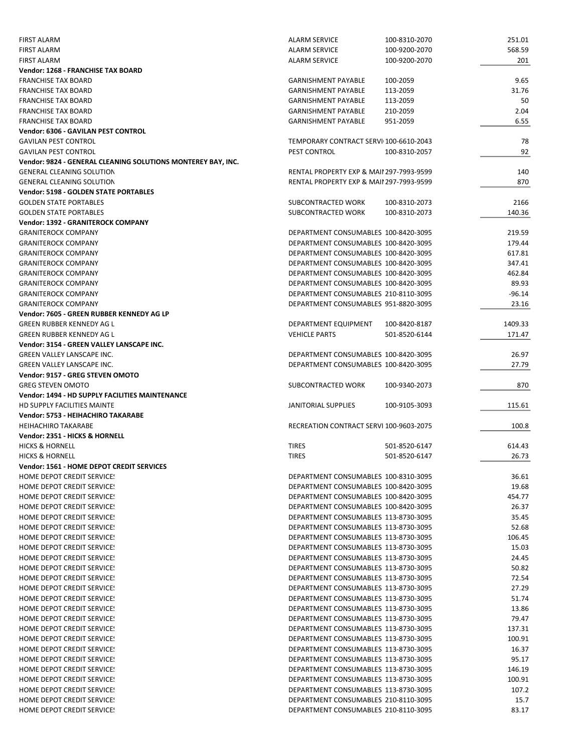| | | | |
|---|---|---|---|
| FIRST ALARM | ALARM SERVICE | 100-8310-2070 | 251.01 |
| FIRST ALARM | ALARM SERVICE | 100-9200-2070 | 568.59 |
| FIRST ALARM | ALARM SERVICE | 100-9200-2070 | 201 |
| **Vendor: 1268 - FRANCHISE TAX BOARD** | | | |
| FRANCHISE TAX BOARD | GARNISHMENT PAYABLE | 100-2059 | 9.65 |
| FRANCHISE TAX BOARD | GARNISHMENT PAYABLE | 113-2059 | 31.76 |
| FRANCHISE TAX BOARD | GARNISHMENT PAYABLE | 113-2059 | 50 |
| FRANCHISE TAX BOARD | GARNISHMENT PAYABLE | 210-2059 | 2.04 |
| FRANCHISE TAX BOARD | GARNISHMENT PAYABLE | 951-2059 | 6.55 |
| **Vendor: 6306 - GAVILAN PEST CONTROL** | | | |
| GAVILAN PEST CONTROL | TEMPORARY CONTRACT SERVI | 100-6610-2043 | 78 |
| GAVILAN PEST CONTROL | PEST CONTROL | 100-8310-2057 | 92 |
| **Vendor: 9824 - GENERAL CLEANING SOLUTIONS MONTEREY BAY, INC.** | | | |
| GENERAL CLEANING SOLUTION | RENTAL PROPERTY EXP & MAI | 297-7993-9599 | 140 |
| GENERAL CLEANING SOLUTION | RENTAL PROPERTY EXP & MAI | 297-7993-9599 | 870 |
| **Vendor: 5198 - GOLDEN STATE PORTABLES** | | | |
| GOLDEN STATE PORTABLES | SUBCONTRACTED WORK | 100-8310-2073 | 2166 |
| GOLDEN STATE PORTABLES | SUBCONTRACTED WORK | 100-8310-2073 | 140.36 |
| **Vendor: 1392 - GRANITEROCK COMPANY** | | | |
| GRANITEROCK COMPANY | DEPARTMENT CONSUMABLES | 100-8420-3095 | 219.59 |
| GRANITEROCK COMPANY | DEPARTMENT CONSUMABLES | 100-8420-3095 | 179.44 |
| GRANITEROCK COMPANY | DEPARTMENT CONSUMABLES | 100-8420-3095 | 617.81 |
| GRANITEROCK COMPANY | DEPARTMENT CONSUMABLES | 100-8420-3095 | 347.41 |
| GRANITEROCK COMPANY | DEPARTMENT CONSUMABLES | 100-8420-3095 | 462.84 |
| GRANITEROCK COMPANY | DEPARTMENT CONSUMABLES | 100-8420-3095 | 89.93 |
| GRANITEROCK COMPANY | DEPARTMENT CONSUMABLES | 210-8110-3095 | -96.14 |
| GRANITEROCK COMPANY | DEPARTMENT CONSUMABLES | 951-8820-3095 | 23.16 |
| **Vendor: 7605 - GREEN RUBBER KENNEDY AG LP** | | | |
| GREEN RUBBER KENNEDY AG L | DEPARTMENT EQUIPMENT | 100-8420-8187 | 1409.33 |
| GREEN RUBBER KENNEDY AG L | VEHICLE PARTS | 501-8520-6144 | 171.47 |
| **Vendor: 3154 - GREEN VALLEY LANSCAPE INC.** | | | |
| GREEN VALLEY LANSCAPE INC. | DEPARTMENT CONSUMABLES | 100-8420-3095 | 26.97 |
| GREEN VALLEY LANSCAPE INC. | DEPARTMENT CONSUMABLES | 100-8420-3095 | 27.79 |
| **Vendor: 9157 - GREG STEVEN OMOTO** | | | |
| GREG STEVEN OMOTO | SUBCONTRACTED WORK | 100-9340-2073 | 870 |
| **Vendor: 1494 - HD SUPPLY FACILITIES MAINTENANCE** | | | |
| HD SUPPLY FACILITIES MAINTE | JANITORIAL SUPPLIES | 100-9105-3093 | 115.61 |
| **Vendor: 5753 - HEIHACHIRO TAKARABE** | | | |
| HEIHACHIRO TAKARABE | RECREATION CONTRACT SERVI | 100-9603-2075 | 100.8 |
| **Vendor: 2351 - HICKS & HORNELL** | | | |
| HICKS & HORNELL | TIRES | 501-8520-6147 | 614.43 |
| HICKS & HORNELL | TIRES | 501-8520-6147 | 26.73 |
| **Vendor: 1561 - HOME DEPOT CREDIT SERVICES** | | | |
| HOME DEPOT CREDIT SERVICES | DEPARTMENT CONSUMABLES | 100-8310-3095 | 36.61 |
| HOME DEPOT CREDIT SERVICES | DEPARTMENT CONSUMABLES | 100-8420-3095 | 19.68 |
| HOME DEPOT CREDIT SERVICES | DEPARTMENT CONSUMABLES | 100-8420-3095 | 454.77 |
| HOME DEPOT CREDIT SERVICES | DEPARTMENT CONSUMABLES | 100-8420-3095 | 26.37 |
| HOME DEPOT CREDIT SERVICES | DEPARTMENT CONSUMABLES | 113-8730-3095 | 35.45 |
| HOME DEPOT CREDIT SERVICES | DEPARTMENT CONSUMABLES | 113-8730-3095 | 52.68 |
| HOME DEPOT CREDIT SERVICES | DEPARTMENT CONSUMABLES | 113-8730-3095 | 106.45 |
| HOME DEPOT CREDIT SERVICES | DEPARTMENT CONSUMABLES | 113-8730-3095 | 15.03 |
| HOME DEPOT CREDIT SERVICES | DEPARTMENT CONSUMABLES | 113-8730-3095 | 24.45 |
| HOME DEPOT CREDIT SERVICES | DEPARTMENT CONSUMABLES | 113-8730-3095 | 50.82 |
| HOME DEPOT CREDIT SERVICES | DEPARTMENT CONSUMABLES | 113-8730-3095 | 72.54 |
| HOME DEPOT CREDIT SERVICES | DEPARTMENT CONSUMABLES | 113-8730-3095 | 27.29 |
| HOME DEPOT CREDIT SERVICES | DEPARTMENT CONSUMABLES | 113-8730-3095 | 51.74 |
| HOME DEPOT CREDIT SERVICES | DEPARTMENT CONSUMABLES | 113-8730-3095 | 13.86 |
| HOME DEPOT CREDIT SERVICES | DEPARTMENT CONSUMABLES | 113-8730-3095 | 79.47 |
| HOME DEPOT CREDIT SERVICES | DEPARTMENT CONSUMABLES | 113-8730-3095 | 137.31 |
| HOME DEPOT CREDIT SERVICES | DEPARTMENT CONSUMABLES | 113-8730-3095 | 100.91 |
| HOME DEPOT CREDIT SERVICES | DEPARTMENT CONSUMABLES | 113-8730-3095 | 16.37 |
| HOME DEPOT CREDIT SERVICES | DEPARTMENT CONSUMABLES | 113-8730-3095 | 95.17 |
| HOME DEPOT CREDIT SERVICES | DEPARTMENT CONSUMABLES | 113-8730-3095 | 146.19 |
| HOME DEPOT CREDIT SERVICES | DEPARTMENT CONSUMABLES | 113-8730-3095 | 100.91 |
| HOME DEPOT CREDIT SERVICES | DEPARTMENT CONSUMABLES | 113-8730-3095 | 107.2 |
| HOME DEPOT CREDIT SERVICES | DEPARTMENT CONSUMABLES | 210-8110-3095 | 15.7 |
| HOME DEPOT CREDIT SERVICES | DEPARTMENT CONSUMABLES | 210-8110-3095 | 83.17 |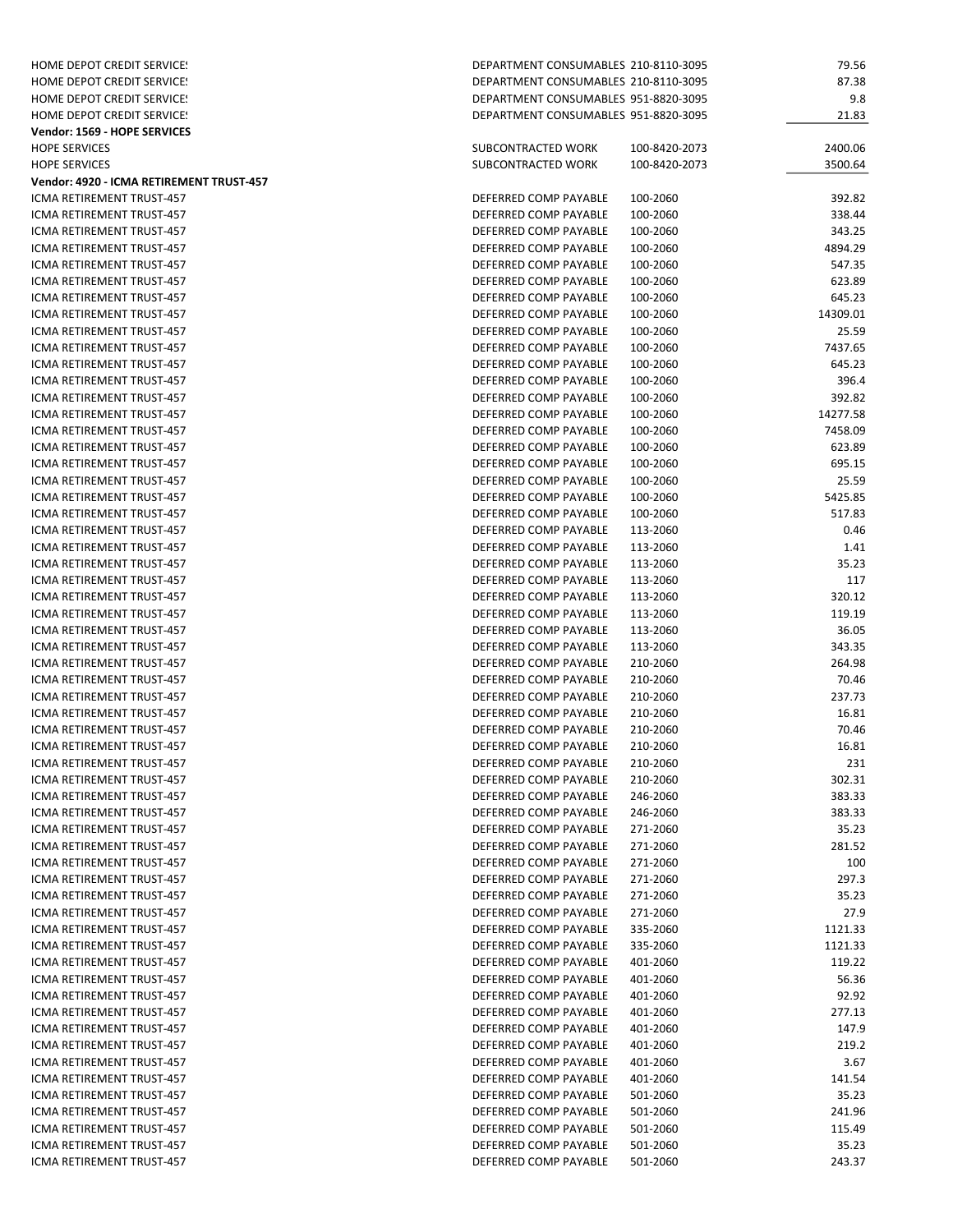| | | | |
|---|---|---|---|
| HOME DEPOT CREDIT SERVICE! | DEPARTMENT CONSUMABLES | 210-8110-3095 | 79.56 |
| HOME DEPOT CREDIT SERVICE! | DEPARTMENT CONSUMABLES | 210-8110-3095 | 87.38 |
| HOME DEPOT CREDIT SERVICE! | DEPARTMENT CONSUMABLES | 951-8820-3095 | 9.8 |
| HOME DEPOT CREDIT SERVICE! | DEPARTMENT CONSUMABLES | 951-8820-3095 | 21.83 |
| **Vendor: 1569 - HOPE SERVICES** | | | |
| HOPE SERVICES | SUBCONTRACTED WORK | 100-8420-2073 | 2400.06 |
| HOPE SERVICES | SUBCONTRACTED WORK | 100-8420-2073 | 3500.64 |
| **Vendor: 4920 - ICMA RETIREMENT TRUST-457** | | | |
| ICMA RETIREMENT TRUST-457 | DEFERRED COMP PAYABLE | 100-2060 | 392.82 |
| ICMA RETIREMENT TRUST-457 | DEFERRED COMP PAYABLE | 100-2060 | 338.44 |
| ICMA RETIREMENT TRUST-457 | DEFERRED COMP PAYABLE | 100-2060 | 343.25 |
| ICMA RETIREMENT TRUST-457 | DEFERRED COMP PAYABLE | 100-2060 | 4894.29 |
| ICMA RETIREMENT TRUST-457 | DEFERRED COMP PAYABLE | 100-2060 | 547.35 |
| ICMA RETIREMENT TRUST-457 | DEFERRED COMP PAYABLE | 100-2060 | 623.89 |
| ICMA RETIREMENT TRUST-457 | DEFERRED COMP PAYABLE | 100-2060 | 645.23 |
| ICMA RETIREMENT TRUST-457 | DEFERRED COMP PAYABLE | 100-2060 | 14309.01 |
| ICMA RETIREMENT TRUST-457 | DEFERRED COMP PAYABLE | 100-2060 | 25.59 |
| ICMA RETIREMENT TRUST-457 | DEFERRED COMP PAYABLE | 100-2060 | 7437.65 |
| ICMA RETIREMENT TRUST-457 | DEFERRED COMP PAYABLE | 100-2060 | 645.23 |
| ICMA RETIREMENT TRUST-457 | DEFERRED COMP PAYABLE | 100-2060 | 396.4 |
| ICMA RETIREMENT TRUST-457 | DEFERRED COMP PAYABLE | 100-2060 | 392.82 |
| ICMA RETIREMENT TRUST-457 | DEFERRED COMP PAYABLE | 100-2060 | 14277.58 |
| ICMA RETIREMENT TRUST-457 | DEFERRED COMP PAYABLE | 100-2060 | 7458.09 |
| ICMA RETIREMENT TRUST-457 | DEFERRED COMP PAYABLE | 100-2060 | 623.89 |
| ICMA RETIREMENT TRUST-457 | DEFERRED COMP PAYABLE | 100-2060 | 695.15 |
| ICMA RETIREMENT TRUST-457 | DEFERRED COMP PAYABLE | 100-2060 | 25.59 |
| ICMA RETIREMENT TRUST-457 | DEFERRED COMP PAYABLE | 100-2060 | 5425.85 |
| ICMA RETIREMENT TRUST-457 | DEFERRED COMP PAYABLE | 100-2060 | 517.83 |
| ICMA RETIREMENT TRUST-457 | DEFERRED COMP PAYABLE | 113-2060 | 0.46 |
| ICMA RETIREMENT TRUST-457 | DEFERRED COMP PAYABLE | 113-2060 | 1.41 |
| ICMA RETIREMENT TRUST-457 | DEFERRED COMP PAYABLE | 113-2060 | 35.23 |
| ICMA RETIREMENT TRUST-457 | DEFERRED COMP PAYABLE | 113-2060 | 117 |
| ICMA RETIREMENT TRUST-457 | DEFERRED COMP PAYABLE | 113-2060 | 320.12 |
| ICMA RETIREMENT TRUST-457 | DEFERRED COMP PAYABLE | 113-2060 | 119.19 |
| ICMA RETIREMENT TRUST-457 | DEFERRED COMP PAYABLE | 113-2060 | 36.05 |
| ICMA RETIREMENT TRUST-457 | DEFERRED COMP PAYABLE | 113-2060 | 343.35 |
| ICMA RETIREMENT TRUST-457 | DEFERRED COMP PAYABLE | 210-2060 | 264.98 |
| ICMA RETIREMENT TRUST-457 | DEFERRED COMP PAYABLE | 210-2060 | 70.46 |
| ICMA RETIREMENT TRUST-457 | DEFERRED COMP PAYABLE | 210-2060 | 237.73 |
| ICMA RETIREMENT TRUST-457 | DEFERRED COMP PAYABLE | 210-2060 | 16.81 |
| ICMA RETIREMENT TRUST-457 | DEFERRED COMP PAYABLE | 210-2060 | 70.46 |
| ICMA RETIREMENT TRUST-457 | DEFERRED COMP PAYABLE | 210-2060 | 16.81 |
| ICMA RETIREMENT TRUST-457 | DEFERRED COMP PAYABLE | 210-2060 | 231 |
| ICMA RETIREMENT TRUST-457 | DEFERRED COMP PAYABLE | 210-2060 | 302.31 |
| ICMA RETIREMENT TRUST-457 | DEFERRED COMP PAYABLE | 246-2060 | 383.33 |
| ICMA RETIREMENT TRUST-457 | DEFERRED COMP PAYABLE | 246-2060 | 383.33 |
| ICMA RETIREMENT TRUST-457 | DEFERRED COMP PAYABLE | 271-2060 | 35.23 |
| ICMA RETIREMENT TRUST-457 | DEFERRED COMP PAYABLE | 271-2060 | 281.52 |
| ICMA RETIREMENT TRUST-457 | DEFERRED COMP PAYABLE | 271-2060 | 100 |
| ICMA RETIREMENT TRUST-457 | DEFERRED COMP PAYABLE | 271-2060 | 297.3 |
| ICMA RETIREMENT TRUST-457 | DEFERRED COMP PAYABLE | 271-2060 | 35.23 |
| ICMA RETIREMENT TRUST-457 | DEFERRED COMP PAYABLE | 271-2060 | 27.9 |
| ICMA RETIREMENT TRUST-457 | DEFERRED COMP PAYABLE | 335-2060 | 1121.33 |
| ICMA RETIREMENT TRUST-457 | DEFERRED COMP PAYABLE | 335-2060 | 1121.33 |
| ICMA RETIREMENT TRUST-457 | DEFERRED COMP PAYABLE | 401-2060 | 119.22 |
| ICMA RETIREMENT TRUST-457 | DEFERRED COMP PAYABLE | 401-2060 | 56.36 |
| ICMA RETIREMENT TRUST-457 | DEFERRED COMP PAYABLE | 401-2060 | 92.92 |
| ICMA RETIREMENT TRUST-457 | DEFERRED COMP PAYABLE | 401-2060 | 277.13 |
| ICMA RETIREMENT TRUST-457 | DEFERRED COMP PAYABLE | 401-2060 | 147.9 |
| ICMA RETIREMENT TRUST-457 | DEFERRED COMP PAYABLE | 401-2060 | 219.2 |
| ICMA RETIREMENT TRUST-457 | DEFERRED COMP PAYABLE | 401-2060 | 3.67 |
| ICMA RETIREMENT TRUST-457 | DEFERRED COMP PAYABLE | 401-2060 | 141.54 |
| ICMA RETIREMENT TRUST-457 | DEFERRED COMP PAYABLE | 501-2060 | 35.23 |
| ICMA RETIREMENT TRUST-457 | DEFERRED COMP PAYABLE | 501-2060 | 241.96 |
| ICMA RETIREMENT TRUST-457 | DEFERRED COMP PAYABLE | 501-2060 | 115.49 |
| ICMA RETIREMENT TRUST-457 | DEFERRED COMP PAYABLE | 501-2060 | 35.23 |
| ICMA RETIREMENT TRUST-457 | DEFERRED COMP PAYABLE | 501-2060 | 243.37 |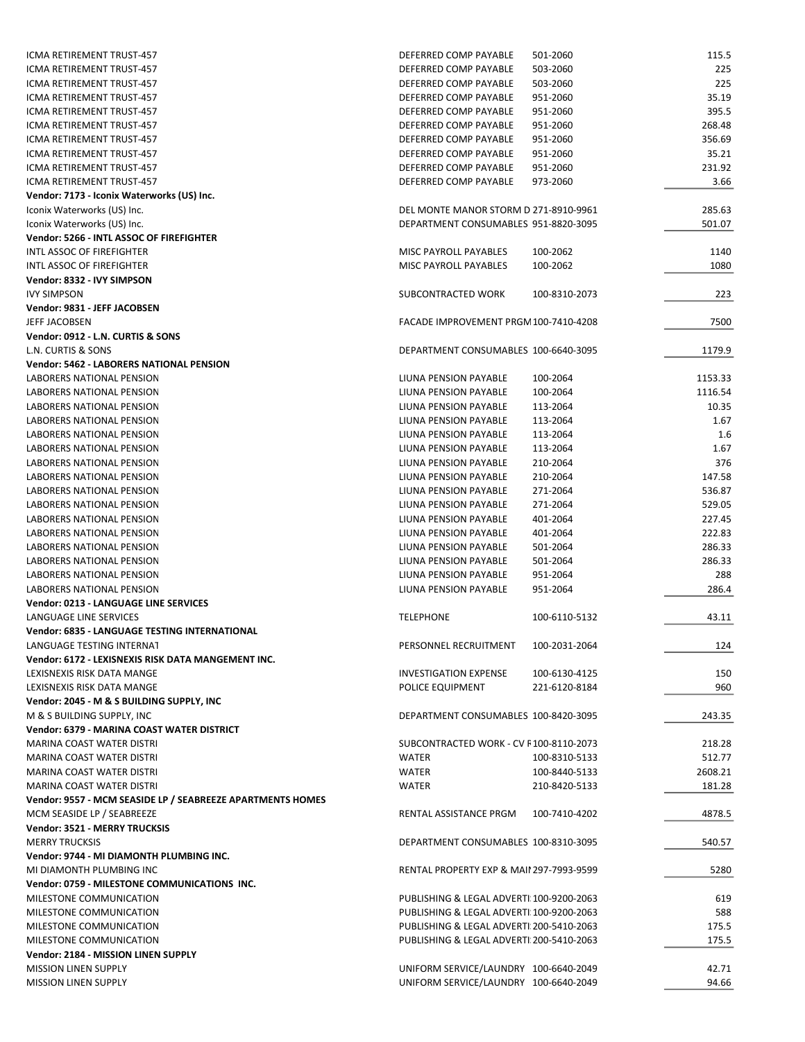| | | | |
|---|---|---|---|
| ICMA RETIREMENT TRUST-457 | DEFERRED COMP PAYABLE | 501-2060 | 115.5 |
| ICMA RETIREMENT TRUST-457 | DEFERRED COMP PAYABLE | 503-2060 | 225 |
| ICMA RETIREMENT TRUST-457 | DEFERRED COMP PAYABLE | 503-2060 | 225 |
| ICMA RETIREMENT TRUST-457 | DEFERRED COMP PAYABLE | 951-2060 | 35.19 |
| ICMA RETIREMENT TRUST-457 | DEFERRED COMP PAYABLE | 951-2060 | 395.5 |
| ICMA RETIREMENT TRUST-457 | DEFERRED COMP PAYABLE | 951-2060 | 268.48 |
| ICMA RETIREMENT TRUST-457 | DEFERRED COMP PAYABLE | 951-2060 | 356.69 |
| ICMA RETIREMENT TRUST-457 | DEFERRED COMP PAYABLE | 951-2060 | 35.21 |
| ICMA RETIREMENT TRUST-457 | DEFERRED COMP PAYABLE | 951-2060 | 231.92 |
| ICMA RETIREMENT TRUST-457 | DEFERRED COMP PAYABLE | 973-2060 | 3.66 |
| **Vendor: 7173 - Iconix Waterworks (US) Inc.** | | | |
| Iconix Waterworks (US) Inc. | DEL MONTE MANOR STORM D | 271-8910-9961 | 285.63 |
| Iconix Waterworks (US) Inc. | DEPARTMENT CONSUMABLES | 951-8820-3095 | 501.07 |
| **Vendor: 5266 - INTL ASSOC OF FIREFIGHTER** | | | |
| INTL ASSOC OF FIREFIGHTER | MISC PAYROLL PAYABLES | 100-2062 | 1140 |
| INTL ASSOC OF FIREFIGHTER | MISC PAYROLL PAYABLES | 100-2062 | 1080 |
| **Vendor: 8332 - IVY SIMPSON** | | | |
| IVY SIMPSON | SUBCONTRACTED WORK | 100-8310-2073 | 223 |
| **Vendor: 9831 - JEFF JACOBSEN** | | | |
| JEFF JACOBSEN | FACADE IMPROVEMENT PRGM | 100-7410-4208 | 7500 |
| **Vendor: 0912 - L.N. CURTIS & SONS** | | | |
| L.N. CURTIS & SONS | DEPARTMENT CONSUMABLES | 100-6640-3095 | 1179.9 |
| **Vendor: 5462 - LABORERS NATIONAL PENSION** | | | |
| LABORERS NATIONAL PENSION | LIUNA PENSION PAYABLE | 100-2064 | 1153.33 |
| LABORERS NATIONAL PENSION | LIUNA PENSION PAYABLE | 100-2064 | 1116.54 |
| LABORERS NATIONAL PENSION | LIUNA PENSION PAYABLE | 113-2064 | 10.35 |
| LABORERS NATIONAL PENSION | LIUNA PENSION PAYABLE | 113-2064 | 1.67 |
| LABORERS NATIONAL PENSION | LIUNA PENSION PAYABLE | 113-2064 | 1.6 |
| LABORERS NATIONAL PENSION | LIUNA PENSION PAYABLE | 113-2064 | 1.67 |
| LABORERS NATIONAL PENSION | LIUNA PENSION PAYABLE | 210-2064 | 376 |
| LABORERS NATIONAL PENSION | LIUNA PENSION PAYABLE | 210-2064 | 147.58 |
| LABORERS NATIONAL PENSION | LIUNA PENSION PAYABLE | 271-2064 | 536.87 |
| LABORERS NATIONAL PENSION | LIUNA PENSION PAYABLE | 271-2064 | 529.05 |
| LABORERS NATIONAL PENSION | LIUNA PENSION PAYABLE | 401-2064 | 227.45 |
| LABORERS NATIONAL PENSION | LIUNA PENSION PAYABLE | 401-2064 | 222.83 |
| LABORERS NATIONAL PENSION | LIUNA PENSION PAYABLE | 501-2064 | 286.33 |
| LABORERS NATIONAL PENSION | LIUNA PENSION PAYABLE | 501-2064 | 286.33 |
| LABORERS NATIONAL PENSION | LIUNA PENSION PAYABLE | 951-2064 | 288 |
| LABORERS NATIONAL PENSION | LIUNA PENSION PAYABLE | 951-2064 | 286.4 |
| **Vendor: 0213 - LANGUAGE LINE SERVICES** | | | |
| LANGUAGE LINE SERVICES | TELEPHONE | 100-6110-5132 | 43.11 |
| **Vendor: 6835 - LANGUAGE TESTING INTERNATIONAL** | | | |
| LANGUAGE TESTING INTERNAT | PERSONNEL RECRUITMENT | 100-2031-2064 | 124 |
| **Vendor: 6172 - LEXISNEXIS RISK DATA MANGEMENT INC.** | | | |
| LEXISNEXIS RISK DATA MANGE | INVESTIGATION EXPENSE | 100-6130-4125 | 150 |
| LEXISNEXIS RISK DATA MANGE | POLICE EQUIPMENT | 221-6120-8184 | 960 |
| **Vendor: 2045 - M & S BUILDING SUPPLY, INC** | | | |
| M & S BUILDING SUPPLY, INC | DEPARTMENT CONSUMABLES | 100-8420-3095 | 243.35 |
| **Vendor: 6379 - MARINA COAST WATER DISTRICT** | | | |
| MARINA COAST WATER DISTRI | SUBCONTRACTED WORK - CV F | 100-8110-2073 | 218.28 |
| MARINA COAST WATER DISTRI | WATER | 100-8310-5133 | 512.77 |
| MARINA COAST WATER DISTRI | WATER | 100-8440-5133 | 2608.21 |
| MARINA COAST WATER DISTRI | WATER | 210-8420-5133 | 181.28 |
| **Vendor: 9557 - MCM SEASIDE LP / SEABREEZE APARTMENTS HOMES** | | | |
| MCM SEASIDE LP / SEABREEZE | RENTAL ASSISTANCE PRGM | 100-7410-4202 | 4878.5 |
| **Vendor: 3521 - MERRY TRUCKSIS** | | | |
| MERRY TRUCKSIS | DEPARTMENT CONSUMABLES | 100-8310-3095 | 540.57 |
| **Vendor: 9744 - MI DIAMONTH PLUMBING INC.** | | | |
| MI DIAMONTH PLUMBING INC | RENTAL PROPERTY EXP & MAII | 297-7993-9599 | 5280 |
| **Vendor: 0759 - MILESTONE COMMUNICATIONS INC.** | | | |
| MILESTONE COMMUNICATION | PUBLISHING & LEGAL ADVERTI | 100-9200-2063 | 619 |
| MILESTONE COMMUNICATION | PUBLISHING & LEGAL ADVERTI | 100-9200-2063 | 588 |
| MILESTONE COMMUNICATION | PUBLISHING & LEGAL ADVERTI | 200-5410-2063 | 175.5 |
| MILESTONE COMMUNICATION | PUBLISHING & LEGAL ADVERTI | 200-5410-2063 | 175.5 |
| **Vendor: 2184 - MISSION LINEN SUPPLY** | | | |
| MISSION LINEN SUPPLY | UNIFORM SERVICE/LAUNDRY | 100-6640-2049 | 42.71 |
| MISSION LINEN SUPPLY | UNIFORM SERVICE/LAUNDRY | 100-6640-2049 | 94.66 |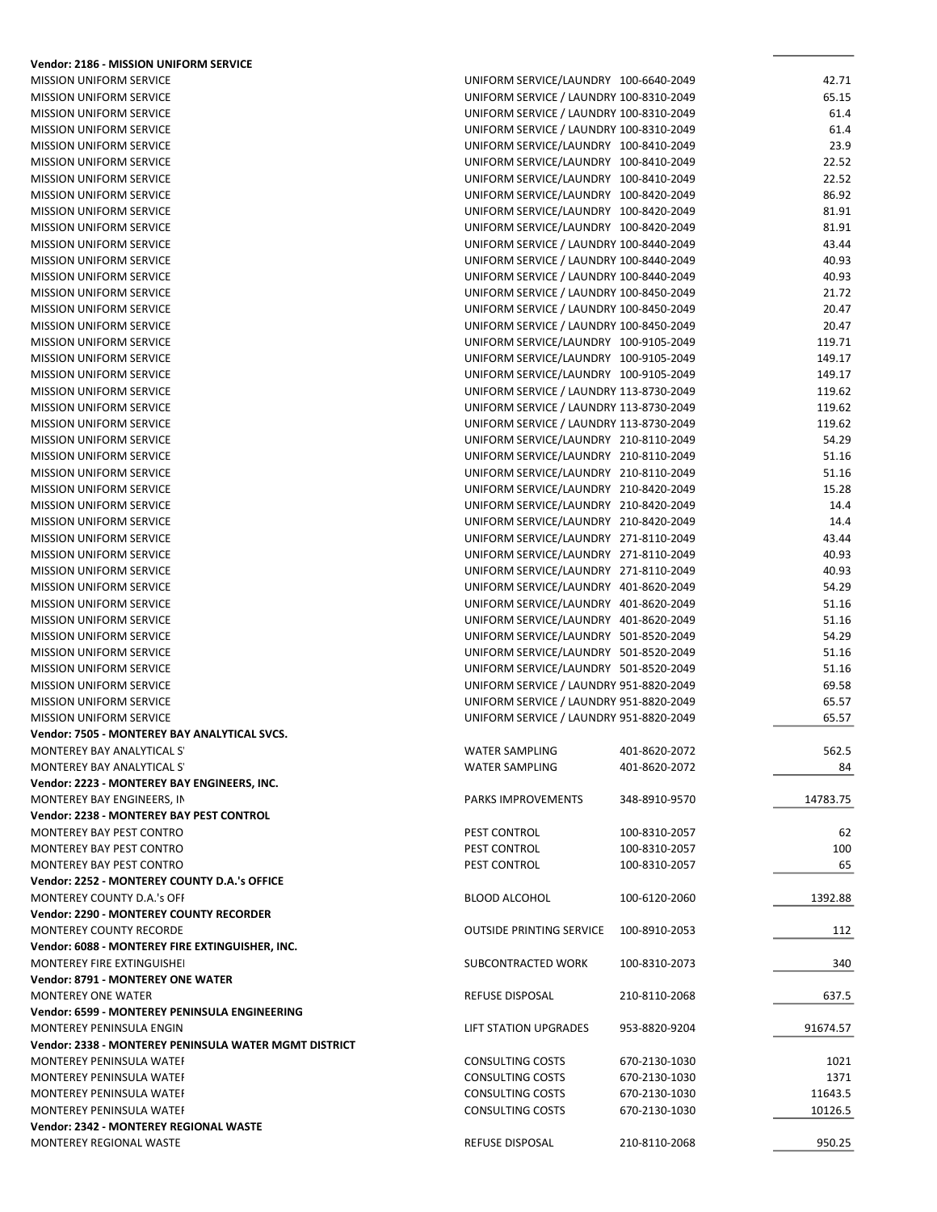**Vendor: 2186 - MISSION UNIFORM SERVICE**

| Vendor | Description | Account | Amount |
|---|---|---|---|
| MISSION UNIFORM SERVICE | UNIFORM SERVICE/LAUNDRY | 100-6640-2049 | 42.71 |
| MISSION UNIFORM SERVICE | UNIFORM SERVICE / LAUNDRY | 100-8310-2049 | 65.15 |
| MISSION UNIFORM SERVICE | UNIFORM SERVICE / LAUNDRY | 100-8310-2049 | 61.4 |
| MISSION UNIFORM SERVICE | UNIFORM SERVICE / LAUNDRY | 100-8310-2049 | 61.4 |
| MISSION UNIFORM SERVICE | UNIFORM SERVICE/LAUNDRY | 100-8410-2049 | 23.9 |
| MISSION UNIFORM SERVICE | UNIFORM SERVICE/LAUNDRY | 100-8410-2049 | 22.52 |
| MISSION UNIFORM SERVICE | UNIFORM SERVICE/LAUNDRY | 100-8410-2049 | 22.52 |
| MISSION UNIFORM SERVICE | UNIFORM SERVICE/LAUNDRY | 100-8420-2049 | 86.92 |
| MISSION UNIFORM SERVICE | UNIFORM SERVICE/LAUNDRY | 100-8420-2049 | 81.91 |
| MISSION UNIFORM SERVICE | UNIFORM SERVICE/LAUNDRY | 100-8420-2049 | 81.91 |
| MISSION UNIFORM SERVICE | UNIFORM SERVICE / LAUNDRY | 100-8440-2049 | 43.44 |
| MISSION UNIFORM SERVICE | UNIFORM SERVICE / LAUNDRY | 100-8440-2049 | 40.93 |
| MISSION UNIFORM SERVICE | UNIFORM SERVICE / LAUNDRY | 100-8440-2049 | 40.93 |
| MISSION UNIFORM SERVICE | UNIFORM SERVICE / LAUNDRY | 100-8450-2049 | 21.72 |
| MISSION UNIFORM SERVICE | UNIFORM SERVICE / LAUNDRY | 100-8450-2049 | 20.47 |
| MISSION UNIFORM SERVICE | UNIFORM SERVICE / LAUNDRY | 100-8450-2049 | 20.47 |
| MISSION UNIFORM SERVICE | UNIFORM SERVICE/LAUNDRY | 100-9105-2049 | 119.71 |
| MISSION UNIFORM SERVICE | UNIFORM SERVICE/LAUNDRY | 100-9105-2049 | 149.17 |
| MISSION UNIFORM SERVICE | UNIFORM SERVICE/LAUNDRY | 100-9105-2049 | 149.17 |
| MISSION UNIFORM SERVICE | UNIFORM SERVICE / LAUNDRY | 113-8730-2049 | 119.62 |
| MISSION UNIFORM SERVICE | UNIFORM SERVICE / LAUNDRY | 113-8730-2049 | 119.62 |
| MISSION UNIFORM SERVICE | UNIFORM SERVICE / LAUNDRY | 113-8730-2049 | 119.62 |
| MISSION UNIFORM SERVICE | UNIFORM SERVICE/LAUNDRY | 210-8110-2049 | 54.29 |
| MISSION UNIFORM SERVICE | UNIFORM SERVICE/LAUNDRY | 210-8110-2049 | 51.16 |
| MISSION UNIFORM SERVICE | UNIFORM SERVICE/LAUNDRY | 210-8110-2049 | 51.16 |
| MISSION UNIFORM SERVICE | UNIFORM SERVICE/LAUNDRY | 210-8420-2049 | 15.28 |
| MISSION UNIFORM SERVICE | UNIFORM SERVICE/LAUNDRY | 210-8420-2049 | 14.4 |
| MISSION UNIFORM SERVICE | UNIFORM SERVICE/LAUNDRY | 210-8420-2049 | 14.4 |
| MISSION UNIFORM SERVICE | UNIFORM SERVICE/LAUNDRY | 271-8110-2049 | 43.44 |
| MISSION UNIFORM SERVICE | UNIFORM SERVICE/LAUNDRY | 271-8110-2049 | 40.93 |
| MISSION UNIFORM SERVICE | UNIFORM SERVICE/LAUNDRY | 271-8110-2049 | 40.93 |
| MISSION UNIFORM SERVICE | UNIFORM SERVICE/LAUNDRY | 401-8620-2049 | 54.29 |
| MISSION UNIFORM SERVICE | UNIFORM SERVICE/LAUNDRY | 401-8620-2049 | 51.16 |
| MISSION UNIFORM SERVICE | UNIFORM SERVICE/LAUNDRY | 401-8620-2049 | 51.16 |
| MISSION UNIFORM SERVICE | UNIFORM SERVICE/LAUNDRY | 501-8520-2049 | 54.29 |
| MISSION UNIFORM SERVICE | UNIFORM SERVICE/LAUNDRY | 501-8520-2049 | 51.16 |
| MISSION UNIFORM SERVICE | UNIFORM SERVICE/LAUNDRY | 501-8520-2049 | 51.16 |
| MISSION UNIFORM SERVICE | UNIFORM SERVICE / LAUNDRY | 951-8820-2049 | 69.58 |
| MISSION UNIFORM SERVICE | UNIFORM SERVICE / LAUNDRY | 951-8820-2049 | 65.57 |
| MISSION UNIFORM SERVICE | UNIFORM SERVICE / LAUNDRY | 951-8820-2049 | 65.57 |

**Vendor: 7505 - MONTEREY BAY ANALYTICAL SVCS.**

| Vendor | Description | Account | Amount |
|---|---|---|---|
| MONTEREY BAY ANALYTICAL S' | WATER SAMPLING | 401-8620-2072 | 562.5 |
| MONTEREY BAY ANALYTICAL S' | WATER SAMPLING | 401-8620-2072 | 84 |

**Vendor: 2223 - MONTEREY BAY ENGINEERS, INC.**

| Vendor | Description | Account | Amount |
|---|---|---|---|
| MONTEREY BAY ENGINEERS, IN | PARKS IMPROVEMENTS | 348-8910-9570 | 14783.75 |

**Vendor: 2238 - MONTEREY BAY PEST CONTROL**

| Vendor | Description | Account | Amount |
|---|---|---|---|
| MONTEREY BAY PEST CONTRO | PEST CONTROL | 100-8310-2057 | 62 |
| MONTEREY BAY PEST CONTRO | PEST CONTROL | 100-8310-2057 | 100 |
| MONTEREY BAY PEST CONTRO | PEST CONTROL | 100-8310-2057 | 65 |

**Vendor: 2252 - MONTEREY COUNTY D.A.'s OFFICE**

| Vendor | Description | Account | Amount |
|---|---|---|---|
| MONTEREY COUNTY D.A.'s OFF | BLOOD ALCOHOL | 100-6120-2060 | 1392.88 |

**Vendor: 2290 - MONTEREY COUNTY RECORDER**

| Vendor | Description | Account | Amount |
|---|---|---|---|
| MONTEREY COUNTY RECORDE | OUTSIDE PRINTING SERVICE | 100-8910-2053 | 112 |

**Vendor: 6088 - MONTEREY FIRE EXTINGUISHER, INC.**

| Vendor | Description | Account | Amount |
|---|---|---|---|
| MONTEREY FIRE EXTINGUISHEI | SUBCONTRACTED WORK | 100-8310-2073 | 340 |

**Vendor: 8791 - MONTEREY ONE WATER**

| Vendor | Description | Account | Amount |
|---|---|---|---|
| MONTEREY ONE WATER | REFUSE DISPOSAL | 210-8110-2068 | 637.5 |

**Vendor: 6599 - MONTEREY PENINSULA ENGINEERING**

| Vendor | Description | Account | Amount |
|---|---|---|---|
| MONTEREY PENINSULA ENGIN | LIFT STATION UPGRADES | 953-8820-9204 | 91674.57 |

**Vendor: 2338 - MONTEREY PENINSULA WATER MGMT DISTRICT**

| Vendor | Description | Account | Amount |
|---|---|---|---|
| MONTEREY PENINSULA WATEI | CONSULTING COSTS | 670-2130-1030 | 1021 |
| MONTEREY PENINSULA WATEI | CONSULTING COSTS | 670-2130-1030 | 1371 |
| MONTEREY PENINSULA WATEI | CONSULTING COSTS | 670-2130-1030 | 11643.5 |
| MONTEREY PENINSULA WATEI | CONSULTING COSTS | 670-2130-1030 | 10126.5 |

**Vendor: 2342 - MONTEREY REGIONAL WASTE**

| Vendor | Description | Account | Amount |
|---|---|---|---|
| MONTEREY REGIONAL WASTE | REFUSE DISPOSAL | 210-8110-2068 | 950.25 |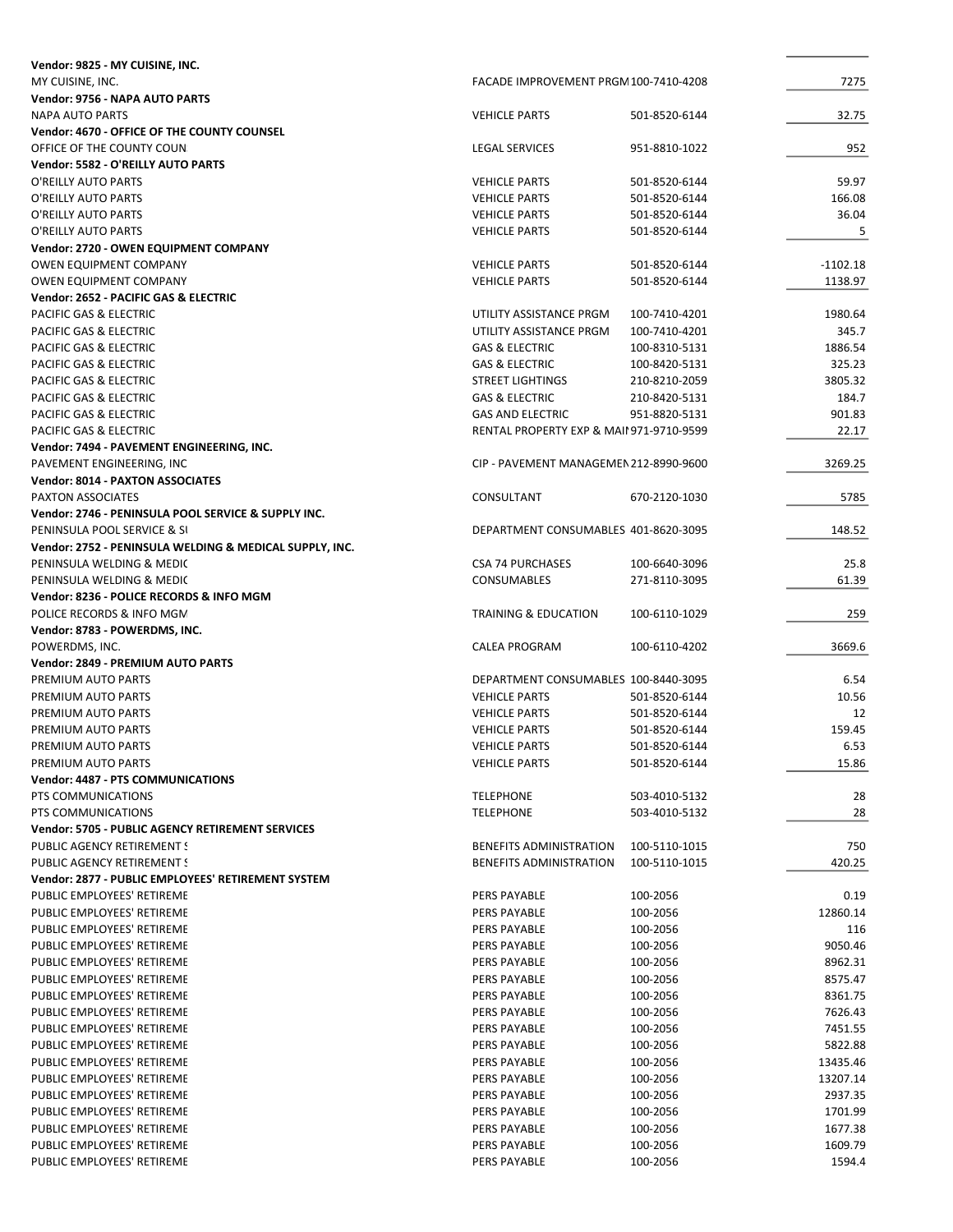| | | | |
|---|---|---|---|
| **Vendor: 9825 - MY CUISINE, INC.** | | | |
| MY CUISINE, INC. | FACADE IMPROVEMENT PRGM | 100-7410-4208 | 7275 |
| **Vendor: 9756 - NAPA AUTO PARTS** | | | |
| NAPA AUTO PARTS | VEHICLE PARTS | 501-8520-6144 | 32.75 |
| **Vendor: 4670 - OFFICE OF THE COUNTY COUNSEL** | | | |
| OFFICE OF THE COUNTY COUN | LEGAL SERVICES | 951-8810-1022 | 952 |
| **Vendor: 5582 - O'REILLY AUTO PARTS** | | | |
| O'REILLY AUTO PARTS | VEHICLE PARTS | 501-8520-6144 | 59.97 |
| O'REILLY AUTO PARTS | VEHICLE PARTS | 501-8520-6144 | 166.08 |
| O'REILLY AUTO PARTS | VEHICLE PARTS | 501-8520-6144 | 36.04 |
| O'REILLY AUTO PARTS | VEHICLE PARTS | 501-8520-6144 | 5 |
| **Vendor: 2720 - OWEN EQUIPMENT COMPANY** | | | |
| OWEN EQUIPMENT COMPANY | VEHICLE PARTS | 501-8520-6144 | -1102.18 |
| OWEN EQUIPMENT COMPANY | VEHICLE PARTS | 501-8520-6144 | 1138.97 |
| **Vendor: 2652 - PACIFIC GAS & ELECTRIC** | | | |
| PACIFIC GAS & ELECTRIC | UTILITY ASSISTANCE PRGM | 100-7410-4201 | 1980.64 |
| PACIFIC GAS & ELECTRIC | UTILITY ASSISTANCE PRGM | 100-7410-4201 | 345.7 |
| PACIFIC GAS & ELECTRIC | GAS & ELECTRIC | 100-8310-5131 | 1886.54 |
| PACIFIC GAS & ELECTRIC | GAS & ELECTRIC | 100-8420-5131 | 325.23 |
| PACIFIC GAS & ELECTRIC | STREET LIGHTINGS | 210-8210-2059 | 3805.32 |
| PACIFIC GAS & ELECTRIC | GAS & ELECTRIC | 210-8420-5131 | 184.7 |
| PACIFIC GAS & ELECTRIC | GAS AND ELECTRIC | 951-8820-5131 | 901.83 |
| PACIFIC GAS & ELECTRIC | RENTAL PROPERTY EXP & MAII | 971-9710-9599 | 22.17 |
| **Vendor: 7494 - PAVEMENT ENGINEERING, INC.** | | | |
| PAVEMENT ENGINEERING, INC | CIP - PAVEMENT MANAGEMEN | 212-8990-9600 | 3269.25 |
| **Vendor: 8014 - PAXTON ASSOCIATES** | | | |
| PAXTON ASSOCIATES | CONSULTANT | 670-2120-1030 | 5785 |
| **Vendor: 2746 - PENINSULA POOL SERVICE & SUPPLY INC.** | | | |
| PENINSULA POOL SERVICE & SI | DEPARTMENT CONSUMABLES | 401-8620-3095 | 148.52 |
| **Vendor: 2752 - PENINSULA WELDING & MEDICAL SUPPLY, INC.** | | | |
| PENINSULA WELDING & MEDIC | CSA 74 PURCHASES | 100-6640-3096 | 25.8 |
| PENINSULA WELDING & MEDIC | CONSUMABLES | 271-8110-3095 | 61.39 |
| **Vendor: 8236 - POLICE RECORDS & INFO MGM** | | | |
| POLICE RECORDS & INFO MGM | TRAINING & EDUCATION | 100-6110-1029 | 259 |
| **Vendor: 8783 - POWERDMS, INC.** | | | |
| POWERDMS, INC. | CALEA PROGRAM | 100-6110-4202 | 3669.6 |
| **Vendor: 2849 - PREMIUM AUTO PARTS** | | | |
| PREMIUM AUTO PARTS | DEPARTMENT CONSUMABLES | 100-8440-3095 | 6.54 |
| PREMIUM AUTO PARTS | VEHICLE PARTS | 501-8520-6144 | 10.56 |
| PREMIUM AUTO PARTS | VEHICLE PARTS | 501-8520-6144 | 12 |
| PREMIUM AUTO PARTS | VEHICLE PARTS | 501-8520-6144 | 159.45 |
| PREMIUM AUTO PARTS | VEHICLE PARTS | 501-8520-6144 | 6.53 |
| PREMIUM AUTO PARTS | VEHICLE PARTS | 501-8520-6144 | 15.86 |
| **Vendor: 4487 - PTS COMMUNICATIONS** | | | |
| PTS COMMUNICATIONS | TELEPHONE | 503-4010-5132 | 28 |
| PTS COMMUNICATIONS | TELEPHONE | 503-4010-5132 | 28 |
| **Vendor: 5705 - PUBLIC AGENCY RETIREMENT SERVICES** | | | |
| PUBLIC AGENCY RETIREMENT S | BENEFITS ADMINISTRATION | 100-5110-1015 | 750 |
| PUBLIC AGENCY RETIREMENT S | BENEFITS ADMINISTRATION | 100-5110-1015 | 420.25 |
| **Vendor: 2877 - PUBLIC EMPLOYEES' RETIREMENT SYSTEM** | | | |
| PUBLIC EMPLOYEES' RETIREME | PERS PAYABLE | 100-2056 | 0.19 |
| PUBLIC EMPLOYEES' RETIREME | PERS PAYABLE | 100-2056 | 12860.14 |
| PUBLIC EMPLOYEES' RETIREME | PERS PAYABLE | 100-2056 | 116 |
| PUBLIC EMPLOYEES' RETIREME | PERS PAYABLE | 100-2056 | 9050.46 |
| PUBLIC EMPLOYEES' RETIREME | PERS PAYABLE | 100-2056 | 8962.31 |
| PUBLIC EMPLOYEES' RETIREME | PERS PAYABLE | 100-2056 | 8575.47 |
| PUBLIC EMPLOYEES' RETIREME | PERS PAYABLE | 100-2056 | 8361.75 |
| PUBLIC EMPLOYEES' RETIREME | PERS PAYABLE | 100-2056 | 7626.43 |
| PUBLIC EMPLOYEES' RETIREME | PERS PAYABLE | 100-2056 | 7451.55 |
| PUBLIC EMPLOYEES' RETIREME | PERS PAYABLE | 100-2056 | 5822.88 |
| PUBLIC EMPLOYEES' RETIREME | PERS PAYABLE | 100-2056 | 13435.46 |
| PUBLIC EMPLOYEES' RETIREME | PERS PAYABLE | 100-2056 | 13207.14 |
| PUBLIC EMPLOYEES' RETIREME | PERS PAYABLE | 100-2056 | 2937.35 |
| PUBLIC EMPLOYEES' RETIREME | PERS PAYABLE | 100-2056 | 1701.99 |
| PUBLIC EMPLOYEES' RETIREME | PERS PAYABLE | 100-2056 | 1677.38 |
| PUBLIC EMPLOYEES' RETIREME | PERS PAYABLE | 100-2056 | 1609.79 |
| PUBLIC EMPLOYEES' RETIREME | PERS PAYABLE | 100-2056 | 1594.4 |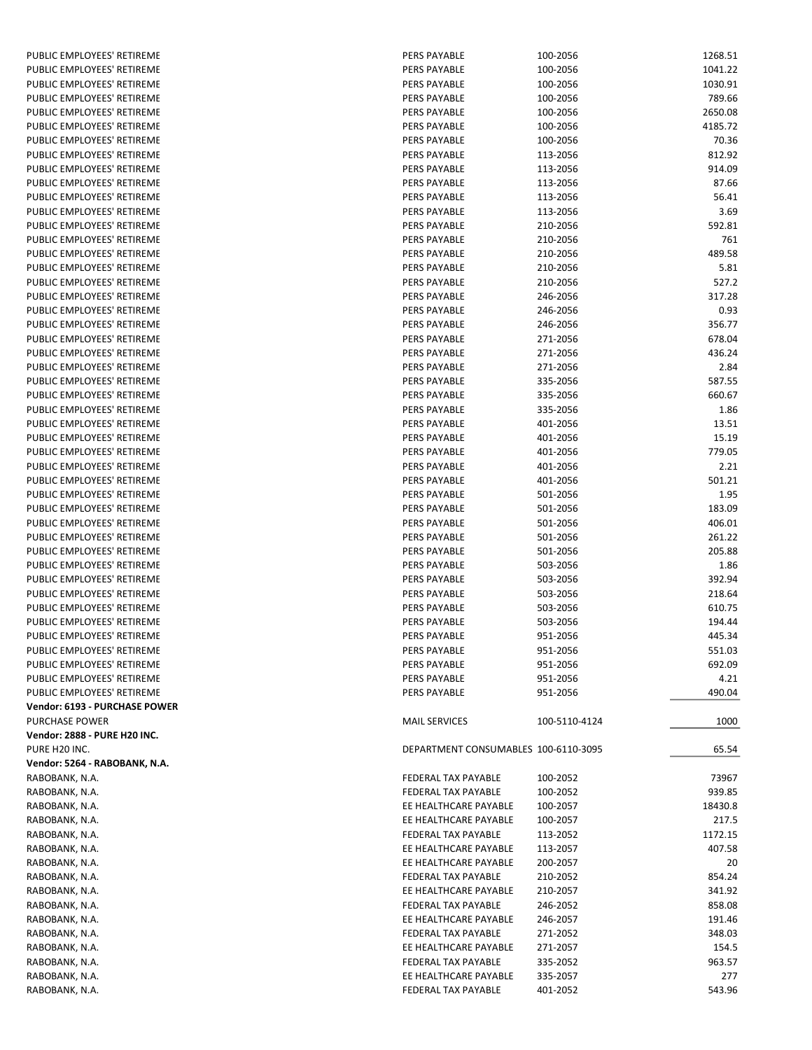| | | | |
|---|---|---|---|
| PUBLIC EMPLOYEES' RETIREME | PERS PAYABLE | 100-2056 | 1268.51 |
| PUBLIC EMPLOYEES' RETIREME | PERS PAYABLE | 100-2056 | 1041.22 |
| PUBLIC EMPLOYEES' RETIREME | PERS PAYABLE | 100-2056 | 1030.91 |
| PUBLIC EMPLOYEES' RETIREME | PERS PAYABLE | 100-2056 | 789.66 |
| PUBLIC EMPLOYEES' RETIREME | PERS PAYABLE | 100-2056 | 2650.08 |
| PUBLIC EMPLOYEES' RETIREME | PERS PAYABLE | 100-2056 | 4185.72 |
| PUBLIC EMPLOYEES' RETIREME | PERS PAYABLE | 100-2056 | 70.36 |
| PUBLIC EMPLOYEES' RETIREME | PERS PAYABLE | 113-2056 | 812.92 |
| PUBLIC EMPLOYEES' RETIREME | PERS PAYABLE | 113-2056 | 914.09 |
| PUBLIC EMPLOYEES' RETIREME | PERS PAYABLE | 113-2056 | 87.66 |
| PUBLIC EMPLOYEES' RETIREME | PERS PAYABLE | 113-2056 | 56.41 |
| PUBLIC EMPLOYEES' RETIREME | PERS PAYABLE | 113-2056 | 3.69 |
| PUBLIC EMPLOYEES' RETIREME | PERS PAYABLE | 210-2056 | 592.81 |
| PUBLIC EMPLOYEES' RETIREME | PERS PAYABLE | 210-2056 | 761 |
| PUBLIC EMPLOYEES' RETIREME | PERS PAYABLE | 210-2056 | 489.58 |
| PUBLIC EMPLOYEES' RETIREME | PERS PAYABLE | 210-2056 | 5.81 |
| PUBLIC EMPLOYEES' RETIREME | PERS PAYABLE | 210-2056 | 527.2 |
| PUBLIC EMPLOYEES' RETIREME | PERS PAYABLE | 246-2056 | 317.28 |
| PUBLIC EMPLOYEES' RETIREME | PERS PAYABLE | 246-2056 | 0.93 |
| PUBLIC EMPLOYEES' RETIREME | PERS PAYABLE | 246-2056 | 356.77 |
| PUBLIC EMPLOYEES' RETIREME | PERS PAYABLE | 271-2056 | 678.04 |
| PUBLIC EMPLOYEES' RETIREME | PERS PAYABLE | 271-2056 | 436.24 |
| PUBLIC EMPLOYEES' RETIREME | PERS PAYABLE | 271-2056 | 2.84 |
| PUBLIC EMPLOYEES' RETIREME | PERS PAYABLE | 335-2056 | 587.55 |
| PUBLIC EMPLOYEES' RETIREME | PERS PAYABLE | 335-2056 | 660.67 |
| PUBLIC EMPLOYEES' RETIREME | PERS PAYABLE | 335-2056 | 1.86 |
| PUBLIC EMPLOYEES' RETIREME | PERS PAYABLE | 401-2056 | 13.51 |
| PUBLIC EMPLOYEES' RETIREME | PERS PAYABLE | 401-2056 | 15.19 |
| PUBLIC EMPLOYEES' RETIREME | PERS PAYABLE | 401-2056 | 779.05 |
| PUBLIC EMPLOYEES' RETIREME | PERS PAYABLE | 401-2056 | 2.21 |
| PUBLIC EMPLOYEES' RETIREME | PERS PAYABLE | 401-2056 | 501.21 |
| PUBLIC EMPLOYEES' RETIREME | PERS PAYABLE | 501-2056 | 1.95 |
| PUBLIC EMPLOYEES' RETIREME | PERS PAYABLE | 501-2056 | 183.09 |
| PUBLIC EMPLOYEES' RETIREME | PERS PAYABLE | 501-2056 | 406.01 |
| PUBLIC EMPLOYEES' RETIREME | PERS PAYABLE | 501-2056 | 261.22 |
| PUBLIC EMPLOYEES' RETIREME | PERS PAYABLE | 501-2056 | 205.88 |
| PUBLIC EMPLOYEES' RETIREME | PERS PAYABLE | 503-2056 | 1.86 |
| PUBLIC EMPLOYEES' RETIREME | PERS PAYABLE | 503-2056 | 392.94 |
| PUBLIC EMPLOYEES' RETIREME | PERS PAYABLE | 503-2056 | 218.64 |
| PUBLIC EMPLOYEES' RETIREME | PERS PAYABLE | 503-2056 | 610.75 |
| PUBLIC EMPLOYEES' RETIREME | PERS PAYABLE | 503-2056 | 194.44 |
| PUBLIC EMPLOYEES' RETIREME | PERS PAYABLE | 951-2056 | 445.34 |
| PUBLIC EMPLOYEES' RETIREME | PERS PAYABLE | 951-2056 | 551.03 |
| PUBLIC EMPLOYEES' RETIREME | PERS PAYABLE | 951-2056 | 692.09 |
| PUBLIC EMPLOYEES' RETIREME | PERS PAYABLE | 951-2056 | 4.21 |
| PUBLIC EMPLOYEES' RETIREME | PERS PAYABLE | 951-2056 | 490.04 |
| **Vendor: 6193 - PURCHASE POWER** | | | |
| PURCHASE POWER | MAIL SERVICES | 100-5110-4124 | 1000 |
| **Vendor: 2888 - PURE H20 INC.** | | | |
| PURE H20 INC. | DEPARTMENT CONSUMABLES | 100-6110-3095 | 65.54 |
| **Vendor: 5264 - RABOBANK, N.A.** | | | |
| RABOBANK, N.A. | FEDERAL TAX PAYABLE | 100-2052 | 73967 |
| RABOBANK, N.A. | FEDERAL TAX PAYABLE | 100-2052 | 939.85 |
| RABOBANK, N.A. | EE HEALTHCARE PAYABLE | 100-2057 | 18430.8 |
| RABOBANK, N.A. | EE HEALTHCARE PAYABLE | 100-2057 | 217.5 |
| RABOBANK, N.A. | FEDERAL TAX PAYABLE | 113-2052 | 1172.15 |
| RABOBANK, N.A. | EE HEALTHCARE PAYABLE | 113-2057 | 407.58 |
| RABOBANK, N.A. | EE HEALTHCARE PAYABLE | 200-2057 | 20 |
| RABOBANK, N.A. | FEDERAL TAX PAYABLE | 210-2052 | 854.24 |
| RABOBANK, N.A. | EE HEALTHCARE PAYABLE | 210-2057 | 341.92 |
| RABOBANK, N.A. | FEDERAL TAX PAYABLE | 246-2052 | 858.08 |
| RABOBANK, N.A. | EE HEALTHCARE PAYABLE | 246-2057 | 191.46 |
| RABOBANK, N.A. | FEDERAL TAX PAYABLE | 271-2052 | 348.03 |
| RABOBANK, N.A. | EE HEALTHCARE PAYABLE | 271-2057 | 154.5 |
| RABOBANK, N.A. | FEDERAL TAX PAYABLE | 335-2052 | 963.57 |
| RABOBANK, N.A. | EE HEALTHCARE PAYABLE | 335-2057 | 277 |
| RABOBANK, N.A. | FEDERAL TAX PAYABLE | 401-2052 | 543.96 |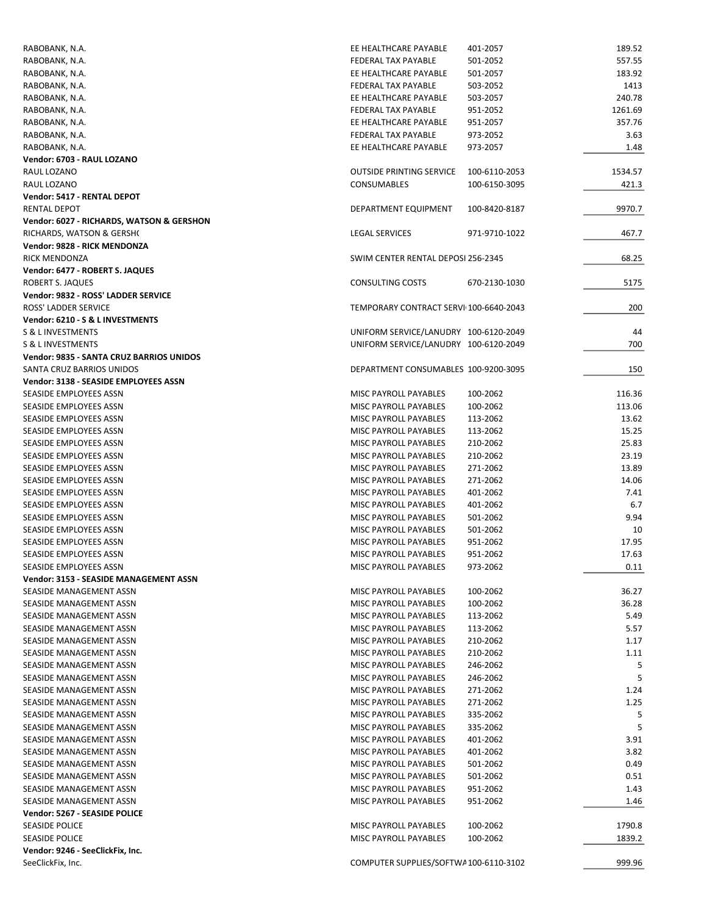| | | | |
|---|---|---|---|
| RABOBANK, N.A. | EE HEALTHCARE PAYABLE | 401-2057 | 189.52 |
| RABOBANK, N.A. | FEDERAL TAX PAYABLE | 501-2052 | 557.55 |
| RABOBANK, N.A. | EE HEALTHCARE PAYABLE | 501-2057 | 183.92 |
| RABOBANK, N.A. | FEDERAL TAX PAYABLE | 503-2052 | 1413 |
| RABOBANK, N.A. | EE HEALTHCARE PAYABLE | 503-2057 | 240.78 |
| RABOBANK, N.A. | FEDERAL TAX PAYABLE | 951-2052 | 1261.69 |
| RABOBANK, N.A. | EE HEALTHCARE PAYABLE | 951-2057 | 357.76 |
| RABOBANK, N.A. | FEDERAL TAX PAYABLE | 973-2052 | 3.63 |
| RABOBANK, N.A. | EE HEALTHCARE PAYABLE | 973-2057 | 1.48 |
| **Vendor: 6703 - RAUL LOZANO** | | | |
| RAUL LOZANO | OUTSIDE PRINTING SERVICE | 100-6110-2053 | 1534.57 |
| RAUL LOZANO | CONSUMABLES | 100-6150-3095 | 421.3 |
| **Vendor: 5417 - RENTAL DEPOT** | | | |
| RENTAL DEPOT | DEPARTMENT EQUIPMENT | 100-8420-8187 | 9970.7 |
| **Vendor: 6027 - RICHARDS, WATSON & GERSHON** | | | |
| RICHARDS, WATSON & GERSH( | LEGAL SERVICES | 971-9710-1022 | 467.7 |
| **Vendor: 9828 - RICK MENDONZA** | | | |
| RICK MENDONZA | SWIM CENTER RENTAL DEPOSI | 256-2345 | 68.25 |
| **Vendor: 6477 - ROBERT S. JAQUES** | | | |
| ROBERT S. JAQUES | CONSULTING COSTS | 670-2130-1030 | 5175 |
| **Vendor: 9832 - ROSS' LADDER SERVICE** | | | |
| ROSS' LADDER SERVICE | TEMPORARY CONTRACT SERVI | 100-6640-2043 | 200 |
| **Vendor: 6210 - S & L INVESTMENTS** | | | |
| S & L INVESTMENTS | UNIFORM SERVICE/LANUDRY | 100-6120-2049 | 44 |
| S & L INVESTMENTS | UNIFORM SERVICE/LANUDRY | 100-6120-2049 | 700 |
| **Vendor: 9835 - SANTA CRUZ BARRIOS UNIDOS** | | | |
| SANTA CRUZ BARRIOS UNIDOS | DEPARTMENT CONSUMABLES | 100-9200-3095 | 150 |
| **Vendor: 3138 - SEASIDE EMPLOYEES ASSN** | | | |
| SEASIDE EMPLOYEES ASSN | MISC PAYROLL PAYABLES | 100-2062 | 116.36 |
| SEASIDE EMPLOYEES ASSN | MISC PAYROLL PAYABLES | 100-2062 | 113.06 |
| SEASIDE EMPLOYEES ASSN | MISC PAYROLL PAYABLES | 113-2062 | 13.62 |
| SEASIDE EMPLOYEES ASSN | MISC PAYROLL PAYABLES | 113-2062 | 15.25 |
| SEASIDE EMPLOYEES ASSN | MISC PAYROLL PAYABLES | 210-2062 | 25.83 |
| SEASIDE EMPLOYEES ASSN | MISC PAYROLL PAYABLES | 210-2062 | 23.19 |
| SEASIDE EMPLOYEES ASSN | MISC PAYROLL PAYABLES | 271-2062 | 13.89 |
| SEASIDE EMPLOYEES ASSN | MISC PAYROLL PAYABLES | 271-2062 | 14.06 |
| SEASIDE EMPLOYEES ASSN | MISC PAYROLL PAYABLES | 401-2062 | 7.41 |
| SEASIDE EMPLOYEES ASSN | MISC PAYROLL PAYABLES | 401-2062 | 6.7 |
| SEASIDE EMPLOYEES ASSN | MISC PAYROLL PAYABLES | 501-2062 | 9.94 |
| SEASIDE EMPLOYEES ASSN | MISC PAYROLL PAYABLES | 501-2062 | 10 |
| SEASIDE EMPLOYEES ASSN | MISC PAYROLL PAYABLES | 951-2062 | 17.95 |
| SEASIDE EMPLOYEES ASSN | MISC PAYROLL PAYABLES | 951-2062 | 17.63 |
| SEASIDE EMPLOYEES ASSN | MISC PAYROLL PAYABLES | 973-2062 | 0.11 |
| **Vendor: 3153 - SEASIDE MANAGEMENT ASSN** | | | |
| SEASIDE MANAGEMENT ASSN | MISC PAYROLL PAYABLES | 100-2062 | 36.27 |
| SEASIDE MANAGEMENT ASSN | MISC PAYROLL PAYABLES | 100-2062 | 36.28 |
| SEASIDE MANAGEMENT ASSN | MISC PAYROLL PAYABLES | 113-2062 | 5.49 |
| SEASIDE MANAGEMENT ASSN | MISC PAYROLL PAYABLES | 113-2062 | 5.57 |
| SEASIDE MANAGEMENT ASSN | MISC PAYROLL PAYABLES | 210-2062 | 1.17 |
| SEASIDE MANAGEMENT ASSN | MISC PAYROLL PAYABLES | 210-2062 | 1.11 |
| SEASIDE MANAGEMENT ASSN | MISC PAYROLL PAYABLES | 246-2062 | 5 |
| SEASIDE MANAGEMENT ASSN | MISC PAYROLL PAYABLES | 246-2062 | 5 |
| SEASIDE MANAGEMENT ASSN | MISC PAYROLL PAYABLES | 271-2062 | 1.24 |
| SEASIDE MANAGEMENT ASSN | MISC PAYROLL PAYABLES | 271-2062 | 1.25 |
| SEASIDE MANAGEMENT ASSN | MISC PAYROLL PAYABLES | 335-2062 | 5 |
| SEASIDE MANAGEMENT ASSN | MISC PAYROLL PAYABLES | 335-2062 | 5 |
| SEASIDE MANAGEMENT ASSN | MISC PAYROLL PAYABLES | 401-2062 | 3.91 |
| SEASIDE MANAGEMENT ASSN | MISC PAYROLL PAYABLES | 401-2062 | 3.82 |
| SEASIDE MANAGEMENT ASSN | MISC PAYROLL PAYABLES | 501-2062 | 0.49 |
| SEASIDE MANAGEMENT ASSN | MISC PAYROLL PAYABLES | 501-2062 | 0.51 |
| SEASIDE MANAGEMENT ASSN | MISC PAYROLL PAYABLES | 951-2062 | 1.43 |
| SEASIDE MANAGEMENT ASSN | MISC PAYROLL PAYABLES | 951-2062 | 1.46 |
| **Vendor: 5267 - SEASIDE POLICE** | | | |
| SEASIDE POLICE | MISC PAYROLL PAYABLES | 100-2062 | 1790.8 |
| SEASIDE POLICE | MISC PAYROLL PAYABLES | 100-2062 | 1839.2 |
| **Vendor: 9246 - SeeClickFix, Inc.** | | | |
| SeeClickFix, Inc. | COMPUTER SUPPLIES/SOFTWA | 100-6110-3102 | 999.96 |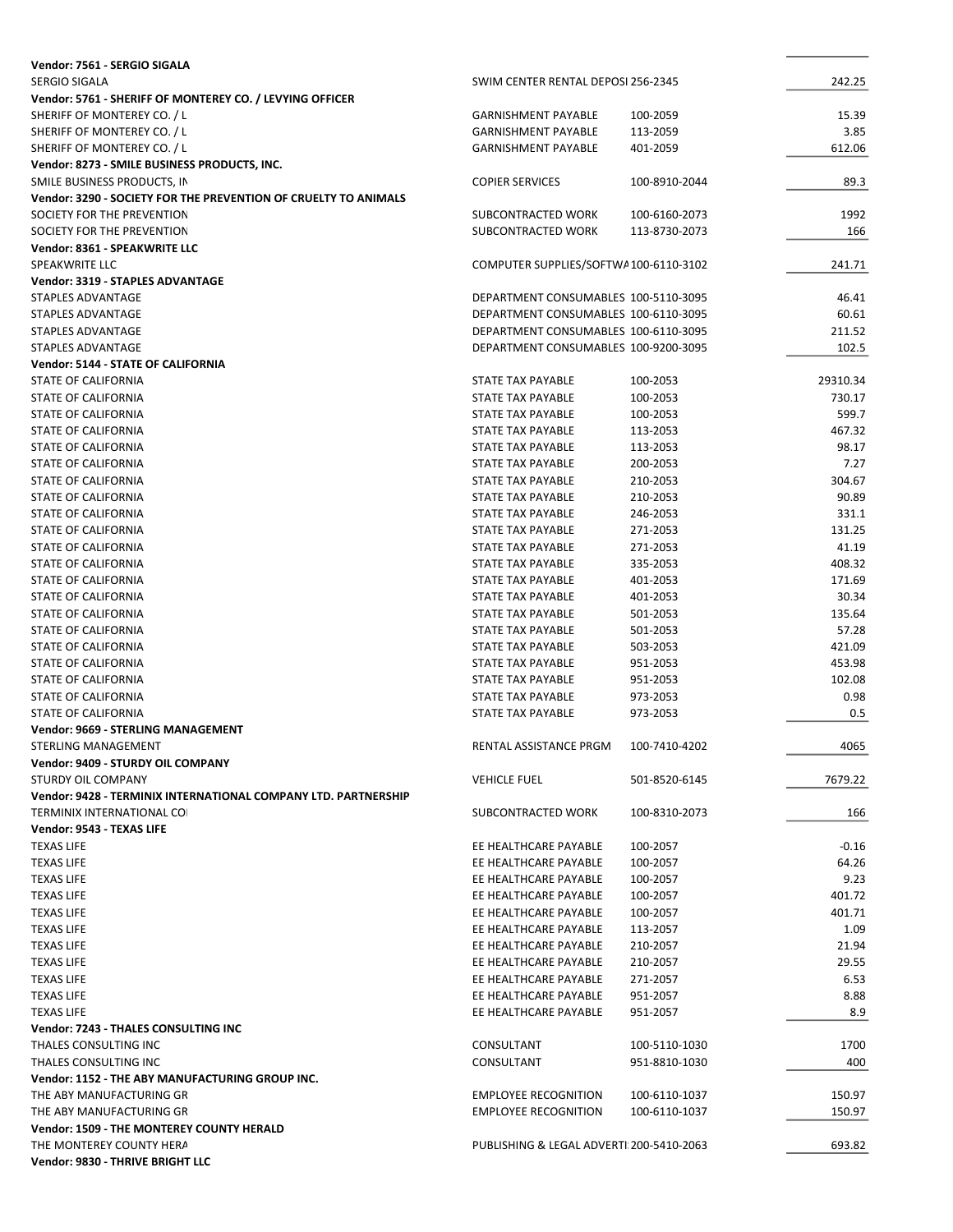| | | | |
|---|---|---|---|
| **Vendor: 7561 - SERGIO SIGALA** | | | |
| SERGIO SIGALA | SWIM CENTER RENTAL DEPOSI | 256-2345 | 242.25 |
| **Vendor: 5761 - SHERIFF OF MONTEREY CO. / LEVYING OFFICER** | | | |
| SHERIFF OF MONTEREY CO. / L | GARNISHMENT PAYABLE | 100-2059 | 15.39 |
| SHERIFF OF MONTEREY CO. / L | GARNISHMENT PAYABLE | 113-2059 | 3.85 |
| SHERIFF OF MONTEREY CO. / L | GARNISHMENT PAYABLE | 401-2059 | 612.06 |
| **Vendor: 8273 - SMILE BUSINESS PRODUCTS, INC.** | | | |
| SMILE BUSINESS PRODUCTS, IN | COPIER SERVICES | 100-8910-2044 | 89.3 |
| **Vendor: 3290 - SOCIETY FOR THE PREVENTION OF CRUELTY TO ANIMALS** | | | |
| SOCIETY FOR THE PREVENTION | SUBCONTRACTED WORK | 100-6160-2073 | 1992 |
| SOCIETY FOR THE PREVENTION | SUBCONTRACTED WORK | 113-8730-2073 | 166 |
| **Vendor: 8361 - SPEAKWRITE LLC** | | | |
| SPEAKWRITE LLC | COMPUTER SUPPLIES/SOFTWA | 100-6110-3102 | 241.71 |
| **Vendor: 3319 - STAPLES ADVANTAGE** | | | |
| STAPLES ADVANTAGE | DEPARTMENT CONSUMABLES | 100-5110-3095 | 46.41 |
| STAPLES ADVANTAGE | DEPARTMENT CONSUMABLES | 100-6110-3095 | 60.61 |
| STAPLES ADVANTAGE | DEPARTMENT CONSUMABLES | 100-6110-3095 | 211.52 |
| STAPLES ADVANTAGE | DEPARTMENT CONSUMABLES | 100-9200-3095 | 102.5 |
| **Vendor: 5144 - STATE OF CALIFORNIA** | | | |
| STATE OF CALIFORNIA | STATE TAX PAYABLE | 100-2053 | 29310.34 |
| STATE OF CALIFORNIA | STATE TAX PAYABLE | 100-2053 | 730.17 |
| STATE OF CALIFORNIA | STATE TAX PAYABLE | 100-2053 | 599.7 |
| STATE OF CALIFORNIA | STATE TAX PAYABLE | 113-2053 | 467.32 |
| STATE OF CALIFORNIA | STATE TAX PAYABLE | 113-2053 | 98.17 |
| STATE OF CALIFORNIA | STATE TAX PAYABLE | 200-2053 | 7.27 |
| STATE OF CALIFORNIA | STATE TAX PAYABLE | 210-2053 | 304.67 |
| STATE OF CALIFORNIA | STATE TAX PAYABLE | 210-2053 | 90.89 |
| STATE OF CALIFORNIA | STATE TAX PAYABLE | 246-2053 | 331.1 |
| STATE OF CALIFORNIA | STATE TAX PAYABLE | 271-2053 | 131.25 |
| STATE OF CALIFORNIA | STATE TAX PAYABLE | 271-2053 | 41.19 |
| STATE OF CALIFORNIA | STATE TAX PAYABLE | 335-2053 | 408.32 |
| STATE OF CALIFORNIA | STATE TAX PAYABLE | 401-2053 | 171.69 |
| STATE OF CALIFORNIA | STATE TAX PAYABLE | 401-2053 | 30.34 |
| STATE OF CALIFORNIA | STATE TAX PAYABLE | 501-2053 | 135.64 |
| STATE OF CALIFORNIA | STATE TAX PAYABLE | 501-2053 | 57.28 |
| STATE OF CALIFORNIA | STATE TAX PAYABLE | 503-2053 | 421.09 |
| STATE OF CALIFORNIA | STATE TAX PAYABLE | 951-2053 | 453.98 |
| STATE OF CALIFORNIA | STATE TAX PAYABLE | 951-2053 | 102.08 |
| STATE OF CALIFORNIA | STATE TAX PAYABLE | 973-2053 | 0.98 |
| STATE OF CALIFORNIA | STATE TAX PAYABLE | 973-2053 | 0.5 |
| **Vendor: 9669 - STERLING MANAGEMENT** | | | |
| STERLING MANAGEMENT | RENTAL ASSISTANCE PRGM | 100-7410-4202 | 4065 |
| **Vendor: 9409 - STURDY OIL COMPANY** | | | |
| STURDY OIL COMPANY | VEHICLE FUEL | 501-8520-6145 | 7679.22 |
| **Vendor: 9428 - TERMINIX INTERNATIONAL COMPANY LTD. PARTNERSHIP** | | | |
| TERMINIX INTERNATIONAL CO | SUBCONTRACTED WORK | 100-8310-2073 | 166 |
| **Vendor: 9543 - TEXAS LIFE** | | | |
| TEXAS LIFE | EE HEALTHCARE PAYABLE | 100-2057 | -0.16 |
| TEXAS LIFE | EE HEALTHCARE PAYABLE | 100-2057 | 64.26 |
| TEXAS LIFE | EE HEALTHCARE PAYABLE | 100-2057 | 9.23 |
| TEXAS LIFE | EE HEALTHCARE PAYABLE | 100-2057 | 401.72 |
| TEXAS LIFE | EE HEALTHCARE PAYABLE | 100-2057 | 401.71 |
| TEXAS LIFE | EE HEALTHCARE PAYABLE | 113-2057 | 1.09 |
| TEXAS LIFE | EE HEALTHCARE PAYABLE | 210-2057 | 21.94 |
| TEXAS LIFE | EE HEALTHCARE PAYABLE | 210-2057 | 29.55 |
| TEXAS LIFE | EE HEALTHCARE PAYABLE | 271-2057 | 6.53 |
| TEXAS LIFE | EE HEALTHCARE PAYABLE | 951-2057 | 8.88 |
| TEXAS LIFE | EE HEALTHCARE PAYABLE | 951-2057 | 8.9 |
| **Vendor: 7243 - THALES CONSULTING INC** | | | |
| THALES CONSULTING INC | CONSULTANT | 100-5110-1030 | 1700 |
| THALES CONSULTING INC | CONSULTANT | 951-8810-1030 | 400 |
| **Vendor: 1152 - THE ABY MANUFACTURING GROUP INC.** | | | |
| THE ABY MANUFACTURING GR | EMPLOYEE RECOGNITION | 100-6110-1037 | 150.97 |
| THE ABY MANUFACTURING GR | EMPLOYEE RECOGNITION | 100-6110-1037 | 150.97 |
| **Vendor: 1509 - THE MONTEREY COUNTY HERALD** | | | |
| THE MONTEREY COUNTY HERA | PUBLISHING & LEGAL ADVERTI | 200-5410-2063 | 693.82 |
| **Vendor: 9830 - THRIVE BRIGHT LLC** | | | |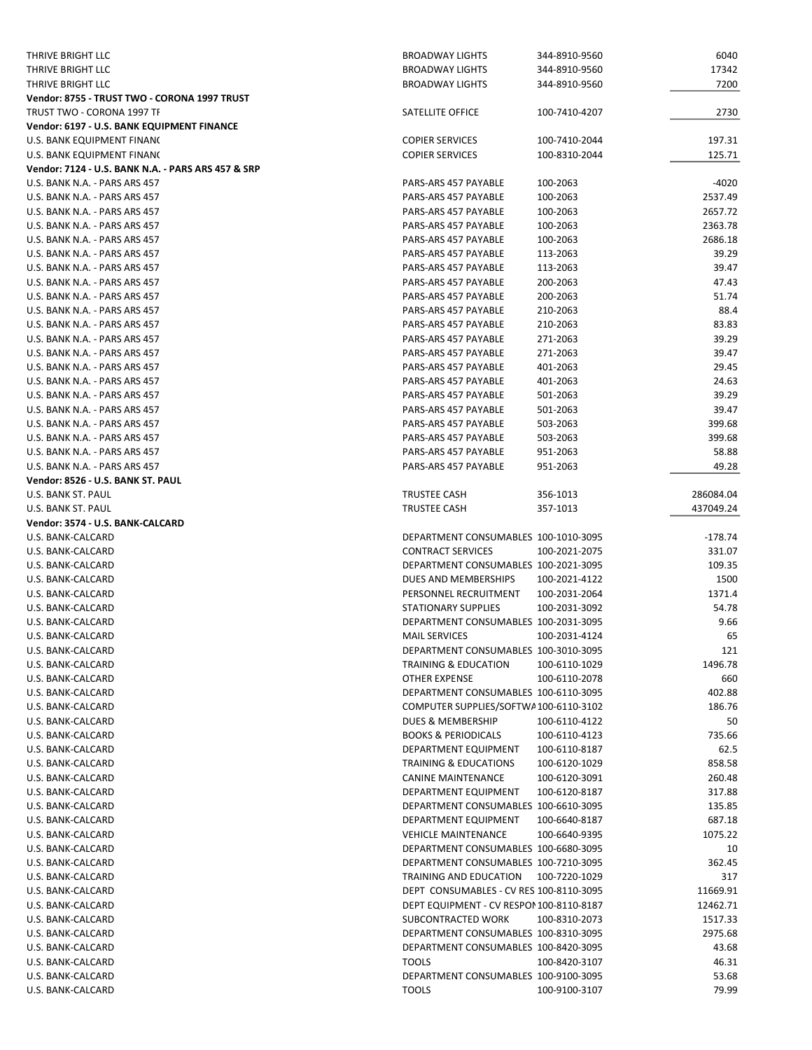| | | | |
|---|---|---|---|
| THRIVE BRIGHT LLC | BROADWAY LIGHTS | 344-8910-9560 | 6040 |
| THRIVE BRIGHT LLC | BROADWAY LIGHTS | 344-8910-9560 | 17342 |
| THRIVE BRIGHT LLC | BROADWAY LIGHTS | 344-8910-9560 | 7200 |
| **Vendor: 8755 - TRUST TWO - CORONA 1997 TRUST** | | | |
| TRUST TWO - CORONA 1997 TF | SATELLITE OFFICE | 100-7410-4207 | 2730 |
| **Vendor: 6197 - U.S. BANK EQUIPMENT FINANCE** | | | |
| U.S. BANK EQUIPMENT FINAN( | COPIER SERVICES | 100-7410-2044 | 197.31 |
| U.S. BANK EQUIPMENT FINAN( | COPIER SERVICES | 100-8310-2044 | 125.71 |
| **Vendor: 7124 - U.S. BANK N.A. - PARS ARS 457 & SRP** | | | |
| U.S. BANK N.A. - PARS ARS 457 | PARS-ARS 457 PAYABLE | 100-2063 | -4020 |
| U.S. BANK N.A. - PARS ARS 457 | PARS-ARS 457 PAYABLE | 100-2063 | 2537.49 |
| U.S. BANK N.A. - PARS ARS 457 | PARS-ARS 457 PAYABLE | 100-2063 | 2657.72 |
| U.S. BANK N.A. - PARS ARS 457 | PARS-ARS 457 PAYABLE | 100-2063 | 2363.78 |
| U.S. BANK N.A. - PARS ARS 457 | PARS-ARS 457 PAYABLE | 100-2063 | 2686.18 |
| U.S. BANK N.A. - PARS ARS 457 | PARS-ARS 457 PAYABLE | 113-2063 | 39.29 |
| U.S. BANK N.A. - PARS ARS 457 | PARS-ARS 457 PAYABLE | 113-2063 | 39.47 |
| U.S. BANK N.A. - PARS ARS 457 | PARS-ARS 457 PAYABLE | 200-2063 | 47.43 |
| U.S. BANK N.A. - PARS ARS 457 | PARS-ARS 457 PAYABLE | 200-2063 | 51.74 |
| U.S. BANK N.A. - PARS ARS 457 | PARS-ARS 457 PAYABLE | 210-2063 | 88.4 |
| U.S. BANK N.A. - PARS ARS 457 | PARS-ARS 457 PAYABLE | 210-2063 | 83.83 |
| U.S. BANK N.A. - PARS ARS 457 | PARS-ARS 457 PAYABLE | 271-2063 | 39.29 |
| U.S. BANK N.A. - PARS ARS 457 | PARS-ARS 457 PAYABLE | 271-2063 | 39.47 |
| U.S. BANK N.A. - PARS ARS 457 | PARS-ARS 457 PAYABLE | 401-2063 | 29.45 |
| U.S. BANK N.A. - PARS ARS 457 | PARS-ARS 457 PAYABLE | 401-2063 | 24.63 |
| U.S. BANK N.A. - PARS ARS 457 | PARS-ARS 457 PAYABLE | 501-2063 | 39.29 |
| U.S. BANK N.A. - PARS ARS 457 | PARS-ARS 457 PAYABLE | 501-2063 | 39.47 |
| U.S. BANK N.A. - PARS ARS 457 | PARS-ARS 457 PAYABLE | 503-2063 | 399.68 |
| U.S. BANK N.A. - PARS ARS 457 | PARS-ARS 457 PAYABLE | 503-2063 | 399.68 |
| U.S. BANK N.A. - PARS ARS 457 | PARS-ARS 457 PAYABLE | 951-2063 | 58.88 |
| U.S. BANK N.A. - PARS ARS 457 | PARS-ARS 457 PAYABLE | 951-2063 | 49.28 |
| **Vendor: 8526 - U.S. BANK ST. PAUL** | | | |
| U.S. BANK ST. PAUL | TRUSTEE CASH | 356-1013 | 286084.04 |
| U.S. BANK ST. PAUL | TRUSTEE CASH | 357-1013 | 437049.24 |
| **Vendor: 3574 - U.S. BANK-CALCARD** | | | |
| U.S. BANK-CALCARD | DEPARTMENT CONSUMABLES | 100-1010-3095 | -178.74 |
| U.S. BANK-CALCARD | CONTRACT SERVICES | 100-2021-2075 | 331.07 |
| U.S. BANK-CALCARD | DEPARTMENT CONSUMABLES | 100-2021-3095 | 109.35 |
| U.S. BANK-CALCARD | DUES AND MEMBERSHIPS | 100-2021-4122 | 1500 |
| U.S. BANK-CALCARD | PERSONNEL RECRUITMENT | 100-2031-2064 | 1371.4 |
| U.S. BANK-CALCARD | STATIONARY SUPPLIES | 100-2031-3092 | 54.78 |
| U.S. BANK-CALCARD | DEPARTMENT CONSUMABLES | 100-2031-3095 | 9.66 |
| U.S. BANK-CALCARD | MAIL SERVICES | 100-2031-4124 | 65 |
| U.S. BANK-CALCARD | DEPARTMENT CONSUMABLES | 100-3010-3095 | 121 |
| U.S. BANK-CALCARD | TRAINING & EDUCATION | 100-6110-1029 | 1496.78 |
| U.S. BANK-CALCARD | OTHER EXPENSE | 100-6110-2078 | 660 |
| U.S. BANK-CALCARD | DEPARTMENT CONSUMABLES | 100-6110-3095 | 402.88 |
| U.S. BANK-CALCARD | COMPUTER SUPPLIES/SOFTWA | 100-6110-3102 | 186.76 |
| U.S. BANK-CALCARD | DUES & MEMBERSHIP | 100-6110-4122 | 50 |
| U.S. BANK-CALCARD | BOOKS & PERIODICALS | 100-6110-4123 | 735.66 |
| U.S. BANK-CALCARD | DEPARTMENT EQUIPMENT | 100-6110-8187 | 62.5 |
| U.S. BANK-CALCARD | TRAINING & EDUCATIONS | 100-6120-1029 | 858.58 |
| U.S. BANK-CALCARD | CANINE MAINTENANCE | 100-6120-3091 | 260.48 |
| U.S. BANK-CALCARD | DEPARTMENT EQUIPMENT | 100-6120-8187 | 317.88 |
| U.S. BANK-CALCARD | DEPARTMENT CONSUMABLES | 100-6610-3095 | 135.85 |
| U.S. BANK-CALCARD | DEPARTMENT EQUIPMENT | 100-6640-8187 | 687.18 |
| U.S. BANK-CALCARD | VEHICLE MAINTENANCE | 100-6640-9395 | 1075.22 |
| U.S. BANK-CALCARD | DEPARTMENT CONSUMABLES | 100-6680-3095 | 10 |
| U.S. BANK-CALCARD | DEPARTMENT CONSUMABLES | 100-7210-3095 | 362.45 |
| U.S. BANK-CALCARD | TRAINING AND EDUCATION | 100-7220-1029 | 317 |
| U.S. BANK-CALCARD | DEPT CONSUMABLES - CV RES | 100-8110-3095 | 11669.91 |
| U.S. BANK-CALCARD | DEPT EQUIPMENT - CV RESPON | 100-8110-8187 | 12462.71 |
| U.S. BANK-CALCARD | SUBCONTRACTED WORK | 100-8310-2073 | 1517.33 |
| U.S. BANK-CALCARD | DEPARTMENT CONSUMABLES | 100-8310-3095 | 2975.68 |
| U.S. BANK-CALCARD | DEPARTMENT CONSUMABLES | 100-8420-3095 | 43.68 |
| U.S. BANK-CALCARD | TOOLS | 100-8420-3107 | 46.31 |
| U.S. BANK-CALCARD | DEPARTMENT CONSUMABLES | 100-9100-3095 | 53.68 |
| U.S. BANK-CALCARD | TOOLS | 100-9100-3107 | 79.99 |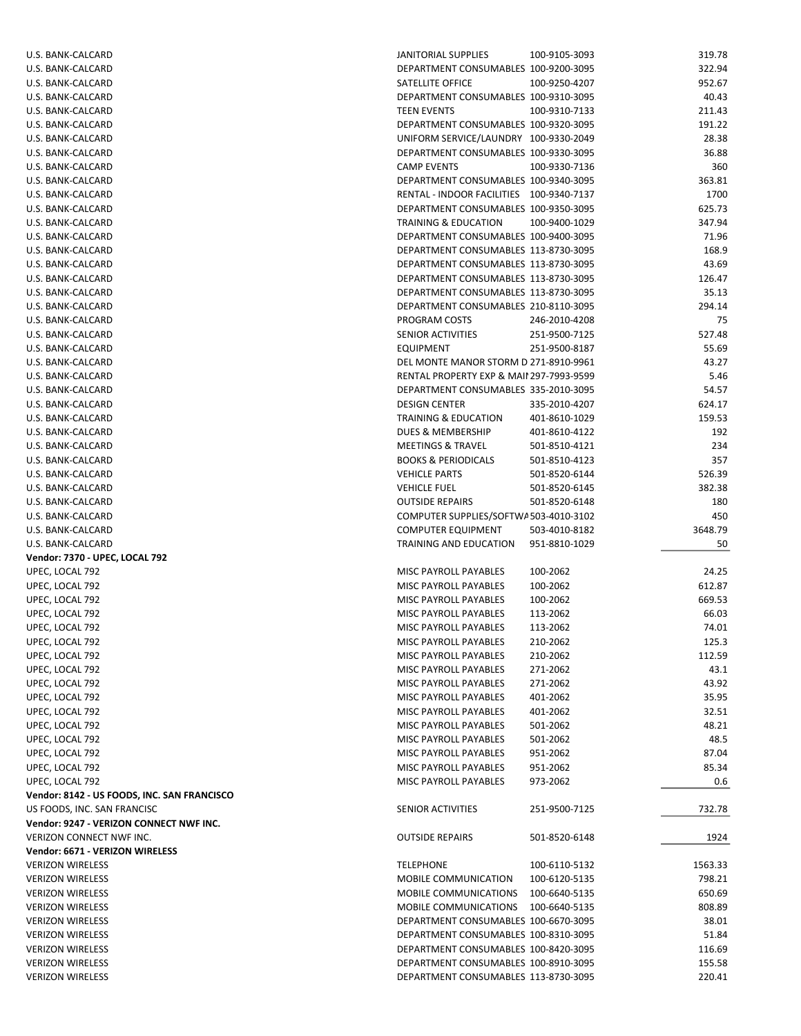| Vendor | Description | Account | Amount |
|---|---|---|---|
| U.S. BANK-CALCARD | JANITORIAL SUPPLIES | 100-9105-3093 | 319.78 |
| U.S. BANK-CALCARD | DEPARTMENT CONSUMABLES | 100-9200-3095 | 322.94 |
| U.S. BANK-CALCARD | SATELLITE OFFICE | 100-9250-4207 | 952.67 |
| U.S. BANK-CALCARD | DEPARTMENT CONSUMABLES | 100-9310-3095 | 40.43 |
| U.S. BANK-CALCARD | TEEN EVENTS | 100-9310-7133 | 211.43 |
| U.S. BANK-CALCARD | DEPARTMENT CONSUMABLES | 100-9320-3095 | 191.22 |
| U.S. BANK-CALCARD | UNIFORM SERVICE/LAUNDRY | 100-9330-2049 | 28.38 |
| U.S. BANK-CALCARD | DEPARTMENT CONSUMABLES | 100-9330-3095 | 36.88 |
| U.S. BANK-CALCARD | CAMP EVENTS | 100-9330-7136 | 360 |
| U.S. BANK-CALCARD | DEPARTMENT CONSUMABLES | 100-9340-3095 | 363.81 |
| U.S. BANK-CALCARD | RENTAL - INDOOR FACILITIES | 100-9340-7137 | 1700 |
| U.S. BANK-CALCARD | DEPARTMENT CONSUMABLES | 100-9350-3095 | 625.73 |
| U.S. BANK-CALCARD | TRAINING & EDUCATION | 100-9400-1029 | 347.94 |
| U.S. BANK-CALCARD | DEPARTMENT CONSUMABLES | 100-9400-3095 | 71.96 |
| U.S. BANK-CALCARD | DEPARTMENT CONSUMABLES | 113-8730-3095 | 168.9 |
| U.S. BANK-CALCARD | DEPARTMENT CONSUMABLES | 113-8730-3095 | 43.69 |
| U.S. BANK-CALCARD | DEPARTMENT CONSUMABLES | 113-8730-3095 | 126.47 |
| U.S. BANK-CALCARD | DEPARTMENT CONSUMABLES | 113-8730-3095 | 35.13 |
| U.S. BANK-CALCARD | DEPARTMENT CONSUMABLES | 210-8110-3095 | 294.14 |
| U.S. BANK-CALCARD | PROGRAM COSTS | 246-2010-4208 | 75 |
| U.S. BANK-CALCARD | SENIOR ACTIVITIES | 251-9500-7125 | 527.48 |
| U.S. BANK-CALCARD | EQUIPMENT | 251-9500-8187 | 55.69 |
| U.S. BANK-CALCARD | DEL MONTE MANOR STORM D | 271-8910-9961 | 43.27 |
| U.S. BANK-CALCARD | RENTAL PROPERTY EXP & MAI | 297-7993-9599 | 5.46 |
| U.S. BANK-CALCARD | DEPARTMENT CONSUMABLES | 335-2010-3095 | 54.57 |
| U.S. BANK-CALCARD | DESIGN CENTER | 335-2010-4207 | 624.17 |
| U.S. BANK-CALCARD | TRAINING & EDUCATION | 401-8610-1029 | 159.53 |
| U.S. BANK-CALCARD | DUES & MEMBERSHIP | 401-8610-4122 | 192 |
| U.S. BANK-CALCARD | MEETINGS & TRAVEL | 501-8510-4121 | 234 |
| U.S. BANK-CALCARD | BOOKS & PERIODICALS | 501-8510-4123 | 357 |
| U.S. BANK-CALCARD | VEHICLE PARTS | 501-8520-6144 | 526.39 |
| U.S. BANK-CALCARD | VEHICLE FUEL | 501-8520-6145 | 382.38 |
| U.S. BANK-CALCARD | OUTSIDE REPAIRS | 501-8520-6148 | 180 |
| U.S. BANK-CALCARD | COMPUTER SUPPLIES/SOFTWA | 503-4010-3102 | 450 |
| U.S. BANK-CALCARD | COMPUTER EQUIPMENT | 503-4010-8182 | 3648.79 |
| U.S. BANK-CALCARD | TRAINING AND EDUCATION | 951-8810-1029 | 50 |
| **Vendor: 7370 - UPEC, LOCAL 792** | | | |
| UPEC, LOCAL 792 | MISC PAYROLL PAYABLES | 100-2062 | 24.25 |
| UPEC, LOCAL 792 | MISC PAYROLL PAYABLES | 100-2062 | 612.87 |
| UPEC, LOCAL 792 | MISC PAYROLL PAYABLES | 100-2062 | 669.53 |
| UPEC, LOCAL 792 | MISC PAYROLL PAYABLES | 113-2062 | 66.03 |
| UPEC, LOCAL 792 | MISC PAYROLL PAYABLES | 113-2062 | 74.01 |
| UPEC, LOCAL 792 | MISC PAYROLL PAYABLES | 210-2062 | 125.3 |
| UPEC, LOCAL 792 | MISC PAYROLL PAYABLES | 210-2062 | 112.59 |
| UPEC, LOCAL 792 | MISC PAYROLL PAYABLES | 271-2062 | 43.1 |
| UPEC, LOCAL 792 | MISC PAYROLL PAYABLES | 271-2062 | 43.92 |
| UPEC, LOCAL 792 | MISC PAYROLL PAYABLES | 401-2062 | 35.95 |
| UPEC, LOCAL 792 | MISC PAYROLL PAYABLES | 401-2062 | 32.51 |
| UPEC, LOCAL 792 | MISC PAYROLL PAYABLES | 501-2062 | 48.21 |
| UPEC, LOCAL 792 | MISC PAYROLL PAYABLES | 501-2062 | 48.5 |
| UPEC, LOCAL 792 | MISC PAYROLL PAYABLES | 951-2062 | 87.04 |
| UPEC, LOCAL 792 | MISC PAYROLL PAYABLES | 951-2062 | 85.34 |
| UPEC, LOCAL 792 | MISC PAYROLL PAYABLES | 973-2062 | 0.6 |
| **Vendor: 8142 - US FOODS, INC. SAN FRANCISCO** | | | |
| US FOODS, INC. SAN FRANCISC | SENIOR ACTIVITIES | 251-9500-7125 | 732.78 |
| **Vendor: 9247 - VERIZON CONNECT NWF INC.** | | | |
| VERIZON CONNECT NWF INC. | OUTSIDE REPAIRS | 501-8520-6148 | 1924 |
| **Vendor: 6671 - VERIZON WIRELESS** | | | |
| VERIZON WIRELESS | TELEPHONE | 100-6110-5132 | 1563.33 |
| VERIZON WIRELESS | MOBILE COMMUNICATION | 100-6120-5135 | 798.21 |
| VERIZON WIRELESS | MOBILE COMMUNICATIONS | 100-6640-5135 | 650.69 |
| VERIZON WIRELESS | MOBILE COMMUNICATIONS | 100-6640-5135 | 808.89 |
| VERIZON WIRELESS | DEPARTMENT CONSUMABLES | 100-6670-3095 | 38.01 |
| VERIZON WIRELESS | DEPARTMENT CONSUMABLES | 100-8310-3095 | 51.84 |
| VERIZON WIRELESS | DEPARTMENT CONSUMABLES | 100-8420-3095 | 116.69 |
| VERIZON WIRELESS | DEPARTMENT CONSUMABLES | 100-8910-3095 | 155.58 |
| VERIZON WIRELESS | DEPARTMENT CONSUMABLES | 113-8730-3095 | 220.41 |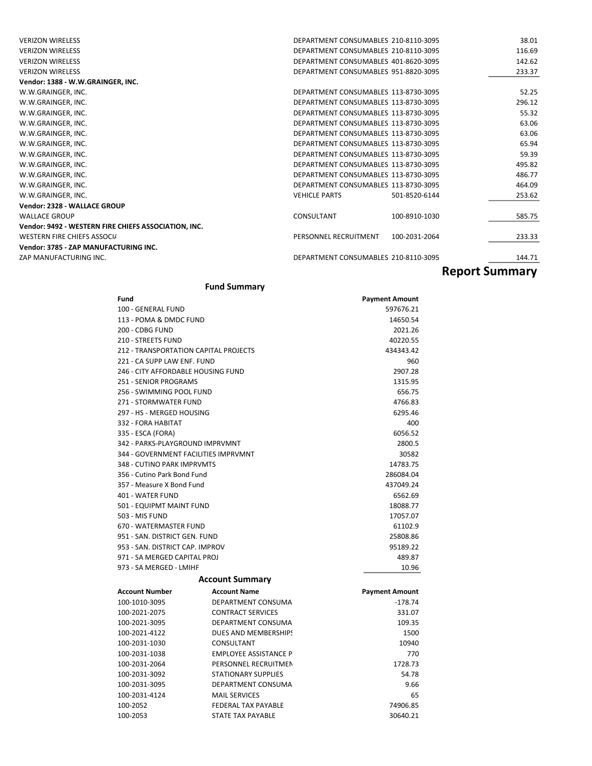| | | | |
|---|---|---|---|
| VERIZON WIRELESS | DEPARTMENT CONSUMABLES | 210-8110-3095 | 38.01 |
| VERIZON WIRELESS | DEPARTMENT CONSUMABLES | 210-8110-3095 | 116.69 |
| VERIZON WIRELESS | DEPARTMENT CONSUMABLES | 401-8620-3095 | 142.62 |
| VERIZON WIRELESS | DEPARTMENT CONSUMABLES | 951-8820-3095 | 233.37 |
| **Vendor: 1388 - W.W.GRAINGER, INC.** | | | |
| W.W.GRAINGER, INC. | DEPARTMENT CONSUMABLES | 113-8730-3095 | 52.25 |
| W.W.GRAINGER, INC. | DEPARTMENT CONSUMABLES | 113-8730-3095 | 296.12 |
| W.W.GRAINGER, INC. | DEPARTMENT CONSUMABLES | 113-8730-3095 | 55.32 |
| W.W.GRAINGER, INC. | DEPARTMENT CONSUMABLES | 113-8730-3095 | 63.06 |
| W.W.GRAINGER, INC. | DEPARTMENT CONSUMABLES | 113-8730-3095 | 63.06 |
| W.W.GRAINGER, INC. | DEPARTMENT CONSUMABLES | 113-8730-3095 | 65.94 |
| W.W.GRAINGER, INC. | DEPARTMENT CONSUMABLES | 113-8730-3095 | 59.39 |
| W.W.GRAINGER, INC. | DEPARTMENT CONSUMABLES | 113-8730-3095 | 495.82 |
| W.W.GRAINGER, INC. | DEPARTMENT CONSUMABLES | 113-8730-3095 | 486.77 |
| W.W.GRAINGER, INC. | DEPARTMENT CONSUMABLES | 113-8730-3095 | 464.09 |
| W.W.GRAINGER, INC. | VEHICLE PARTS | 501-8520-6144 | 253.62 |
| **Vendor: 2328 - WALLACE GROUP** | | | |
| WALLACE GROUP | CONSULTANT | 100-8910-1030 | 585.75 |
| **Vendor: 9492 - WESTERN FIRE CHIEFS ASSOCIATION, INC.** | | | |
| WESTERN FIRE CHIEFS ASSOCI/ | PERSONNEL RECRUITMENT | 100-2031-2064 | 233.33 |
| **Vendor: 3785 - ZAP MANUFACTURING INC.** | | | |
| ZAP MANUFACTURING INC. | DEPARTMENT CONSUMABLES | 210-8110-3095 | 144.71 |

# Report Summary

## Fund Summary

| Fund | Payment Amount |
|---|---|
| 100 - GENERAL FUND | 597676.21 |
| 113 - POMA & DMDC FUND | 14650.54 |
| 200 - CDBG FUND | 2021.26 |
| 210 - STREETS FUND | 40220.55 |
| 212 - TRANSPORTATION CAPITAL PROJECTS | 434343.42 |
| 221 - CA SUPP LAW ENF. FUND | 960 |
| 246 - CITY AFFORDABLE HOUSING FUND | 2907.28 |
| 251 - SENIOR PROGRAMS | 1315.95 |
| 256 - SWIMMING POOL FUND | 656.75 |
| 271 - STORMWATER FUND | 4766.83 |
| 297 - HS - MERGED HOUSING | 6295.46 |
| 332 - FORA HABITAT | 400 |
| 335 - ESCA (FORA) | 6056.52 |
| 342 - PARKS-PLAYGROUND IMPRVMNT | 2800.5 |
| 344 - GOVERNMENT FACILITIES IMPRVMNT | 30582 |
| 348 - CUTINO PARK IMPRVMTS | 14783.75 |
| 356 - Cutino Park Bond Fund | 286084.04 |
| 357 - Measure X Bond Fund | 437049.24 |
| 401 - WATER FUND | 6562.69 |
| 501 - EQUIPMT MAINT FUND | 18088.77 |
| 503 - MIS FUND | 17057.07 |
| 670 - WATERMASTER FUND | 61102.9 |
| 951 - SAN. DISTRICT GEN. FUND | 25808.86 |
| 953 - SAN. DISTRICT CAP. IMPROV | 95189.22 |
| 971 - SA MERGED CAPITAL PROJ | 489.87 |
| 973 - SA MERGED - LMIHF | 10.96 |

## Account Summary

| Account Number | Account Name | Payment Amount |
|---|---|---|
| 100-1010-3095 | DEPARTMENT CONSUMA | -178.74 |
| 100-2021-2075 | CONTRACT SERVICES | 331.07 |
| 100-2021-3095 | DEPARTMENT CONSUMA | 109.35 |
| 100-2021-4122 | DUES AND MEMBERSHIPS | 1500 |
| 100-2031-1030 | CONSULTANT | 10940 |
| 100-2031-1038 | EMPLOYEE ASSISTANCE P | 770 |
| 100-2031-2064 | PERSONNEL RECRUITMEN | 1728.73 |
| 100-2031-3092 | STATIONARY SUPPLIES | 54.78 |
| 100-2031-3095 | DEPARTMENT CONSUMA | 9.66 |
| 100-2031-4124 | MAIL SERVICES | 65 |
| 100-2052 | FEDERAL TAX PAYABLE | 74906.85 |
| 100-2053 | STATE TAX PAYABLE | 30640.21 |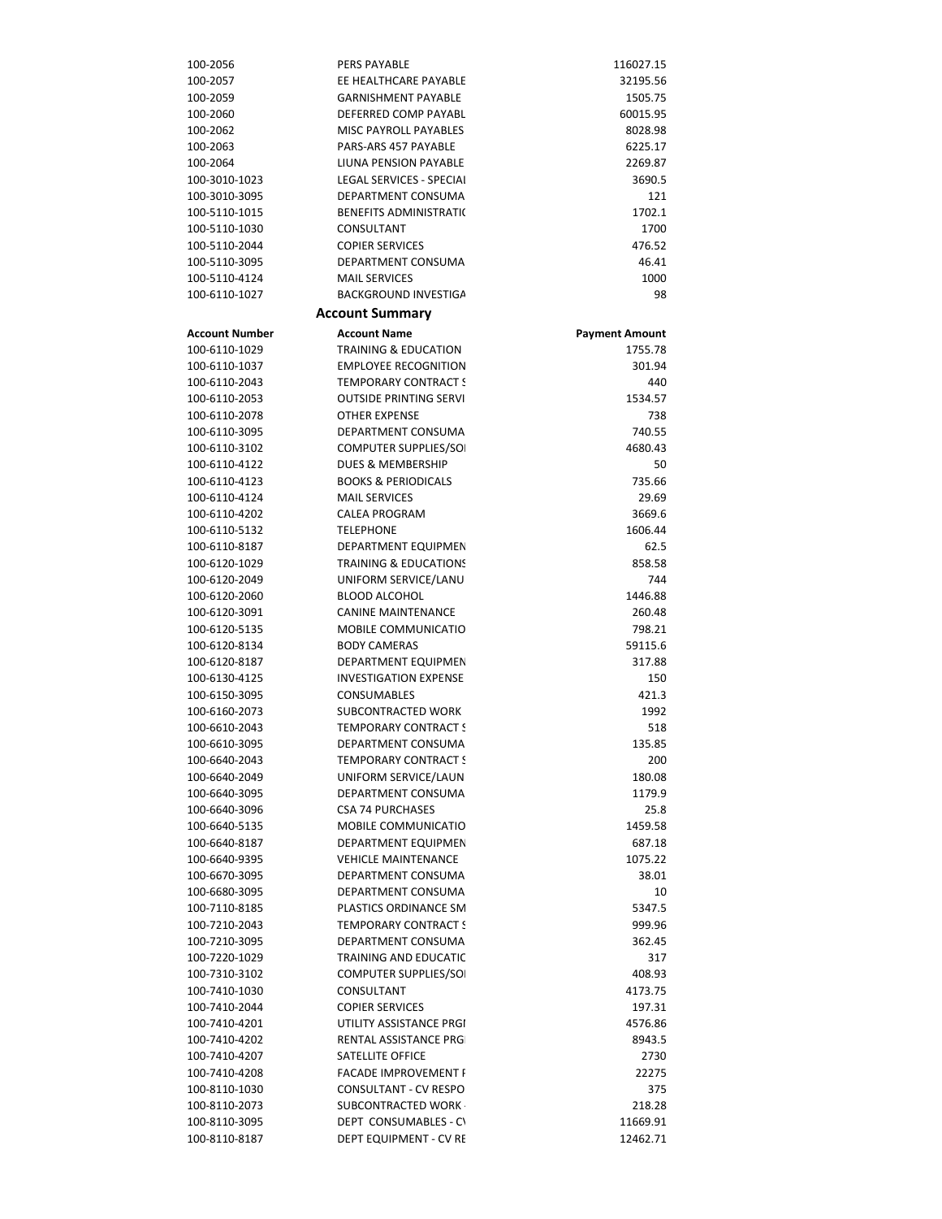| | | |
|---|---|---|
| 100-2056 | PERS PAYABLE | 116027.15 |
| 100-2057 | EE HEALTHCARE PAYABLE | 32195.56 |
| 100-2059 | GARNISHMENT PAYABLE | 1505.75 |
| 100-2060 | DEFERRED COMP PAYABL | 60015.95 |
| 100-2062 | MISC PAYROLL PAYABLES | 8028.98 |
| 100-2063 | PARS-ARS 457 PAYABLE | 6225.17 |
| 100-2064 | LIUNA PENSION PAYABLE | 2269.87 |
| 100-3010-1023 | LEGAL SERVICES - SPECIAI | 3690.5 |
| 100-3010-3095 | DEPARTMENT CONSUMA | 121 |
| 100-5110-1015 | BENEFITS ADMINISTRATIO | 1702.1 |
| 100-5110-1030 | CONSULTANT | 1700 |
| 100-5110-2044 | COPIER SERVICES | 476.52 |
| 100-5110-3095 | DEPARTMENT CONSUMA | 46.41 |
| 100-5110-4124 | MAIL SERVICES | 1000 |
| 100-6110-1027 | BACKGROUND INVESTIGA | 98 |

## Account Summary

| Account Number | Account Name | Payment Amount |
|---|---|---|
| 100-6110-1029 | TRAINING & EDUCATION | 1755.78 |
| 100-6110-1037 | EMPLOYEE RECOGNITION | 301.94 |
| 100-6110-2043 | TEMPORARY CONTRACT S | 440 |
| 100-6110-2053 | OUTSIDE PRINTING SERVI | 1534.57 |
| 100-6110-2078 | OTHER EXPENSE | 738 |
| 100-6110-3095 | DEPARTMENT CONSUMA | 740.55 |
| 100-6110-3102 | COMPUTER SUPPLIES/SOI | 4680.43 |
| 100-6110-4122 | DUES & MEMBERSHIP | 50 |
| 100-6110-4123 | BOOKS & PERIODICALS | 735.66 |
| 100-6110-4124 | MAIL SERVICES | 29.69 |
| 100-6110-4202 | CALEA PROGRAM | 3669.6 |
| 100-6110-5132 | TELEPHONE | 1606.44 |
| 100-6110-8187 | DEPARTMENT EQUIPMEN | 62.5 |
| 100-6120-1029 | TRAINING & EDUCATIONS | 858.58 |
| 100-6120-2049 | UNIFORM SERVICE/LANU | 744 |
| 100-6120-2060 | BLOOD ALCOHOL | 1446.88 |
| 100-6120-3091 | CANINE MAINTENANCE | 260.48 |
| 100-6120-5135 | MOBILE COMMUNICATIO | 798.21 |
| 100-6120-8134 | BODY CAMERAS | 59115.6 |
| 100-6120-8187 | DEPARTMENT EQUIPMEN | 317.88 |
| 100-6130-4125 | INVESTIGATION EXPENSE | 150 |
| 100-6150-3095 | CONSUMABLES | 421.3 |
| 100-6160-2073 | SUBCONTRACTED WORK | 1992 |
| 100-6610-2043 | TEMPORARY CONTRACT S | 518 |
| 100-6610-3095 | DEPARTMENT CONSUMA | 135.85 |
| 100-6640-2043 | TEMPORARY CONTRACT S | 200 |
| 100-6640-2049 | UNIFORM SERVICE/LAUN | 180.08 |
| 100-6640-3095 | DEPARTMENT CONSUMA | 1179.9 |
| 100-6640-3096 | CSA 74 PURCHASES | 25.8 |
| 100-6640-5135 | MOBILE COMMUNICATIO | 1459.58 |
| 100-6640-8187 | DEPARTMENT EQUIPMEN | 687.18 |
| 100-6640-9395 | VEHICLE MAINTENANCE | 1075.22 |
| 100-6670-3095 | DEPARTMENT CONSUMA | 38.01 |
| 100-6680-3095 | DEPARTMENT CONSUMA | 10 |
| 100-7110-8185 | PLASTICS ORDINANCE SM | 5347.5 |
| 100-7210-2043 | TEMPORARY CONTRACT S | 999.96 |
| 100-7210-3095 | DEPARTMENT CONSUMA | 362.45 |
| 100-7220-1029 | TRAINING AND EDUCATIC | 317 |
| 100-7310-3102 | COMPUTER SUPPLIES/SOI | 408.93 |
| 100-7410-1030 | CONSULTANT | 4173.75 |
| 100-7410-2044 | COPIER SERVICES | 197.31 |
| 100-7410-4201 | UTILITY ASSISTANCE PRGI | 4576.86 |
| 100-7410-4202 | RENTAL ASSISTANCE PRGI | 8943.5 |
| 100-7410-4207 | SATELLITE OFFICE | 2730 |
| 100-7410-4208 | FACADE IMPROVEMENT F | 22275 |
| 100-8110-1030 | CONSULTANT - CV RESPO | 375 |
| 100-8110-2073 | SUBCONTRACTED WORK | 218.28 |
| 100-8110-3095 | DEPT CONSUMABLES - C\ | 11669.91 |
| 100-8110-8187 | DEPT EQUIPMENT - CV RE | 12462.71 |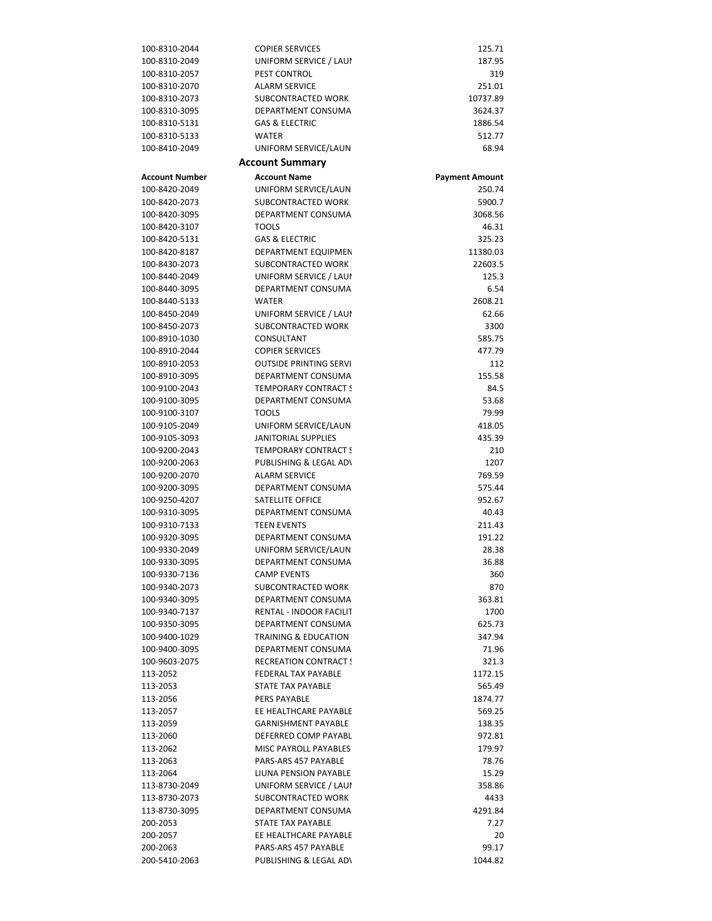| | | |
|---|---|---|
| 100-8310-2044 | COPIER SERVICES | 125.71 |
| 100-8310-2049 | UNIFORM SERVICE / LAUI | 187.95 |
| 100-8310-2057 | PEST CONTROL | 319 |
| 100-8310-2070 | ALARM SERVICE | 251.01 |
| 100-8310-2073 | SUBCONTRACTED WORK | 10737.89 |
| 100-8310-3095 | DEPARTMENT CONSUMA | 3624.37 |
| 100-8310-5131 | GAS & ELECTRIC | 1886.54 |
| 100-8310-5133 | WATER | 512.77 |
| 100-8410-2049 | UNIFORM SERVICE/LAUN | 68.94 |

## Account Summary

| Account Number | Account Name | Payment Amount |
|---|---|---|
| 100-8420-2049 | UNIFORM SERVICE/LAUN | 250.74 |
| 100-8420-2073 | SUBCONTRACTED WORK | 5900.7 |
| 100-8420-3095 | DEPARTMENT CONSUMA | 3068.56 |
| 100-8420-3107 | TOOLS | 46.31 |
| 100-8420-5131 | GAS & ELECTRIC | 325.23 |
| 100-8420-8187 | DEPARTMENT EQUIPMEN | 11380.03 |
| 100-8430-2073 | SUBCONTRACTED WORK | 22603.5 |
| 100-8440-2049 | UNIFORM SERVICE / LAUI | 125.3 |
| 100-8440-3095 | DEPARTMENT CONSUMA | 6.54 |
| 100-8440-5133 | WATER | 2608.21 |
| 100-8450-2049 | UNIFORM SERVICE / LAUI | 62.66 |
| 100-8450-2073 | SUBCONTRACTED WORK | 3300 |
| 100-8910-1030 | CONSULTANT | 585.75 |
| 100-8910-2044 | COPIER SERVICES | 477.79 |
| 100-8910-2053 | OUTSIDE PRINTING SERVI | 112 |
| 100-8910-3095 | DEPARTMENT CONSUMA | 155.58 |
| 100-9100-2043 | TEMPORARY CONTRACT S | 84.5 |
| 100-9100-3095 | DEPARTMENT CONSUMA | 53.68 |
| 100-9100-3107 | TOOLS | 79.99 |
| 100-9105-2049 | UNIFORM SERVICE/LAUN | 418.05 |
| 100-9105-3093 | JANITORIAL SUPPLIES | 435.39 |
| 100-9200-2043 | TEMPORARY CONTRACT S | 210 |
| 100-9200-2063 | PUBLISHING & LEGAL AD\ | 1207 |
| 100-9200-2070 | ALARM SERVICE | 769.59 |
| 100-9200-3095 | DEPARTMENT CONSUMA | 575.44 |
| 100-9250-4207 | SATELLITE OFFICE | 952.67 |
| 100-9310-3095 | DEPARTMENT CONSUMA | 40.43 |
| 100-9310-7133 | TEEN EVENTS | 211.43 |
| 100-9320-3095 | DEPARTMENT CONSUMA | 191.22 |
| 100-9330-2049 | UNIFORM SERVICE/LAUN | 28.38 |
| 100-9330-3095 | DEPARTMENT CONSUMA | 36.88 |
| 100-9330-7136 | CAMP EVENTS | 360 |
| 100-9340-2073 | SUBCONTRACTED WORK | 870 |
| 100-9340-3095 | DEPARTMENT CONSUMA | 363.81 |
| 100-9340-7137 | RENTAL - INDOOR FACILIT | 1700 |
| 100-9350-3095 | DEPARTMENT CONSUMA | 625.73 |
| 100-9400-1029 | TRAINING & EDUCATION | 347.94 |
| 100-9400-3095 | DEPARTMENT CONSUMA | 71.96 |
| 100-9603-2075 | RECREATION CONTRACT S | 321.3 |
| 113-2052 | FEDERAL TAX PAYABLE | 1172.15 |
| 113-2053 | STATE TAX PAYABLE | 565.49 |
| 113-2056 | PERS PAYABLE | 1874.77 |
| 113-2057 | EE HEALTHCARE PAYABLE | 569.25 |
| 113-2059 | GARNISHMENT PAYABLE | 138.35 |
| 113-2060 | DEFERRED COMP PAYABL | 972.81 |
| 113-2062 | MISC PAYROLL PAYABLES | 179.97 |
| 113-2063 | PARS-ARS 457 PAYABLE | 78.76 |
| 113-2064 | LIUNA PENSION PAYABLE | 15.29 |
| 113-8730-2049 | UNIFORM SERVICE / LAUI | 358.86 |
| 113-8730-2073 | SUBCONTRACTED WORK | 4433 |
| 113-8730-3095 | DEPARTMENT CONSUMA | 4291.84 |
| 200-2053 | STATE TAX PAYABLE | 7.27 |
| 200-2057 | EE HEALTHCARE PAYABLE | 20 |
| 200-2063 | PARS-ARS 457 PAYABLE | 99.17 |
| 200-5410-2063 | PUBLISHING & LEGAL AD\ | 1044.82 |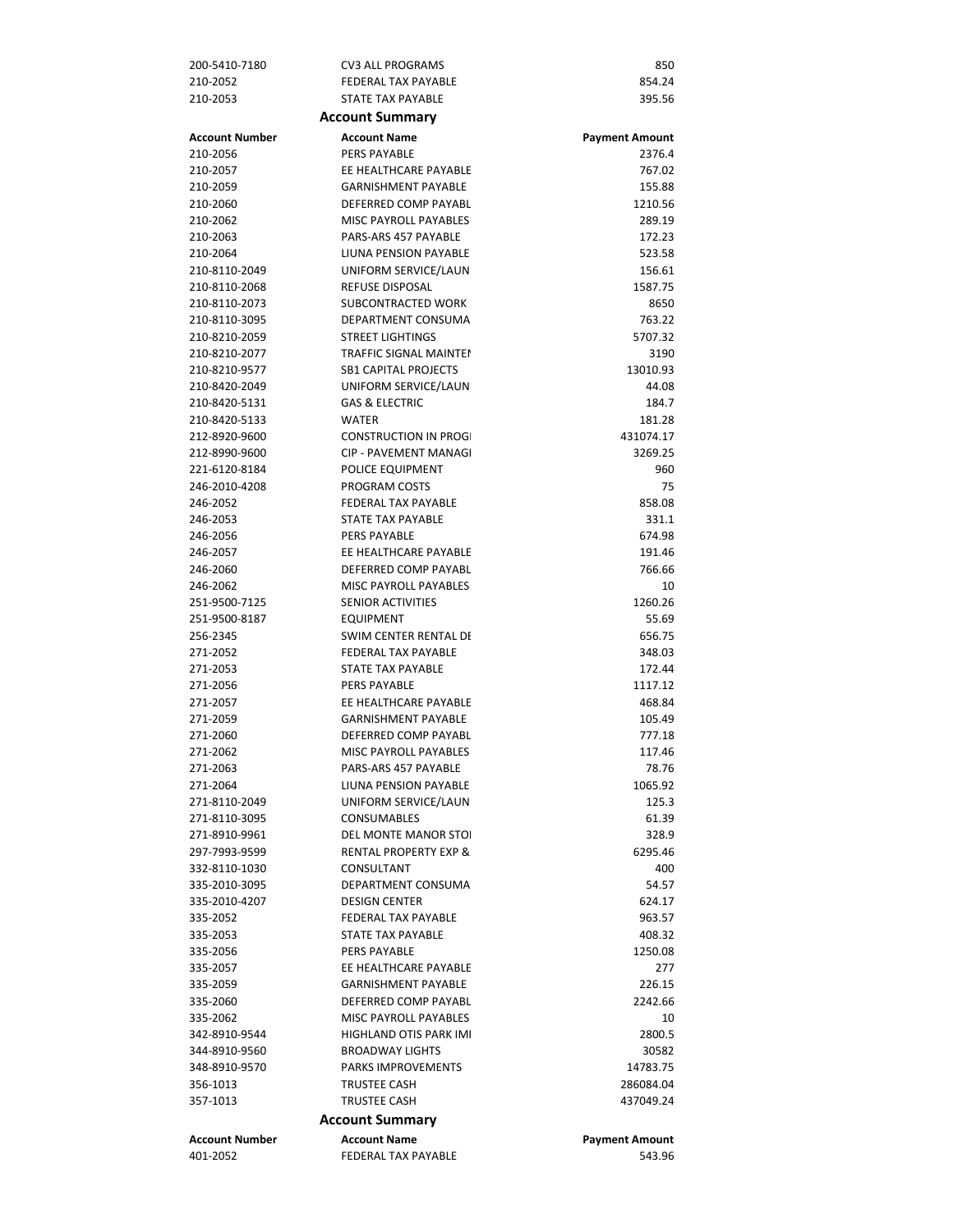| | | |
|---|---|---|
| 200-5410-7180 | CV3 ALL PROGRAMS | 850 |
| 210-2052 | FEDERAL TAX PAYABLE | 854.24 |
| 210-2053 | STATE TAX PAYABLE | 395.56 |

### Account Summary

| Account Number | Account Name | Payment Amount |
|---|---|---|
| 210-2056 | PERS PAYABLE | 2376.4 |
| 210-2057 | EE HEALTHCARE PAYABLE | 767.02 |
| 210-2059 | GARNISHMENT PAYABLE | 155.88 |
| 210-2060 | DEFERRED COMP PAYABL | 1210.56 |
| 210-2062 | MISC PAYROLL PAYABLES | 289.19 |
| 210-2063 | PARS-ARS 457 PAYABLE | 172.23 |
| 210-2064 | LIUNA PENSION PAYABLE | 523.58 |
| 210-8110-2049 | UNIFORM SERVICE/LAUN | 156.61 |
| 210-8110-2068 | REFUSE DISPOSAL | 1587.75 |
| 210-8110-2073 | SUBCONTRACTED WORK | 8650 |
| 210-8110-3095 | DEPARTMENT CONSUMA | 763.22 |
| 210-8210-2059 | STREET LIGHTINGS | 5707.32 |
| 210-8210-2077 | TRAFFIC SIGNAL MAINTEI | 3190 |
| 210-8210-9577 | SB1 CAPITAL PROJECTS | 13010.93 |
| 210-8420-2049 | UNIFORM SERVICE/LAUN | 44.08 |
| 210-8420-5131 | GAS & ELECTRIC | 184.7 |
| 210-8420-5133 | WATER | 181.28 |
| 212-8920-9600 | CONSTRUCTION IN PROGI | 431074.17 |
| 212-8990-9600 | CIP - PAVEMENT MANAGI | 3269.25 |
| 221-6120-8184 | POLICE EQUIPMENT | 960 |
| 246-2010-4208 | PROGRAM COSTS | 75 |
| 246-2052 | FEDERAL TAX PAYABLE | 858.08 |
| 246-2053 | STATE TAX PAYABLE | 331.1 |
| 246-2056 | PERS PAYABLE | 674.98 |
| 246-2057 | EE HEALTHCARE PAYABLE | 191.46 |
| 246-2060 | DEFERRED COMP PAYABL | 766.66 |
| 246-2062 | MISC PAYROLL PAYABLES | 10 |
| 251-9500-7125 | SENIOR ACTIVITIES | 1260.26 |
| 251-9500-8187 | EQUIPMENT | 55.69 |
| 256-2345 | SWIM CENTER RENTAL DE | 656.75 |
| 271-2052 | FEDERAL TAX PAYABLE | 348.03 |
| 271-2053 | STATE TAX PAYABLE | 172.44 |
| 271-2056 | PERS PAYABLE | 1117.12 |
| 271-2057 | EE HEALTHCARE PAYABLE | 468.84 |
| 271-2059 | GARNISHMENT PAYABLE | 105.49 |
| 271-2060 | DEFERRED COMP PAYABL | 777.18 |
| 271-2062 | MISC PAYROLL PAYABLES | 117.46 |
| 271-2063 | PARS-ARS 457 PAYABLE | 78.76 |
| 271-2064 | LIUNA PENSION PAYABLE | 1065.92 |
| 271-8110-2049 | UNIFORM SERVICE/LAUN | 125.3 |
| 271-8110-3095 | CONSUMABLES | 61.39 |
| 271-8910-9961 | DEL MONTE MANOR STOI | 328.9 |
| 297-7993-9599 | RENTAL PROPERTY EXP & | 6295.46 |
| 332-8110-1030 | CONSULTANT | 400 |
| 335-2010-3095 | DEPARTMENT CONSUMA | 54.57 |
| 335-2010-4207 | DESIGN CENTER | 624.17 |
| 335-2052 | FEDERAL TAX PAYABLE | 963.57 |
| 335-2053 | STATE TAX PAYABLE | 408.32 |
| 335-2056 | PERS PAYABLE | 1250.08 |
| 335-2057 | EE HEALTHCARE PAYABLE | 277 |
| 335-2059 | GARNISHMENT PAYABLE | 226.15 |
| 335-2060 | DEFERRED COMP PAYABL | 2242.66 |
| 335-2062 | MISC PAYROLL PAYABLES | 10 |
| 342-8910-9544 | HIGHLAND OTIS PARK IMI | 2800.5 |
| 344-8910-9560 | BROADWAY LIGHTS | 30582 |
| 348-8910-9570 | PARKS IMPROVEMENTS | 14783.75 |
| 356-1013 | TRUSTEE CASH | 286084.04 |
| 357-1013 | TRUSTEE CASH | 437049.24 |

### Account Summary

| Account Number | Account Name | Payment Amount |
|---|---|---|
| 401-2052 | FEDERAL TAX PAYABLE | 543.96 |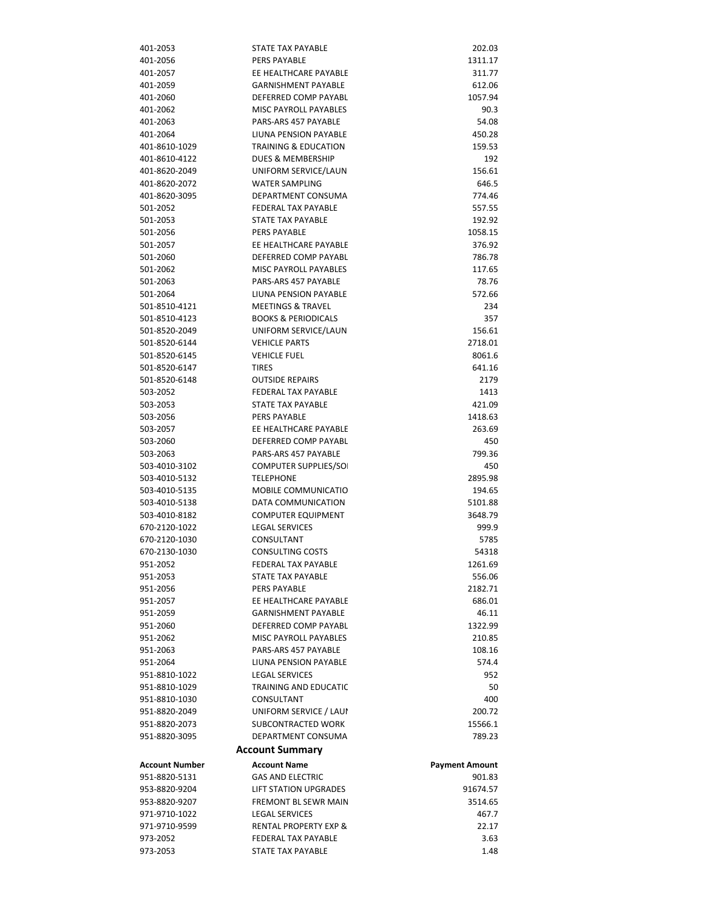| | | |
|---|---|---|
| 401-2053 | STATE TAX PAYABLE | 202.03 |
| 401-2056 | PERS PAYABLE | 1311.17 |
| 401-2057 | EE HEALTHCARE PAYABLE | 311.77 |
| 401-2059 | GARNISHMENT PAYABLE | 612.06 |
| 401-2060 | DEFERRED COMP PAYABL | 1057.94 |
| 401-2062 | MISC PAYROLL PAYABLES | 90.3 |
| 401-2063 | PARS-ARS 457 PAYABLE | 54.08 |
| 401-2064 | LIUNA PENSION PAYABLE | 450.28 |
| 401-8610-1029 | TRAINING & EDUCATION | 159.53 |
| 401-8610-4122 | DUES & MEMBERSHIP | 192 |
| 401-8620-2049 | UNIFORM SERVICE/LAUN | 156.61 |
| 401-8620-2072 | WATER SAMPLING | 646.5 |
| 401-8620-3095 | DEPARTMENT CONSUMA | 774.46 |
| 501-2052 | FEDERAL TAX PAYABLE | 557.55 |
| 501-2053 | STATE TAX PAYABLE | 192.92 |
| 501-2056 | PERS PAYABLE | 1058.15 |
| 501-2057 | EE HEALTHCARE PAYABLE | 376.92 |
| 501-2060 | DEFERRED COMP PAYABL | 786.78 |
| 501-2062 | MISC PAYROLL PAYABLES | 117.65 |
| 501-2063 | PARS-ARS 457 PAYABLE | 78.76 |
| 501-2064 | LIUNA PENSION PAYABLE | 572.66 |
| 501-8510-4121 | MEETINGS & TRAVEL | 234 |
| 501-8510-4123 | BOOKS & PERIODICALS | 357 |
| 501-8520-2049 | UNIFORM SERVICE/LAUN | 156.61 |
| 501-8520-6144 | VEHICLE PARTS | 2718.01 |
| 501-8520-6145 | VEHICLE FUEL | 8061.6 |
| 501-8520-6147 | TIRES | 641.16 |
| 501-8520-6148 | OUTSIDE REPAIRS | 2179 |
| 503-2052 | FEDERAL TAX PAYABLE | 1413 |
| 503-2053 | STATE TAX PAYABLE | 421.09 |
| 503-2056 | PERS PAYABLE | 1418.63 |
| 503-2057 | EE HEALTHCARE PAYABLE | 263.69 |
| 503-2060 | DEFERRED COMP PAYABL | 450 |
| 503-2063 | PARS-ARS 457 PAYABLE | 799.36 |
| 503-4010-3102 | COMPUTER SUPPLIES/SOI | 450 |
| 503-4010-5132 | TELEPHONE | 2895.98 |
| 503-4010-5135 | MOBILE COMMUNICATIO | 194.65 |
| 503-4010-5138 | DATA COMMUNICATION | 5101.88 |
| 503-4010-8182 | COMPUTER EQUIPMENT | 3648.79 |
| 670-2120-1022 | LEGAL SERVICES | 999.9 |
| 670-2120-1030 | CONSULTANT | 5785 |
| 670-2130-1030 | CONSULTING COSTS | 54318 |
| 951-2052 | FEDERAL TAX PAYABLE | 1261.69 |
| 951-2053 | STATE TAX PAYABLE | 556.06 |
| 951-2056 | PERS PAYABLE | 2182.71 |
| 951-2057 | EE HEALTHCARE PAYABLE | 686.01 |
| 951-2059 | GARNISHMENT PAYABLE | 46.11 |
| 951-2060 | DEFERRED COMP PAYABL | 1322.99 |
| 951-2062 | MISC PAYROLL PAYABLES | 210.85 |
| 951-2063 | PARS-ARS 457 PAYABLE | 108.16 |
| 951-2064 | LIUNA PENSION PAYABLE | 574.4 |
| 951-8810-1022 | LEGAL SERVICES | 952 |
| 951-8810-1029 | TRAINING AND EDUCATIC | 50 |
| 951-8810-1030 | CONSULTANT | 400 |
| 951-8820-2049 | UNIFORM SERVICE / LAUI | 200.72 |
| 951-8820-2073 | SUBCONTRACTED WORK | 15566.1 |
| 951-8820-3095 | DEPARTMENT CONSUMA | 789.23 |

## Account Summary

| Account Number | Account Name | Payment Amount |
|---|---|---|
| 951-8820-5131 | GAS AND ELECTRIC | 901.83 |
| 953-8820-9204 | LIFT STATION UPGRADES | 91674.57 |
| 953-8820-9207 | FREMONT BL SEWR MAIN | 3514.65 |
| 971-9710-1022 | LEGAL SERVICES | 467.7 |
| 971-9710-9599 | RENTAL PROPERTY EXP & | 22.17 |
| 973-2052 | FEDERAL TAX PAYABLE | 3.63 |
| 973-2053 | STATE TAX PAYABLE | 1.48 |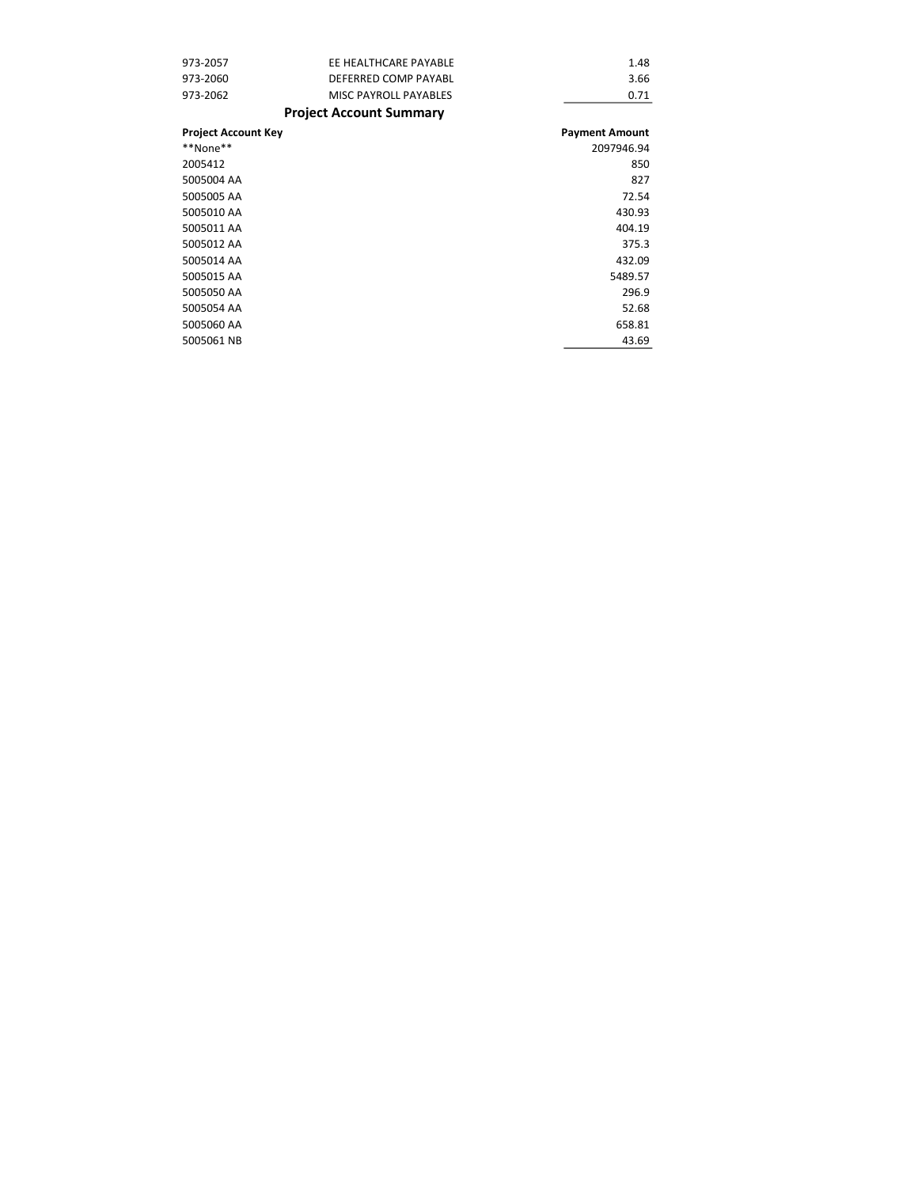| | | |
|---|---|---|
| 973-2057 | EE HEALTHCARE PAYABLE | 1.48 |
| 973-2060 | DEFERRED COMP PAYABL | 3.66 |
| 973-2062 | MISC PAYROLL PAYABLES | 0.71 |

## Project Account Summary

| Project Account Key | Payment Amount |
|---|---|
| **None** | 2097946.94 |
| 2005412 | 850 |
| 5005004 AA | 827 |
| 5005005 AA | 72.54 |
| 5005010 AA | 430.93 |
| 5005011 AA | 404.19 |
| 5005012 AA | 375.3 |
| 5005014 AA | 432.09 |
| 5005015 AA | 5489.57 |
| 5005050 AA | 296.9 |
| 5005054 AA | 52.68 |
| 5005060 AA | 658.81 |
| 5005061 NB | 43.69 |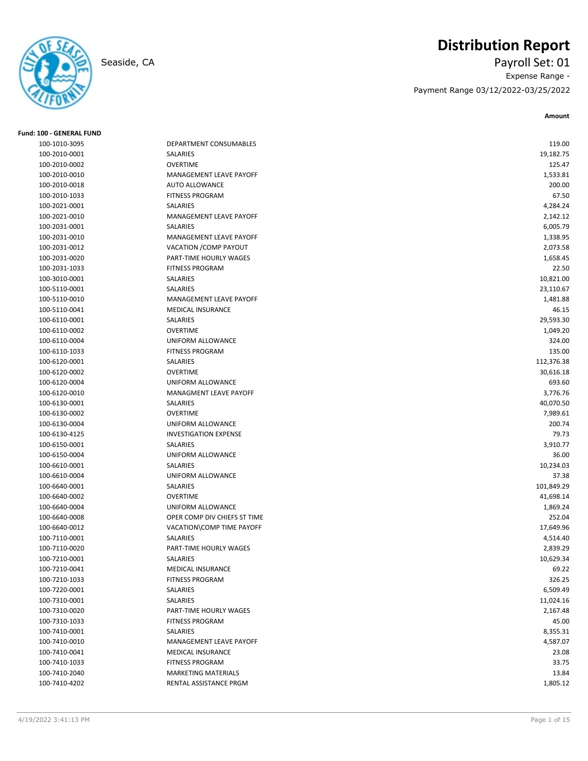# Distribution Report

Seaside, CA

Payroll Set: 01

Expense Range -

Payment Range 03/12/2022-03/25/2022

**Fund: 100 - GENERAL FUND**

| Account | Description | Amount |
|---|---|---|
| 100-1010-3095 | DEPARTMENT CONSUMABLES | 119.00 |
| 100-2010-0001 | SALARIES | 19,182.75 |
| 100-2010-0002 | OVERTIME | 125.47 |
| 100-2010-0010 | MANAGEMENT LEAVE PAYOFF | 1,533.81 |
| 100-2010-0018 | AUTO ALLOWANCE | 200.00 |
| 100-2010-1033 | FITNESS PROGRAM | 67.50 |
| 100-2021-0001 | SALARIES | 4,284.24 |
| 100-2021-0010 | MANAGEMENT LEAVE PAYOFF | 2,142.12 |
| 100-2031-0001 | SALARIES | 6,005.79 |
| 100-2031-0010 | MANAGEMENT LEAVE PAYOFF | 1,338.95 |
| 100-2031-0012 | VACATION /COMP PAYOUT | 2,073.58 |
| 100-2031-0020 | PART-TIME HOURLY WAGES | 1,658.45 |
| 100-2031-1033 | FITNESS PROGRAM | 22.50 |
| 100-3010-0001 | SALARIES | 10,821.00 |
| 100-5110-0001 | SALARIES | 23,110.67 |
| 100-5110-0010 | MANAGEMENT LEAVE PAYOFF | 1,481.88 |
| 100-5110-0041 | MEDICAL INSURANCE | 46.15 |
| 100-6110-0001 | SALARIES | 29,593.30 |
| 100-6110-0002 | OVERTIME | 1,049.20 |
| 100-6110-0004 | UNIFORM ALLOWANCE | 324.00 |
| 100-6110-1033 | FITNESS PROGRAM | 135.00 |
| 100-6120-0001 | SALARIES | 112,376.38 |
| 100-6120-0002 | OVERTIME | 30,616.18 |
| 100-6120-0004 | UNIFORM ALLOWANCE | 693.60 |
| 100-6120-0010 | MANAGMENT LEAVE PAYOFF | 3,776.76 |
| 100-6130-0001 | SALARIES | 40,070.50 |
| 100-6130-0002 | OVERTIME | 7,989.61 |
| 100-6130-0004 | UNIFORM ALLOWANCE | 200.74 |
| 100-6130-4125 | INVESTIGATION EXPENSE | 79.73 |
| 100-6150-0001 | SALARIES | 3,910.77 |
| 100-6150-0004 | UNIFORM ALLOWANCE | 36.00 |
| 100-6610-0001 | SALARIES | 10,234.03 |
| 100-6610-0004 | UNIFORM ALLOWANCE | 37.38 |
| 100-6640-0001 | SALARIES | 101,849.29 |
| 100-6640-0002 | OVERTIME | 41,698.14 |
| 100-6640-0004 | UNIFORM ALLOWANCE | 1,869.24 |
| 100-6640-0008 | OPER COMP DIV CHIEFS ST TIME | 252.04 |
| 100-6640-0012 | VACATION\COMP TIME PAYOFF | 17,649.96 |
| 100-7110-0001 | SALARIES | 4,514.40 |
| 100-7110-0020 | PART-TIME HOURLY WAGES | 2,839.29 |
| 100-7210-0001 | SALARIES | 10,629.34 |
| 100-7210-0041 | MEDICAL INSURANCE | 69.22 |
| 100-7210-1033 | FITNESS PROGRAM | 326.25 |
| 100-7220-0001 | SALARIES | 6,509.49 |
| 100-7310-0001 | SALARIES | 11,024.16 |
| 100-7310-0020 | PART-TIME HOURLY WAGES | 2,167.48 |
| 100-7310-1033 | FITNESS PROGRAM | 45.00 |
| 100-7410-0001 | SALARIES | 8,355.31 |
| 100-7410-0010 | MANAGEMENT LEAVE PAYOFF | 4,587.07 |
| 100-7410-0041 | MEDICAL INSURANCE | 23.08 |
| 100-7410-1033 | FITNESS PROGRAM | 33.75 |
| 100-7410-2040 | MARKETING MATERIALS | 13.84 |
| 100-7410-4202 | RENTAL ASSISTANCE PRGM | 1,805.12 |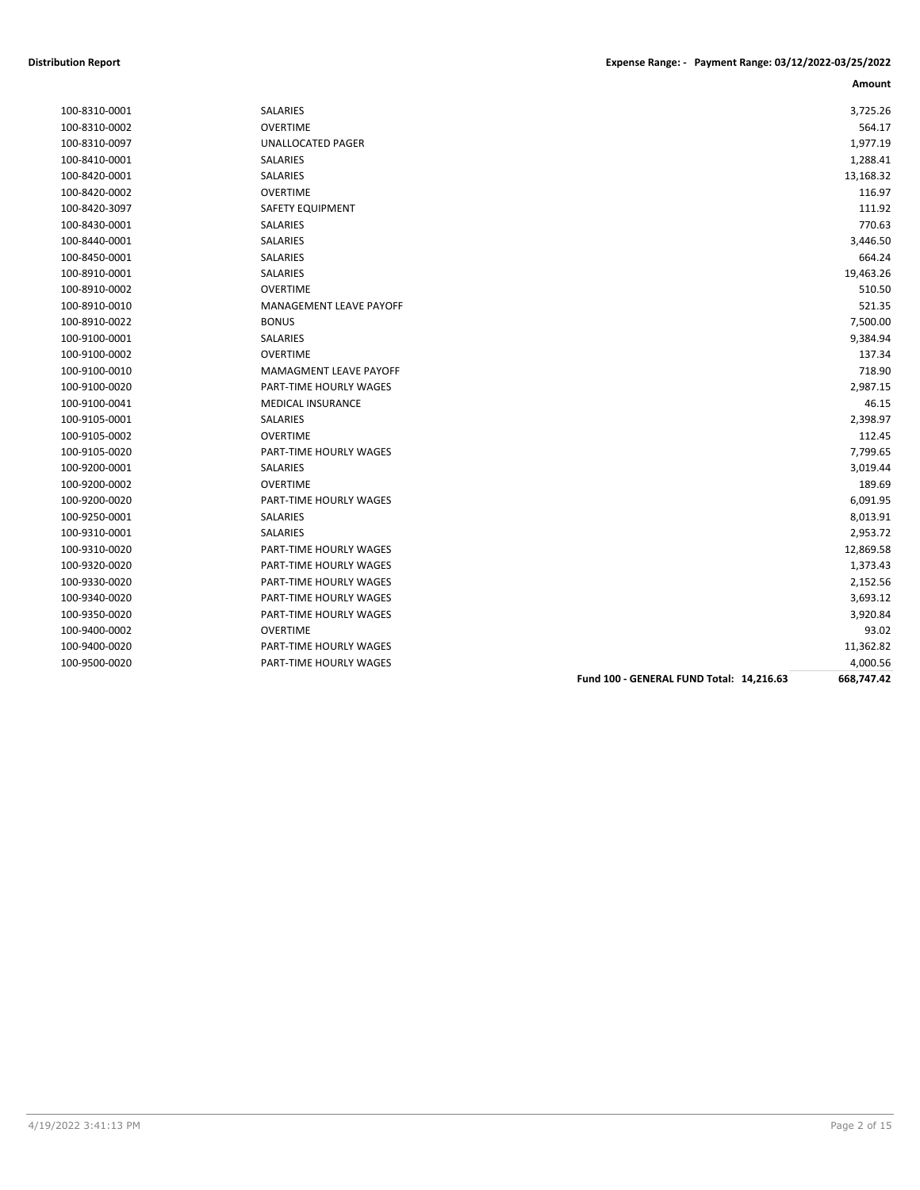**Distribution Report** — Expense Range: - Payment Range: 03/12/2022-03/25/2022

| | | | Amount |
|---|---|---|---|
| 100-8310-0001 | SALARIES | | 3,725.26 |
| 100-8310-0002 | OVERTIME | | 564.17 |
| 100-8310-0097 | UNALLOCATED PAGER | | 1,977.19 |
| 100-8410-0001 | SALARIES | | 1,288.41 |
| 100-8420-0001 | SALARIES | | 13,168.32 |
| 100-8420-0002 | OVERTIME | | 116.97 |
| 100-8420-3097 | SAFETY EQUIPMENT | | 111.92 |
| 100-8430-0001 | SALARIES | | 770.63 |
| 100-8440-0001 | SALARIES | | 3,446.50 |
| 100-8450-0001 | SALARIES | | 664.24 |
| 100-8910-0001 | SALARIES | | 19,463.26 |
| 100-8910-0002 | OVERTIME | | 510.50 |
| 100-8910-0010 | MANAGEMENT LEAVE PAYOFF | | 521.35 |
| 100-8910-0022 | BONUS | | 7,500.00 |
| 100-9100-0001 | SALARIES | | 9,384.94 |
| 100-9100-0002 | OVERTIME | | 137.34 |
| 100-9100-0010 | MAMAGMENT LEAVE PAYOFF | | 718.90 |
| 100-9100-0020 | PART-TIME HOURLY WAGES | | 2,987.15 |
| 100-9100-0041 | MEDICAL INSURANCE | | 46.15 |
| 100-9105-0001 | SALARIES | | 2,398.97 |
| 100-9105-0002 | OVERTIME | | 112.45 |
| 100-9105-0020 | PART-TIME HOURLY WAGES | | 7,799.65 |
| 100-9200-0001 | SALARIES | | 3,019.44 |
| 100-9200-0002 | OVERTIME | | 189.69 |
| 100-9200-0020 | PART-TIME HOURLY WAGES | | 6,091.95 |
| 100-9250-0001 | SALARIES | | 8,013.91 |
| 100-9310-0001 | SALARIES | | 2,953.72 |
| 100-9310-0020 | PART-TIME HOURLY WAGES | | 12,869.58 |
| 100-9320-0020 | PART-TIME HOURLY WAGES | | 1,373.43 |
| 100-9330-0020 | PART-TIME HOURLY WAGES | | 2,152.56 |
| 100-9340-0020 | PART-TIME HOURLY WAGES | | 3,693.12 |
| 100-9350-0020 | PART-TIME HOURLY WAGES | | 3,920.84 |
| 100-9400-0002 | OVERTIME | | 93.02 |
| 100-9400-0020 | PART-TIME HOURLY WAGES | | 11,362.82 |
| 100-9500-0020 | PART-TIME HOURLY WAGES | | 4,000.56 |
| | | **Fund 100 - GENERAL FUND Total: 14,216.63** | **668,747.42** |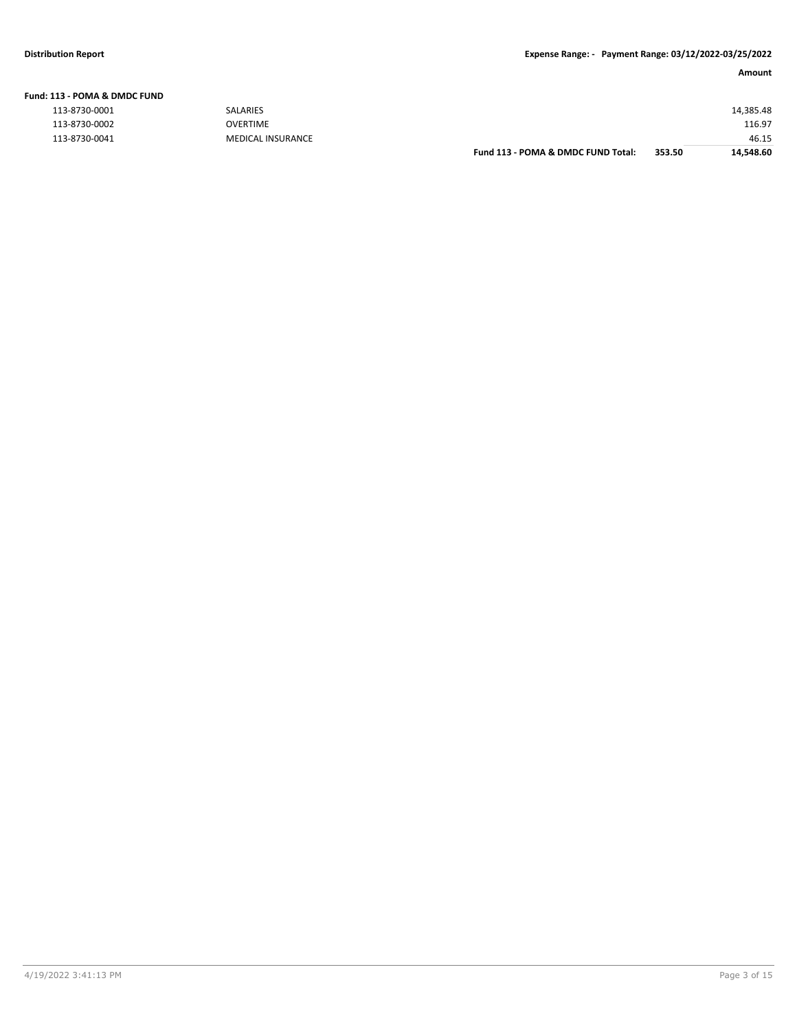**Distribution Report** **Expense Range: - Payment Range: 03/12/2022-03/25/2022**

| | | | | Amount |
|---|---|---|---|---|
| **Fund: 113 - POMA & DMDC FUND** | | | | |
| 113-8730-0001 | SALARIES | | | 14,385.48 |
| 113-8730-0002 | OVERTIME | | | 116.97 |
| 113-8730-0041 | MEDICAL INSURANCE | | | 46.15 |
| | | **Fund 113 - POMA & DMDC FUND Total:** | **353.50** | **14,548.60** |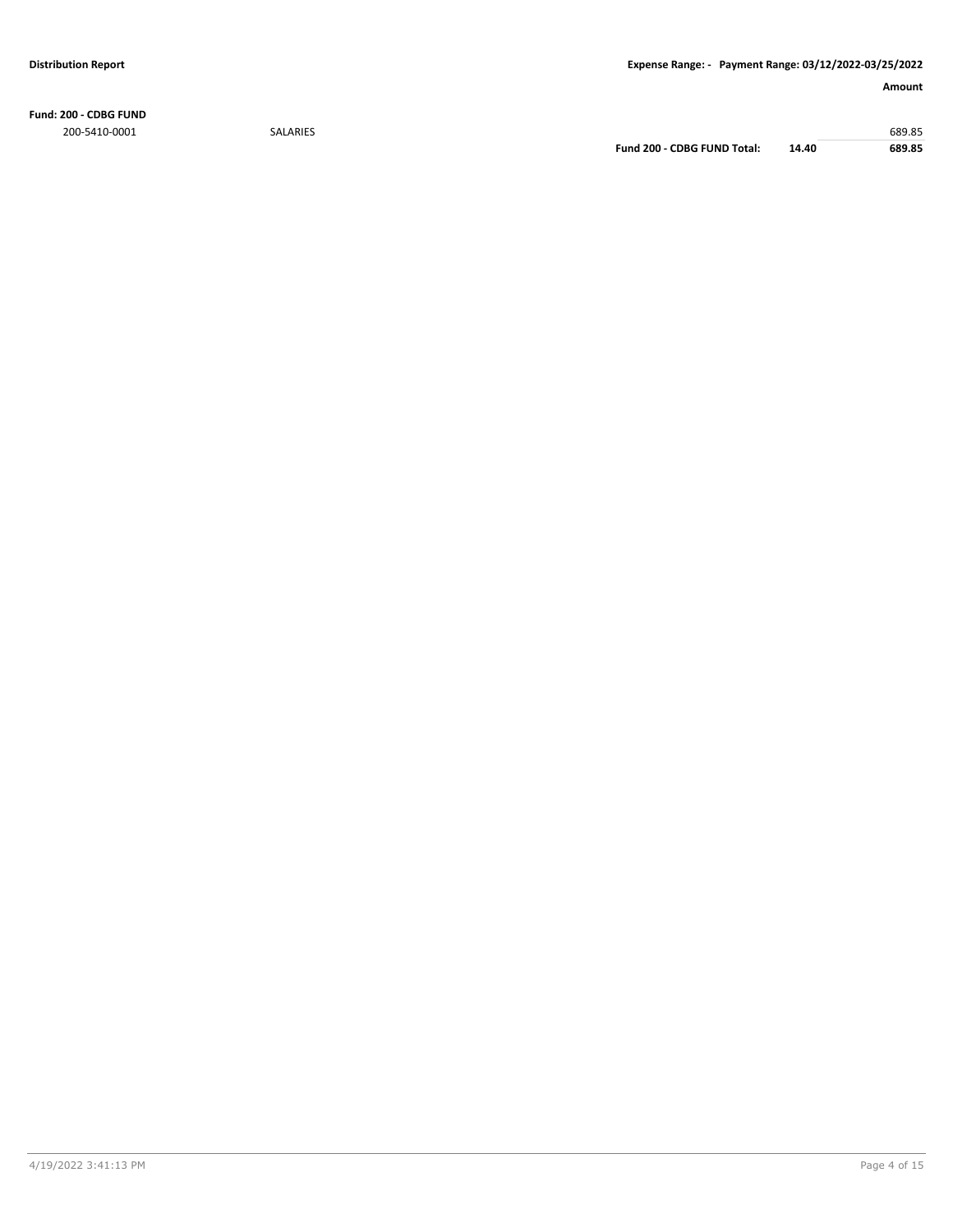**Distribution Report**

**Expense Range: - Payment Range: 03/12/2022-03/25/2022**

| | | | | Amount |
|---|---|---|---|---|
| **Fund: 200 - CDBG FUND** | | | | |
| 200-5410-0001 | SALARIES | | | 689.85 |
| | | **Fund 200 - CDBG FUND Total:** | **14.40** | **689.85** |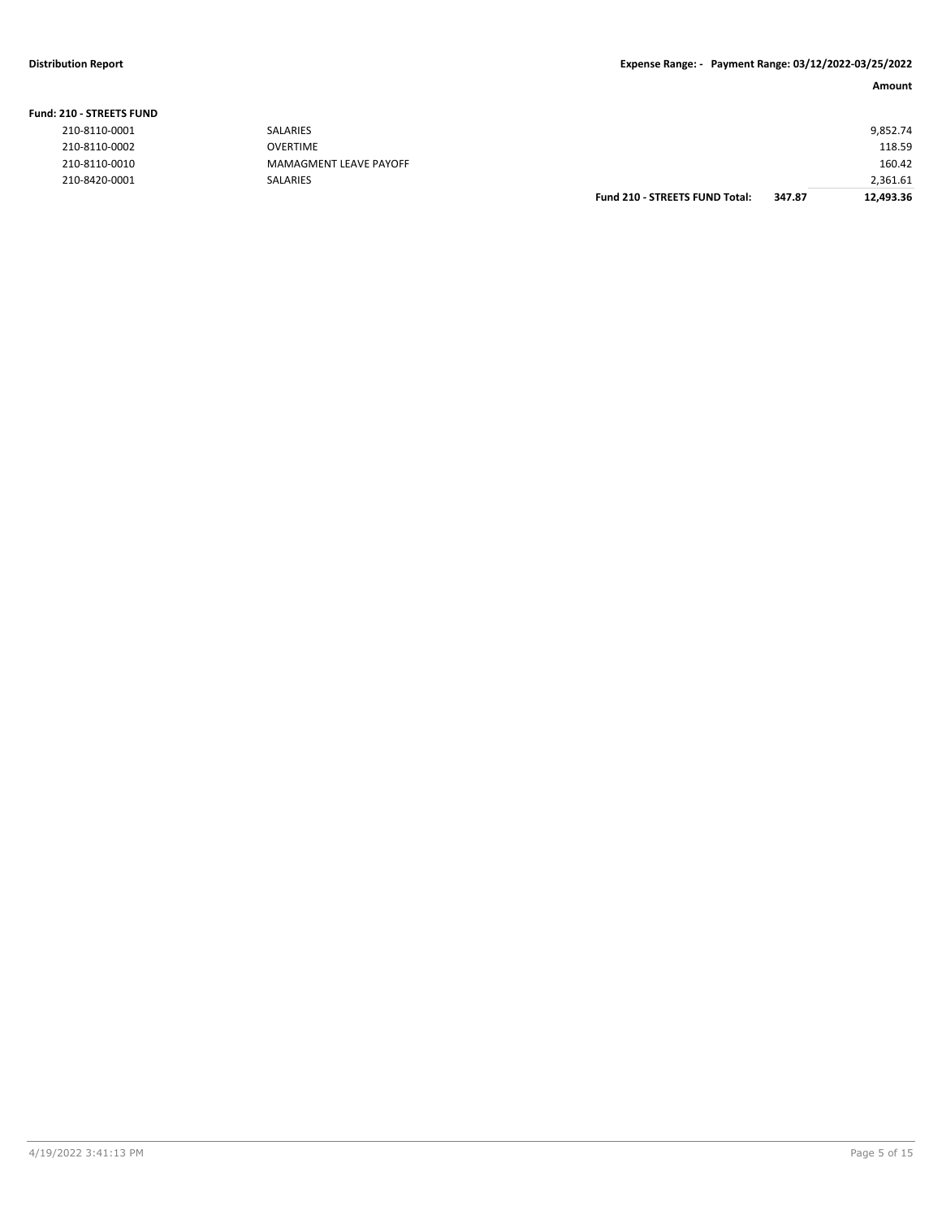**Distribution Report** **Expense Range: - Payment Range: 03/12/2022-03/25/2022**

| | | | | Amount |
|---|---|---|---|---|
| **Fund: 210 - STREETS FUND** | | | | |
| 210-8110-0001 | SALARIES | | | 9,852.74 |
| 210-8110-0002 | OVERTIME | | | 118.59 |
| 210-8110-0010 | MAMAGMENT LEAVE PAYOFF | | | 160.42 |
| 210-8420-0001 | SALARIES | | | 2,361.61 |
| | | **Fund 210 - STREETS FUND Total:** | **347.87** | **12,493.36** |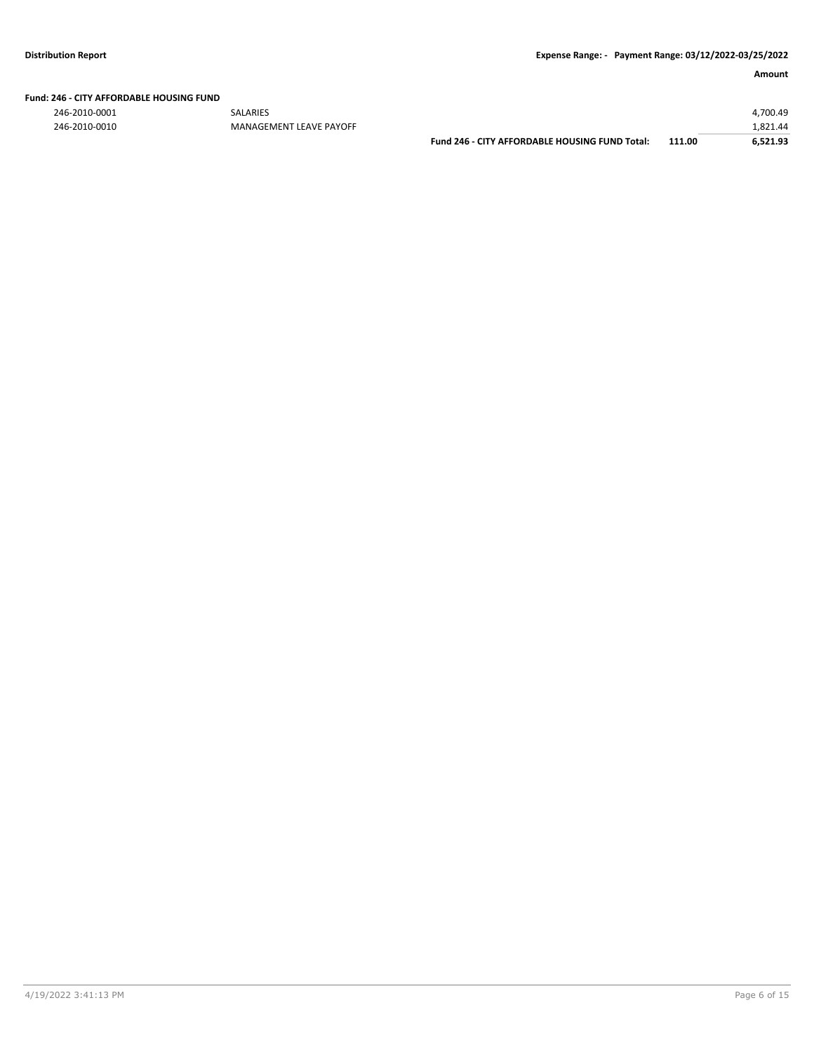| | | | Amount |
|---|---|---|---|
| **Fund: 246 - CITY AFFORDABLE HOUSING FUND** | | | |
| 246-2010-0001 | SALARIES | | 4,700.49 |
| 246-2010-0010 | MANAGEMENT LEAVE PAYOFF | | 1,821.44 |
| | **Fund 246 - CITY AFFORDABLE HOUSING FUND Total:** | **111.00** | **6,521.93** |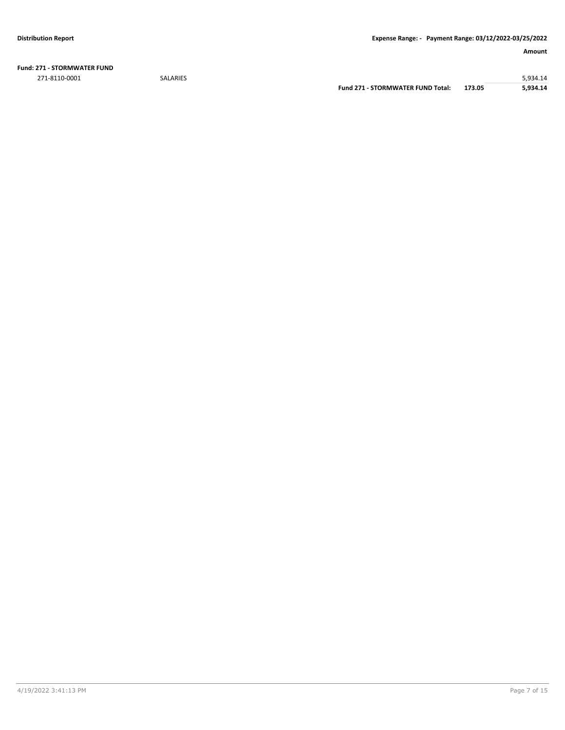**Distribution Report** | **Expense Range: - Payment Range: 03/12/2022-03/25/2022**

| | | | **Amount** |
|---|---|---|---|
| **Fund: 271 - STORMWATER FUND** | | | |
| 271-8110-0001 | SALARIES | | 5,934.14 |
| | **Fund 271 - STORMWATER FUND Total:** | **173.05** | **5,934.14** |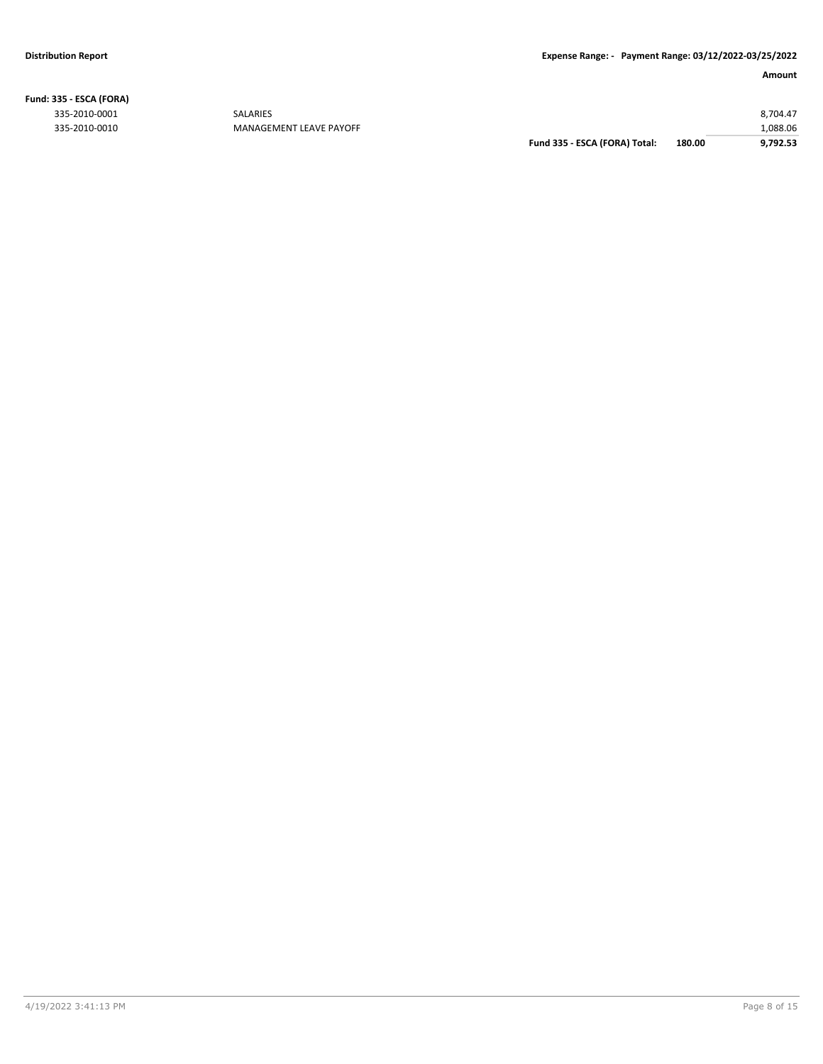**Distribution Report** | **Expense Range: - Payment Range: 03/12/2022-03/25/2022**

| | | | | Amount |
|---|---|---|---|---|
| **Fund: 335 - ESCA (FORA)** | | | | |
| 335-2010-0001 | SALARIES | | | 8,704.47 |
| 335-2010-0010 | MANAGEMENT LEAVE PAYOFF | | | 1,088.06 |
| | | **Fund 335 - ESCA (FORA) Total:** | **180.00** | **9,792.53** |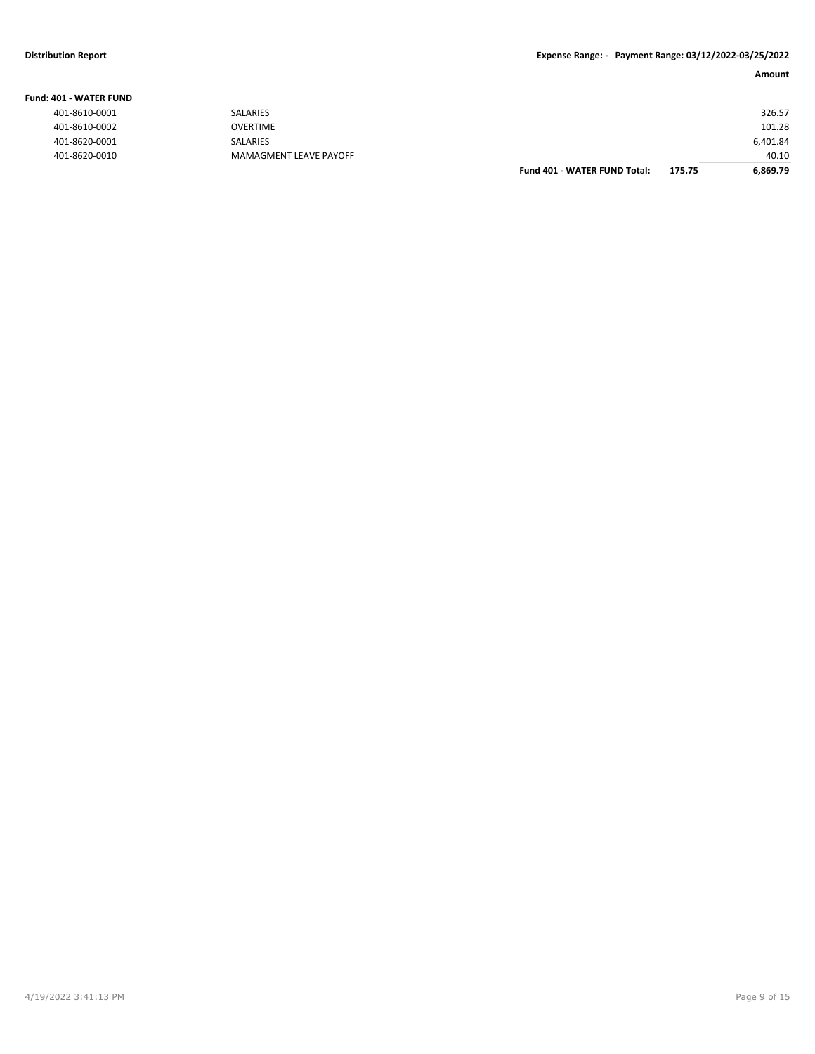**Distribution Report** | **Expense Range: - Payment Range: 03/12/2022-03/25/2022**

**Fund: 401 - WATER FUND**

| | | | | **Amount** |
|---|---|---|---|---|
| 401-8610-0001 | SALARIES | | | 326.57 |
| 401-8610-0002 | OVERTIME | | | 101.28 |
| 401-8620-0001 | SALARIES | | | 6,401.84 |
| 401-8620-0010 | MAMAGMENT LEAVE PAYOFF | | | 40.10 |
| | | **Fund 401 - WATER FUND Total:** | **175.75** | **6,869.79** |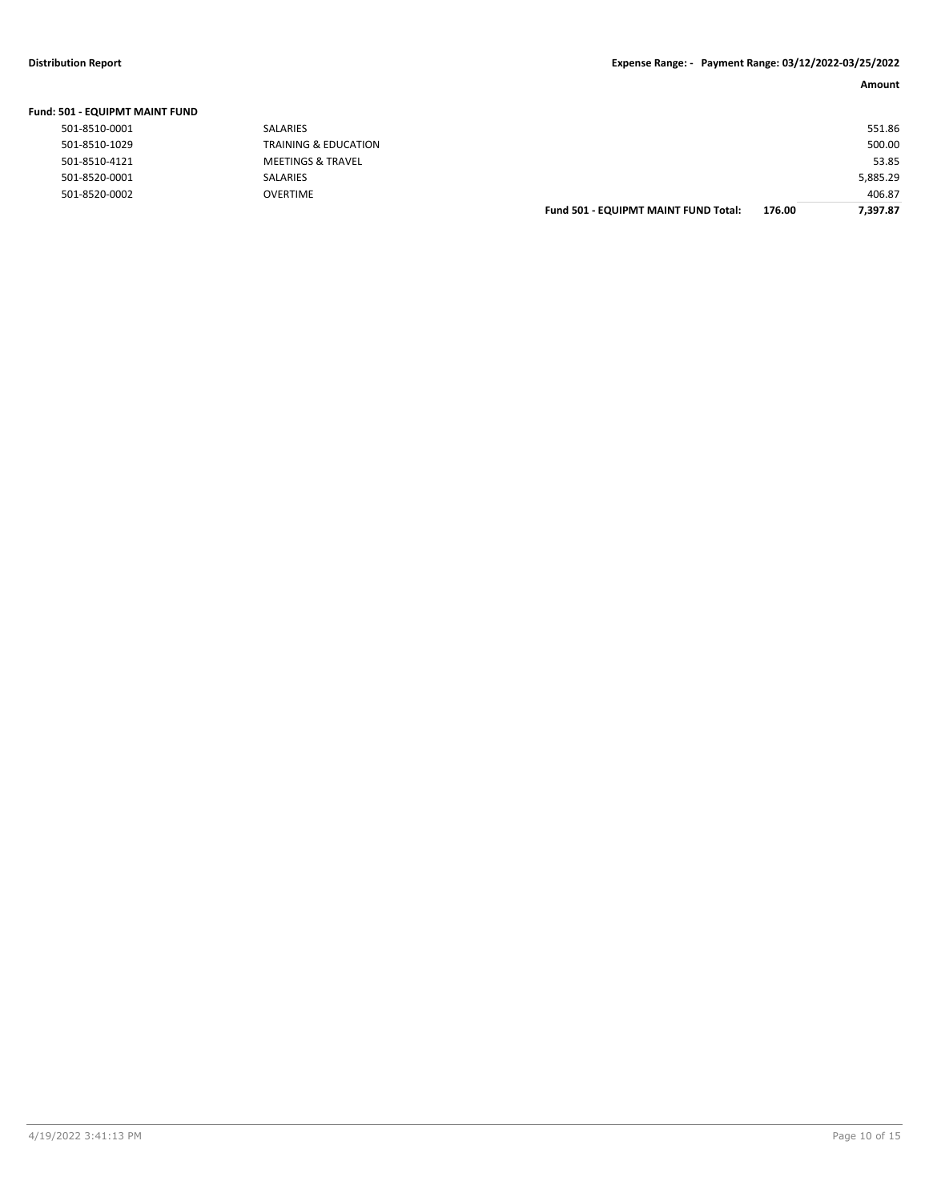**Distribution Report** **Expense Range: - Payment Range: 03/12/2022-03/25/2022**

| | | | | Amount |
|---|---|---|---|---|
| **Fund: 501 - EQUIPMT MAINT FUND** | | | | |
| 501-8510-0001 | SALARIES | | | 551.86 |
| 501-8510-1029 | TRAINING & EDUCATION | | | 500.00 |
| 501-8510-4121 | MEETINGS & TRAVEL | | | 53.85 |
| 501-8520-0001 | SALARIES | | | 5,885.29 |
| 501-8520-0002 | OVERTIME | | | 406.87 |
| | | **Fund 501 - EQUIPMT MAINT FUND Total:** | **176.00** | **7,397.87** |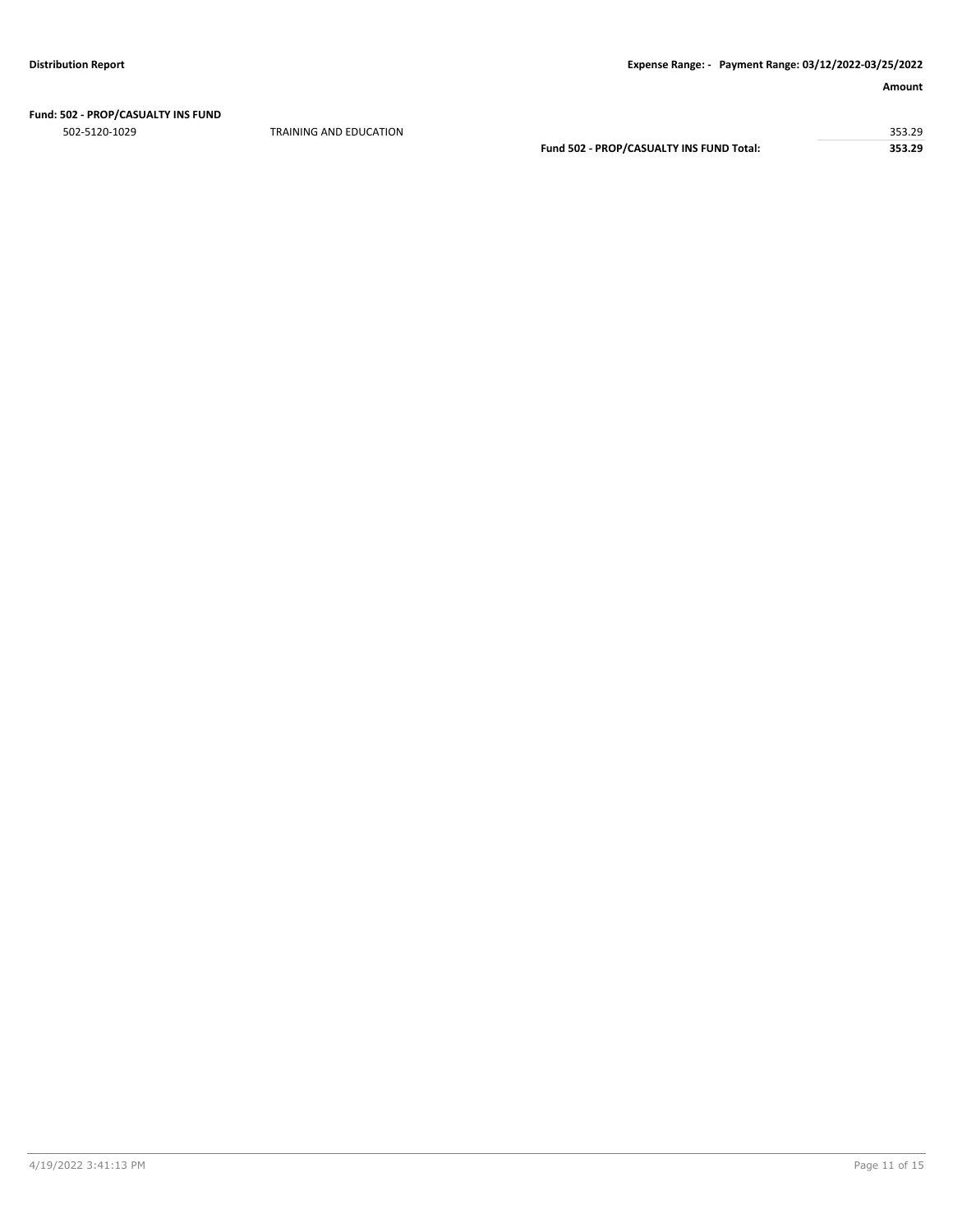**Distribution Report** | **Expense Range: - Payment Range: 03/12/2022-03/25/2022**

| | | | **Amount** |
|---|---|---|---|
| **Fund: 502 - PROP/CASUALTY INS FUND** | | | |
| 502-5120-1029 | TRAINING AND EDUCATION | | 353.29 |
| | | **Fund 502 - PROP/CASUALTY INS FUND Total:** | **353.29** |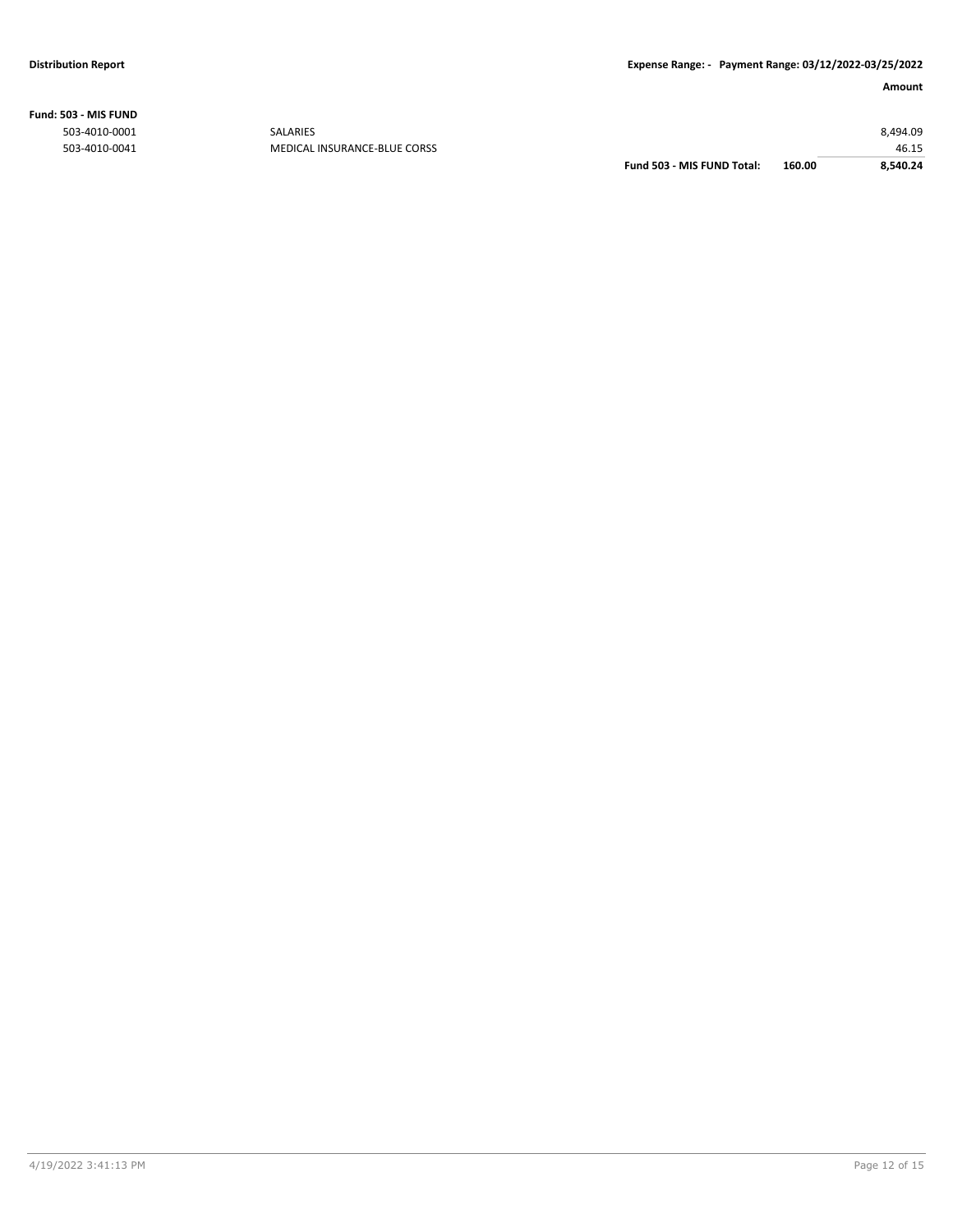**Fund: 503 - MIS FUND**

| | | | | Amount |
|---|---|---|---|---|
| 503-4010-0001 | SALARIES | | | 8,494.09 |
| 503-4010-0041 | MEDICAL INSURANCE-BLUE CORSS | | | 46.15 |
| | | **Fund 503 - MIS FUND Total:** | **160.00** | **8,540.24** |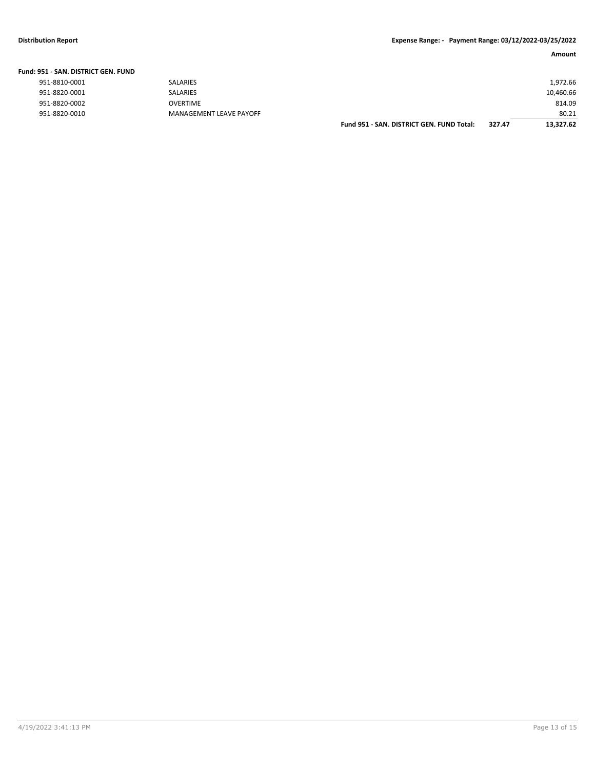**Distribution Report** **Expense Range: - Payment Range: 03/12/2022-03/25/2022**

| | | | | Amount |
|---|---|---|---|---|
| **Fund: 951 - SAN. DISTRICT GEN. FUND** | | | | |
| 951-8810-0001 | SALARIES | | | 1,972.66 |
| 951-8820-0001 | SALARIES | | | 10,460.66 |
| 951-8820-0002 | OVERTIME | | | 814.09 |
| 951-8820-0010 | MANAGEMENT LEAVE PAYOFF | | | 80.21 |
| | | **Fund 951 - SAN. DISTRICT GEN. FUND Total:** | **327.47** | **13,327.62** |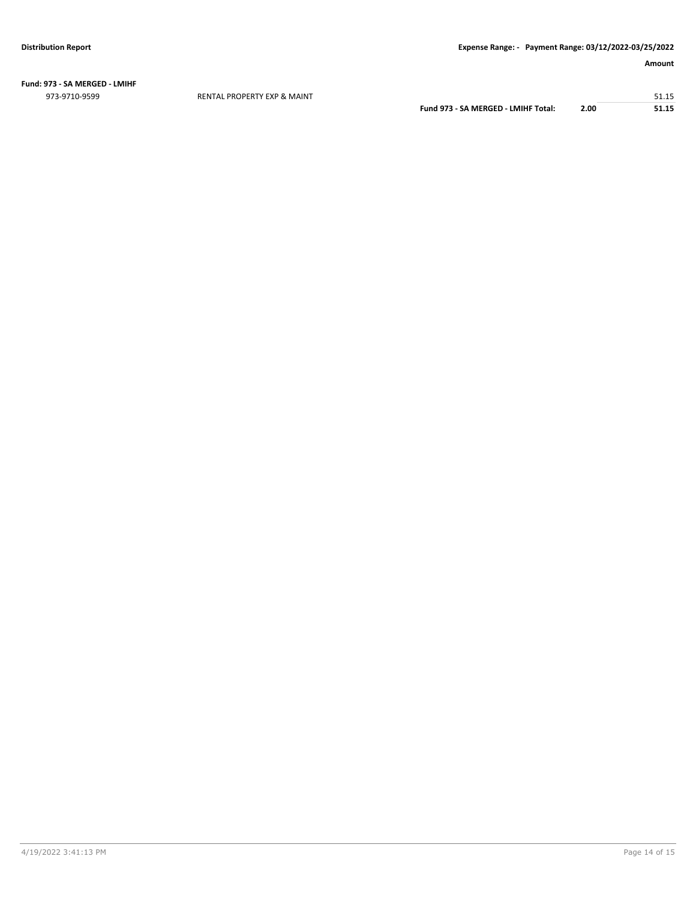**Fund: 973 - SA MERGED - LMIHF**

| | | | | Amount |
|---|---|---|---|---|
| 973-9710-9599 | RENTAL PROPERTY EXP & MAINT | | | 51.15 |
| | | **Fund 973 - SA MERGED - LMIHF Total:** | **2.00** | **51.15** |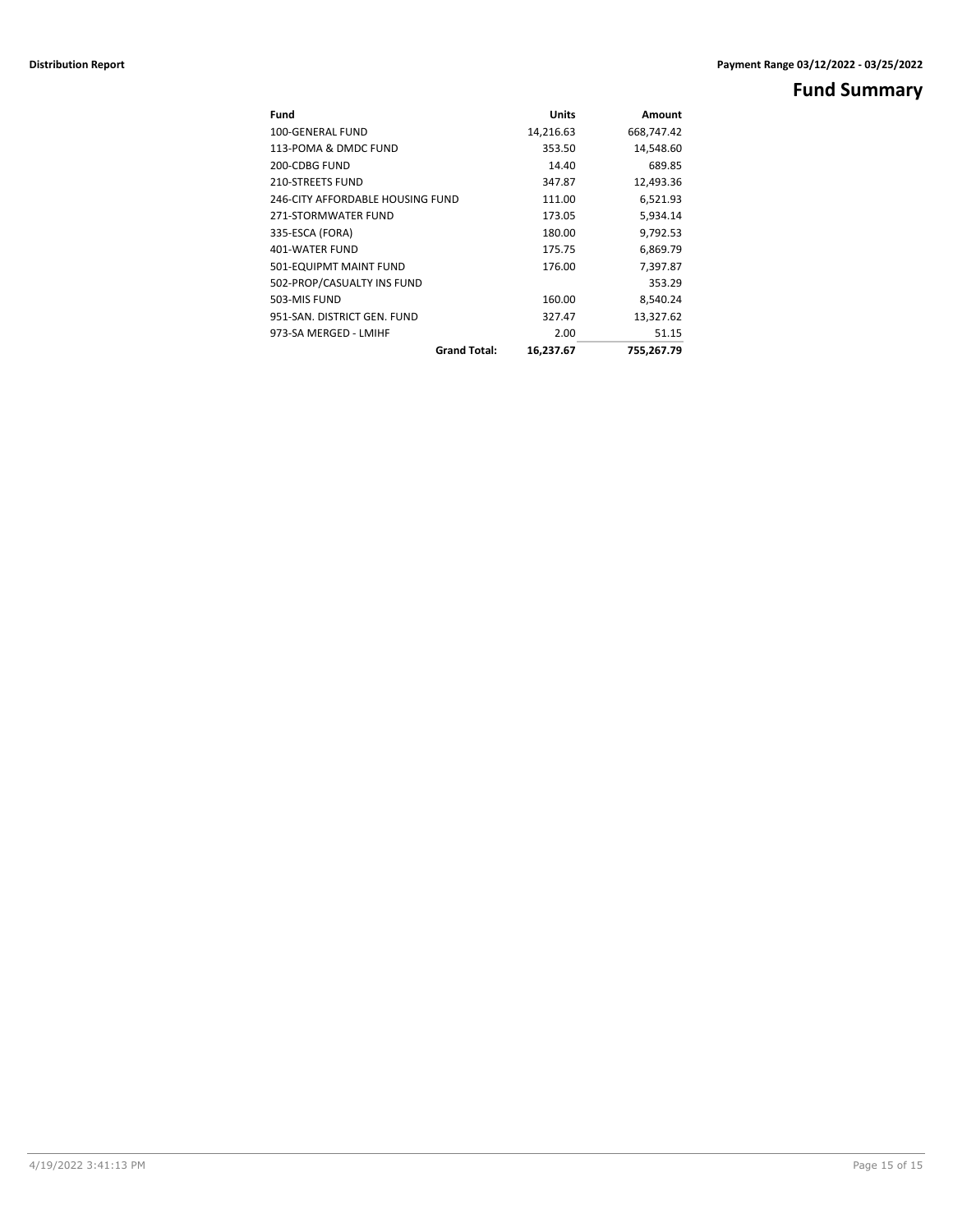# Fund Summary

| Fund | Units | Amount |
|---|---|---|
| 100-GENERAL FUND | 14,216.63 | 668,747.42 |
| 113-POMA & DMDC FUND | 353.50 | 14,548.60 |
| 200-CDBG FUND | 14.40 | 689.85 |
| 210-STREETS FUND | 347.87 | 12,493.36 |
| 246-CITY AFFORDABLE HOUSING FUND | 111.00 | 6,521.93 |
| 271-STORMWATER FUND | 173.05 | 5,934.14 |
| 335-ESCA (FORA) | 180.00 | 9,792.53 |
| 401-WATER FUND | 175.75 | 6,869.79 |
| 501-EQUIPMT MAINT FUND | 176.00 | 7,397.87 |
| 502-PROP/CASUALTY INS FUND | | 353.29 |
| 503-MIS FUND | 160.00 | 8,540.24 |
| 951-SAN. DISTRICT GEN. FUND | 327.47 | 13,327.62 |
| 973-SA MERGED - LMIHF | 2.00 | 51.15 |
| **Grand Total:** | **16,237.67** | **755,267.79** |